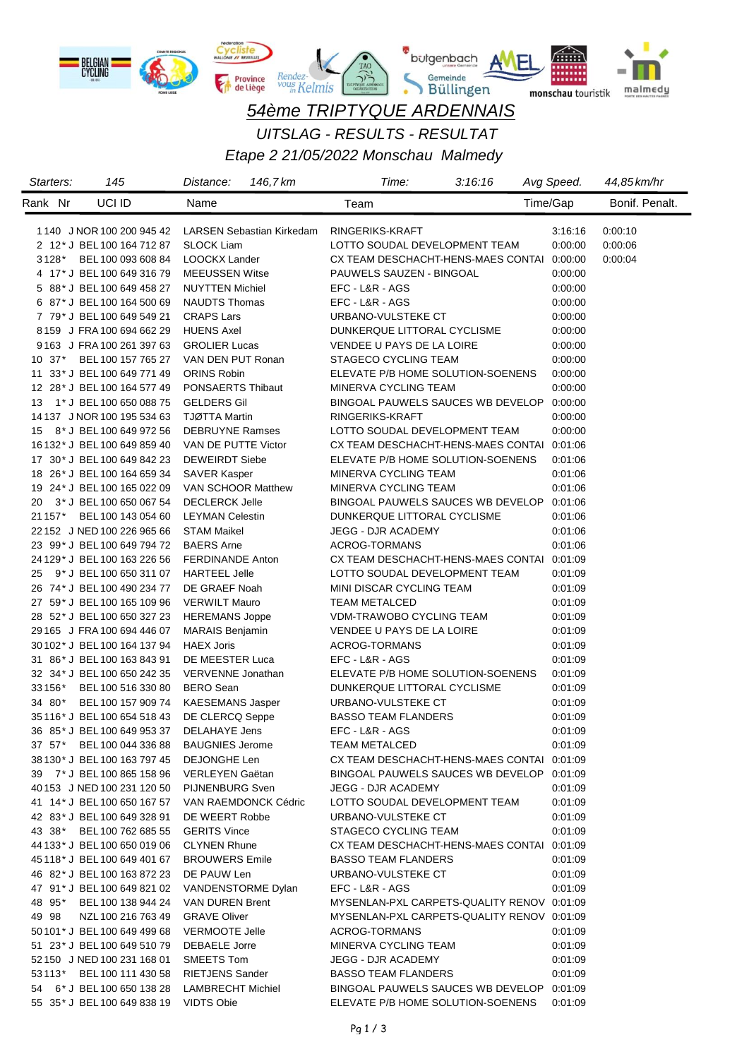# 54ème TRIPTYQUE ARDENNAIS

## UITSLAG - RESULTS - RESULTAT

### Etape 2 21/05/2022 Monschau Malmedy

Starters: 145 | Distance: 146,7 km | Time: 3:16:16 | Avg Speed. 44,85 km/hr

| Rank | Nr | | UCI ID | Name | Team | Time/Gap | Bonif. Penalt. |
|---|---|---|---|---|---|---|---|
| 1 | 140 | J | NOR 100 200 945 42 | LARSEN Sebastian Kirkedam | RINGERIKS-KRAFT | 3:16:16 | 0:00:10 |
| 2 | 12* | J | BEL 100 164 712 87 | SLOCK Liam | LOTTO SOUDAL DEVELOPMENT TEAM | 0:00:00 | 0:00:06 |
| 3 | 128* | | BEL 100 093 608 84 | LOOCKX Lander | CX TEAM DESCHACHT-HENS-MAES CONTAI | 0:00:00 | 0:00:04 |
| 4 | 17* | J | BEL 100 649 316 79 | MEEUSSEN Witse | PAUWELS SAUZEN - BINGOAL | 0:00:00 | |
| 5 | 88* | J | BEL 100 649 458 27 | NUYTTEN Michiel | EFC - L&R - AGS | 0:00:00 | |
| 6 | 87* | J | BEL 100 164 500 69 | NAUDTS Thomas | EFC - L&R - AGS | 0:00:00 | |
| 7 | 79* | J | BEL 100 649 549 21 | CRAPS Lars | URBANO-VULSTEKE CT | 0:00:00 | |
| 8 | 159 | J | FRA 100 694 662 29 | HUENS Axel | DUNKERQUE LITTORAL CYCLISME | 0:00:00 | |
| 9 | 163 | J | FRA 100 261 397 63 | GROLIER Lucas | VENDEE U PAYS DE LA LOIRE | 0:00:00 | |
| 10 | 37* | | BEL 100 157 765 27 | VAN DEN PUT Ronan | STAGECO CYCLING TEAM | 0:00:00 | |
| 11 | 33* | J | BEL 100 649 771 49 | ORINS Robin | ELEVATE P/B HOME SOLUTION-SOENENS | 0:00:00 | |
| 12 | 28* | J | BEL 100 164 577 49 | PONSAERTS Thibaut | MINERVA CYCLING TEAM | 0:00:00 | |
| 13 | 1* | J | BEL 100 650 088 75 | GELDERS Gil | BINGOAL PAUWELS SAUCES WB DEVELOP | 0:00:00 | |
| 14 | 137 | J | NOR 100 195 534 63 | TJØTTA Martin | RINGERIKS-KRAFT | 0:00:00 | |
| 15 | 8* | J | BEL 100 649 972 56 | DEBRUYNE Ramses | LOTTO SOUDAL DEVELOPMENT TEAM | 0:00:00 | |
| 16 | 132* | J | BEL 100 649 859 40 | VAN DE PUTTE Victor | CX TEAM DESCHACHT-HENS-MAES CONTAI | 0:01:06 | |
| 17 | 30* | J | BEL 100 649 842 23 | DEWEIRDT Siebe | ELEVATE P/B HOME SOLUTION-SOENENS | 0:01:06 | |
| 18 | 26* | J | BEL 100 164 659 34 | SAVER Kasper | MINERVA CYCLING TEAM | 0:01:06 | |
| 19 | 24* | J | BEL 100 165 022 09 | VAN SCHOOR Matthew | MINERVA CYCLING TEAM | 0:01:06 | |
| 20 | 3* | J | BEL 100 650 067 54 | DECLERCK Jelle | BINGOAL PAUWELS SAUCES WB DEVELOP | 0:01:06 | |
| 21 | 157* | | BEL 100 143 054 60 | LEYMAN Celestin | DUNKERQUE LITTORAL CYCLISME | 0:01:06 | |
| 22 | 152 | J | NED 100 226 965 66 | STAM Maikel | JEGG - DJR ACADEMY | 0:01:06 | |
| 23 | 99* | J | BEL 100 649 794 72 | BAERS Arne | ACROG-TORMANS | 0:01:06 | |
| 24 | 129* | J | BEL 100 163 226 56 | FERDINANDE Anton | CX TEAM DESCHACHT-HENS-MAES CONTAI | 0:01:09 | |
| 25 | 9* | J | BEL 100 650 311 07 | HARTEEL Jelle | LOTTO SOUDAL DEVELOPMENT TEAM | 0:01:09 | |
| 26 | 74* | J | BEL 100 490 234 77 | DE GRAEF Noah | MINI DISCAR CYCLING TEAM | 0:01:09 | |
| 27 | 59* | J | BEL 100 165 109 96 | VERWILT Mauro | TEAM METALCED | 0:01:09 | |
| 28 | 52* | J | BEL 100 650 327 23 | HEREMANS Joppe | VDM-TRAWOBO CYCLING TEAM | 0:01:09 | |
| 29 | 165 | J | FRA 100 694 446 07 | MARAIS Benjamin | VENDEE U PAYS DE LA LOIRE | 0:01:09 | |
| 30 | 102* | J | BEL 100 164 137 94 | HAEX Joris | ACROG-TORMANS | 0:01:09 | |
| 31 | 86* | J | BEL 100 163 843 91 | DE MEESTER Luca | EFC - L&R - AGS | 0:01:09 | |
| 32 | 34* | J | BEL 100 650 242 35 | VERVENNE Jonathan | ELEVATE P/B HOME SOLUTION-SOENENS | 0:01:09 | |
| 33 | 156* | | BEL 100 516 330 80 | BERO Sean | DUNKERQUE LITTORAL CYCLISME | 0:01:09 | |
| 34 | 80* | | BEL 100 157 909 74 | KAESEMANS Jasper | URBANO-VULSTEKE CT | 0:01:09 | |
| 35 | 116* | J | BEL 100 654 518 43 | DE CLERCQ Seppe | BASSO TEAM FLANDERS | 0:01:09 | |
| 36 | 85* | J | BEL 100 649 953 37 | DELAHAYE Jens | EFC - L&R - AGS | 0:01:09 | |
| 37 | 57* | | BEL 100 044 336 88 | BAUGNIES Jerome | TEAM METALCED | 0:01:09 | |
| 38 | 130* | J | BEL 100 163 797 45 | DEJONGHE Len | CX TEAM DESCHACHT-HENS-MAES CONTAI | 0:01:09 | |
| 39 | 7* | J | BEL 100 865 158 96 | VERLEYEN Gaëtan | BINGOAL PAUWELS SAUCES WB DEVELOP | 0:01:09 | |
| 40 | 153 | J | NED 100 231 120 50 | PIJNENBURG Sven | JEGG - DJR ACADEMY | 0:01:09 | |
| 41 | 14* | J | BEL 100 650 167 57 | VAN RAEMDONCK Cédric | LOTTO SOUDAL DEVELOPMENT TEAM | 0:01:09 | |
| 42 | 83* | J | BEL 100 649 328 91 | DE WEERT Robbe | URBANO-VULSTEKE CT | 0:01:09 | |
| 43 | 38* | | BEL 100 762 685 55 | GERITS Vince | STAGECO CYCLING TEAM | 0:01:09 | |
| 44 | 133* | J | BEL 100 650 019 06 | CLYNEN Rhune | CX TEAM DESCHACHT-HENS-MAES CONTAI | 0:01:09 | |
| 45 | 118* | J | BEL 100 649 401 67 | BROUWERS Emile | BASSO TEAM FLANDERS | 0:01:09 | |
| 46 | 82* | J | BEL 100 163 872 23 | DE PAUW Len | URBANO-VULSTEKE CT | 0:01:09 | |
| 47 | 91* | J | BEL 100 649 821 02 | VANDENSTORME Dylan | EFC - L&R - AGS | 0:01:09 | |
| 48 | 95* | | BEL 100 138 944 24 | VAN DUREN Brent | MYSENLAN-PXL CARPETS-QUALITY RENOV | 0:01:09 | |
| 49 | 98 | | NZL 100 216 763 49 | GRAVE Oliver | MYSENLAN-PXL CARPETS-QUALITY RENOV | 0:01:09 | |
| 50 | 101* | J | BEL 100 649 499 68 | VERMOOTE Jelle | ACROG-TORMANS | 0:01:09 | |
| 51 | 23* | J | BEL 100 649 510 79 | DEBAELE Jorre | MINERVA CYCLING TEAM | 0:01:09 | |
| 52 | 150 | J | NED 100 231 168 01 | SMEETS Tom | JEGG - DJR ACADEMY | 0:01:09 | |
| 53 | 113* | | BEL 100 111 430 58 | RIETJENS Sander | BASSO TEAM FLANDERS | 0:01:09 | |
| 54 | 6* | J | BEL 100 650 138 28 | LAMBRECHT Michiel | BINGOAL PAUWELS SAUCES WB DEVELOP | 0:01:09 | |
| 55 | 35* | J | BEL 100 649 838 19 | VIDTS Obie | ELEVATE P/B HOME SOLUTION-SOENENS | 0:01:09 | |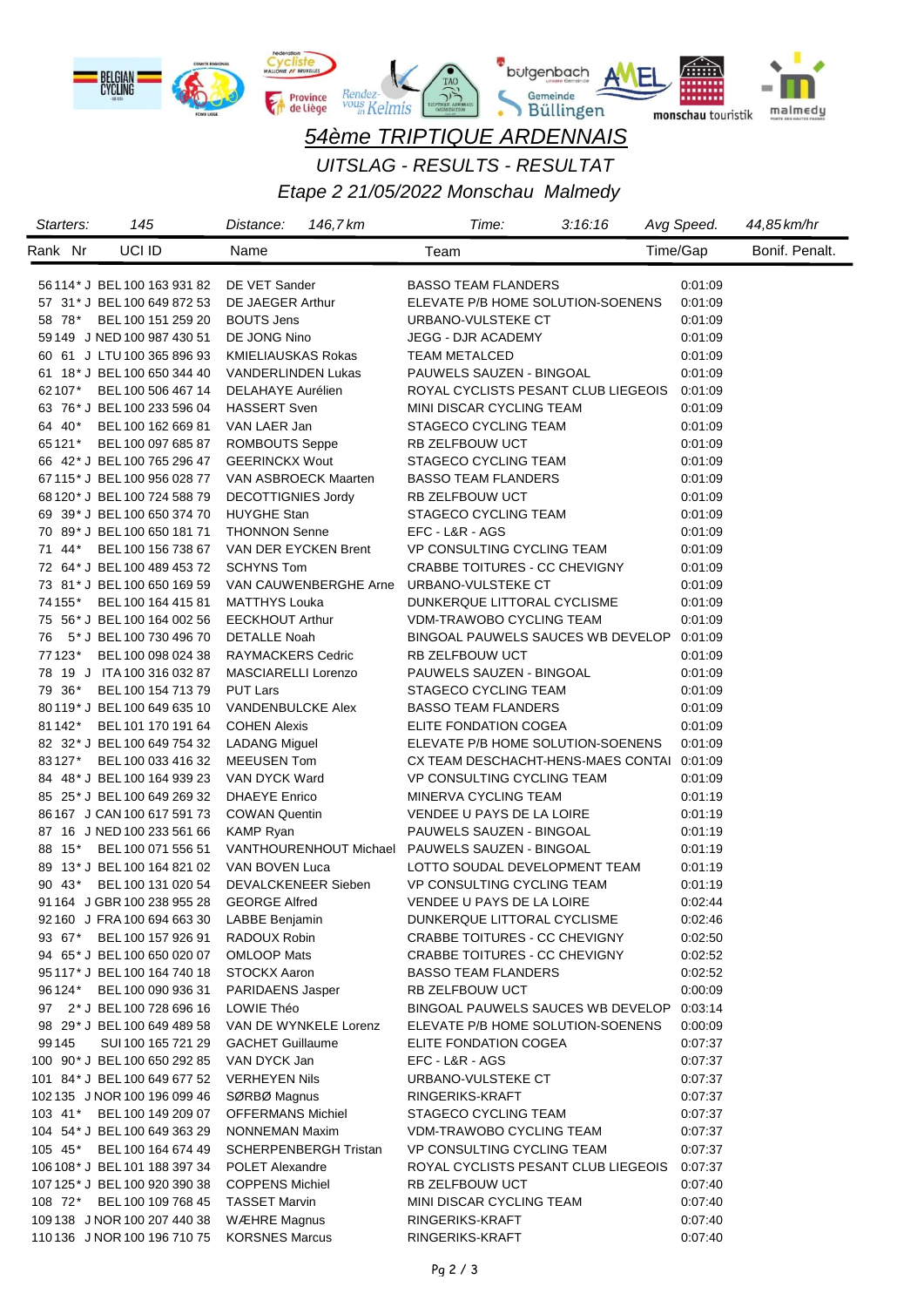# 54ème TRIPTIQUE ARDENNAIS

## UITSLAG - RESULTS - RESULTAT

### Etape 2 21/05/2022 Monschau Malmedy

| Starters: | 145 | Distance: | 146,7 km | Time: | 3:16:16 | Avg Speed. | 44,85 km/hr |
|---|---|---|---|---|---|---|---|

| Rank | Nr | | UCI ID | Name | Team | Time/Gap | Bonif. | Penalt. |
|---|---|---|---|---|---|---|---|---|
| 56 | 114* | J | BEL 100 163 931 82 | DE VET Sander | BASSO TEAM FLANDERS | 0:01:09 | | |
| 57 | 31* | J | BEL 100 649 872 53 | DE JAEGER Arthur | ELEVATE P/B HOME SOLUTION-SOENENS | 0:01:09 | | |
| 58 | 78* | | BEL 100 151 259 20 | BOUTS Jens | URBANO-VULSTEKE CT | 0:01:09 | | |
| 59 | 149 | J | NED 100 987 430 51 | DE JONG Nino | JEGG - DJR ACADEMY | 0:01:09 | | |
| 60 | 61 | J | LTU 100 365 896 93 | KMIELIAUSKAS Rokas | TEAM METALCED | 0:01:09 | | |
| 61 | 18* | J | BEL 100 650 344 40 | VANDERLINDEN Lukas | PAUWELS SAUZEN - BINGOAL | 0:01:09 | | |
| 62 | 107* | | BEL 100 506 467 14 | DELAHAYE Aurélien | ROYAL CYCLISTS PESANT CLUB LIEGEOIS | 0:01:09 | | |
| 63 | 76* | J | BEL 100 233 596 04 | HASSERT Sven | MINI DISCAR CYCLING TEAM | 0:01:09 | | |
| 64 | 40* | | BEL 100 162 669 81 | VAN LAER Jan | STAGECO CYCLING TEAM | 0:01:09 | | |
| 65 | 121* | | BEL 100 097 685 87 | ROMBOUTS Seppe | RB ZELFBOUW UCT | 0:01:09 | | |
| 66 | 42* | J | BEL 100 765 296 47 | GEERINCKX Wout | STAGECO CYCLING TEAM | 0:01:09 | | |
| 67 | 115* | J | BEL 100 956 028 77 | VAN ASBROECK Maarten | BASSO TEAM FLANDERS | 0:01:09 | | |
| 68 | 120* | J | BEL 100 724 588 79 | DECOTTIGNIES Jordy | RB ZELFBOUW UCT | 0:01:09 | | |
| 69 | 39* | J | BEL 100 650 374 70 | HUYGHE Stan | STAGECO CYCLING TEAM | 0:01:09 | | |
| 70 | 89* | J | BEL 100 650 181 71 | THONNON Senne | EFC - L&R - AGS | 0:01:09 | | |
| 71 | 44* | | BEL 100 156 738 67 | VAN DER EYCKEN Brent | VP CONSULTING CYCLING TEAM | 0:01:09 | | |
| 72 | 64* | J | BEL 100 489 453 72 | SCHYNS Tom | CRABBE TOITURES - CC CHEVIGNY | 0:01:09 | | |
| 73 | 81* | J | BEL 100 650 169 59 | VAN CAUWENBERGHE Arne | URBANO-VULSTEKE CT | 0:01:09 | | |
| 74 | 155* | | BEL 100 164 415 81 | MATTHYS Louka | DUNKERQUE LITTORAL CYCLISME | 0:01:09 | | |
| 75 | 56* | J | BEL 100 164 002 56 | EECKHOUT Arthur | VDM-TRAWOBO CYCLING TEAM | 0:01:09 | | |
| 76 | 5* | J | BEL 100 730 496 70 | DETALLE Noah | BINGOAL PAUWELS SAUCES WB DEVELOP | 0:01:09 | | |
| 77 | 123* | | BEL 100 098 024 38 | RAYMACKERS Cedric | RB ZELFBOUW UCT | 0:01:09 | | |
| 78 | 19 | J | ITA 100 316 032 87 | MASCIARELLI Lorenzo | PAUWELS SAUZEN - BINGOAL | 0:01:09 | | |
| 79 | 36* | | BEL 100 154 713 79 | PUT Lars | STAGECO CYCLING TEAM | 0:01:09 | | |
| 80 | 119* | J | BEL 100 649 635 10 | VANDENBULCKE Alex | BASSO TEAM FLANDERS | 0:01:09 | | |
| 81 | 142* | | BEL 101 170 191 64 | COHEN Alexis | ELITE FONDATION COGEA | 0:01:09 | | |
| 82 | 32* | J | BEL 100 649 754 32 | LADANG Miguel | ELEVATE P/B HOME SOLUTION-SOENENS | 0:01:09 | | |
| 83 | 127* | | BEL 100 033 416 32 | MEEUSEN Tom | CX TEAM DESCHACHT-HENS-MAES CONTAI | 0:01:09 | | |
| 84 | 48* | J | BEL 100 164 939 23 | VAN DYCK Ward | VP CONSULTING CYCLING TEAM | 0:01:09 | | |
| 85 | 25* | J | BEL 100 649 269 32 | DHAEYE Enrico | MINERVA CYCLING TEAM | 0:01:19 | | |
| 86 | 167 | J | CAN 100 617 591 73 | COWAN Quentin | VENDEE U PAYS DE LA LOIRE | 0:01:19 | | |
| 87 | 16 | J | NED 100 233 561 66 | KAMP Ryan | PAUWELS SAUZEN - BINGOAL | 0:01:19 | | |
| 88 | 15* | | BEL 100 071 556 51 | VANTHOURENHOUT Michael | PAUWELS SAUZEN - BINGOAL | 0:01:19 | | |
| 89 | 13* | J | BEL 100 164 821 02 | VAN BOVEN Luca | LOTTO SOUDAL DEVELOPMENT TEAM | 0:01:19 | | |
| 90 | 43* | | BEL 100 131 020 54 | DEVALCKENEER Sieben | VP CONSULTING CYCLING TEAM | 0:01:19 | | |
| 91 | 164 | J | GBR 100 238 955 28 | GEORGE Alfred | VENDEE U PAYS DE LA LOIRE | 0:02:44 | | |
| 92 | 160 | J | FRA 100 694 663 30 | LABBE Benjamin | DUNKERQUE LITTORAL CYCLISME | 0:02:46 | | |
| 93 | 67* | | BEL 100 157 926 91 | RADOUX Robin | CRABBE TOITURES - CC CHEVIGNY | 0:02:50 | | |
| 94 | 65* | J | BEL 100 650 020 07 | OMLOOP Mats | CRABBE TOITURES - CC CHEVIGNY | 0:02:52 | | |
| 95 | 117* | J | BEL 100 164 740 18 | STOCKX Aaron | BASSO TEAM FLANDERS | 0:02:52 | | |
| 96 | 124* | | BEL 100 090 936 31 | PARIDAENS Jasper | RB ZELFBOUW UCT | 0:00:09 | | |
| 97 | 2* | J | BEL 100 728 696 16 | LOWIE Théo | BINGOAL PAUWELS SAUCES WB DEVELOP | 0:03:14 | | |
| 98 | 29* | J | BEL 100 649 489 58 | VAN DE WYNKELE Lorenz | ELEVATE P/B HOME SOLUTION-SOENENS | 0:00:09 | | |
| 99 | 145 | | SUI 100 165 721 29 | GACHET Guillaume | ELITE FONDATION COGEA | 0:07:37 | | |
| 100 | 90* | J | BEL 100 650 292 85 | VAN DYCK Jan | EFC - L&R - AGS | 0:07:37 | | |
| 101 | 84* | J | BEL 100 649 677 52 | VERHEYEN Nils | URBANO-VULSTEKE CT | 0:07:37 | | |
| 102 | 135 | J | NOR 100 196 099 46 | SØRBØ Magnus | RINGERIKS-KRAFT | 0:07:37 | | |
| 103 | 41* | | BEL 100 149 209 07 | OFFERMANS Michiel | STAGECO CYCLING TEAM | 0:07:37 | | |
| 104 | 54* | J | BEL 100 649 363 29 | NONNEMAN Maxim | VDM-TRAWOBO CYCLING TEAM | 0:07:37 | | |
| 105 | 45* | | BEL 100 164 674 49 | SCHERPENBERGH Tristan | VP CONSULTING CYCLING TEAM | 0:07:37 | | |
| 106 | 108* | J | BEL 101 188 397 34 | POLET Alexandre | ROYAL CYCLISTS PESANT CLUB LIEGEOIS | 0:07:37 | | |
| 107 | 125* | J | BEL 100 920 390 38 | COPPENS Michiel | RB ZELFBOUW UCT | 0:07:40 | | |
| 108 | 72* | | BEL 100 109 768 45 | TASSET Marvin | MINI DISCAR CYCLING TEAM | 0:07:40 | | |
| 109 | 138 | J | NOR 100 207 440 38 | WÆHRE Magnus | RINGERIKS-KRAFT | 0:07:40 | | |
| 110 | 136 | J | NOR 100 196 710 75 | KORSNES Marcus | RINGERIKS-KRAFT | 0:07:40 | | |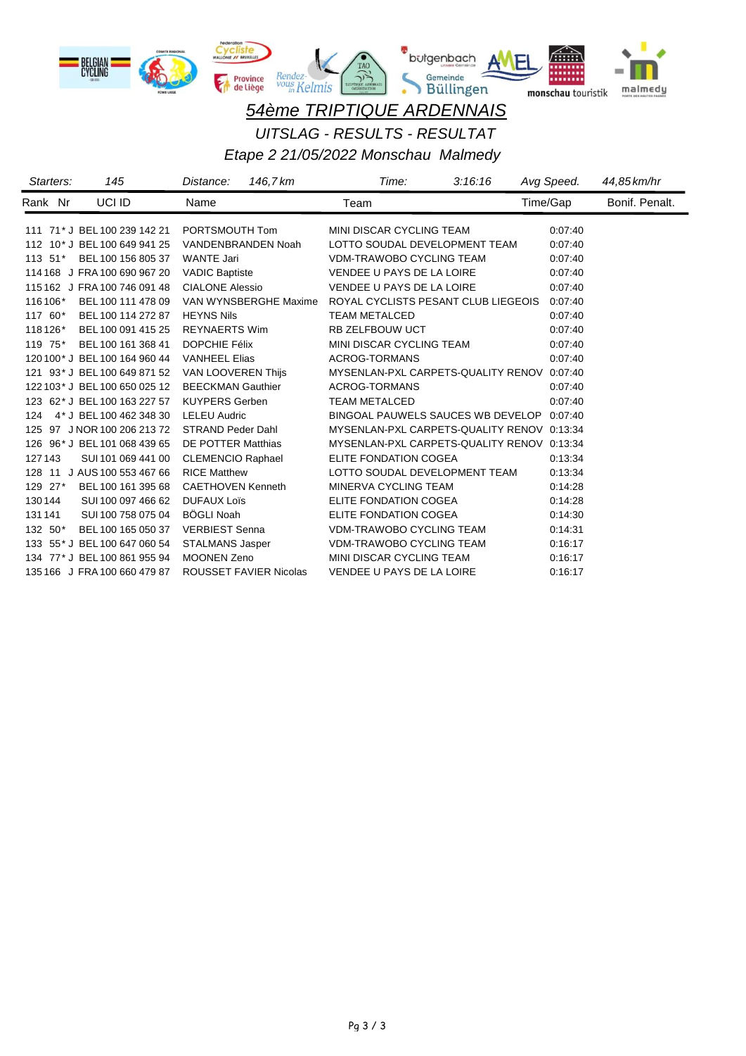## 54ème TRIPTIQUE ARDENNAIS

*UITSLAG - RESULTS - RESULTAT*

*Etape 2 21/05/2022 Monschau Malmedy*

| Starters: | 145 | Distance: | 146,7 km | Time: | 3:16:16 | Avg Speed. | 44,85 km/hr |
|---|---|---|---|---|---|---|---|

| Rank | Nr | UCI ID | Name | Team | Time/Gap | Bonif. | Penalt. |
|---|---|---|---|---|---|---|---|
| 111 | 71* J | BEL 100 239 142 21 | PORTSMOUTH Tom | MINI DISCAR CYCLING TEAM | 0:07:40 | | |
| 112 | 10* J | BEL 100 649 941 25 | VANDENBRANDEN Noah | LOTTO SOUDAL DEVELOPMENT TEAM | 0:07:40 | | |
| 113 | 51* | BEL 100 156 805 37 | WANTE Jari | VDM-TRAWOBO CYCLING TEAM | 0:07:40 | | |
| 114 | 168 J | FRA 100 690 967 20 | VADIC Baptiste | VENDEE U PAYS DE LA LOIRE | 0:07:40 | | |
| 115 | 162 J | FRA 100 746 091 48 | CIALONE Alessio | VENDEE U PAYS DE LA LOIRE | 0:07:40 | | |
| 116 | 106* | BEL 100 111 478 09 | VAN WYNSBERGHE Maxime | ROYAL CYCLISTS PESANT CLUB LIEGEOIS | 0:07:40 | | |
| 117 | 60* | BEL 100 114 272 87 | HEYNS Nils | TEAM METALCED | 0:07:40 | | |
| 118 | 126* | BEL 100 091 415 25 | REYNAERTS Wim | RB ZELFBOUW UCT | 0:07:40 | | |
| 119 | 75* | BEL 100 161 368 41 | DOPCHIE Félix | MINI DISCAR CYCLING TEAM | 0:07:40 | | |
| 120 | 100* J | BEL 100 164 960 44 | VANHEEL Elias | ACROG-TORMANS | 0:07:40 | | |
| 121 | 93* J | BEL 100 649 871 52 | VAN LOOVEREN Thijs | MYSENLAN-PXL CARPETS-QUALITY RENOV | 0:07:40 | | |
| 122 | 103* J | BEL 100 650 025 12 | BEECKMAN Gauthier | ACROG-TORMANS | 0:07:40 | | |
| 123 | 62* J | BEL 100 163 227 57 | KUYPERS Gerben | TEAM METALCED | 0:07:40 | | |
| 124 | 4* J | BEL 100 462 348 30 | LELEU Audric | BINGOAL PAUWELS SAUCES WB DEVELOP | 0:07:40 | | |
| 125 | 97 J | NOR 100 206 213 72 | STRAND Peder Dahl | MYSENLAN-PXL CARPETS-QUALITY RENOV | 0:13:34 | | |
| 126 | 96* J | BEL 101 068 439 65 | DE POTTER Matthias | MYSENLAN-PXL CARPETS-QUALITY RENOV | 0:13:34 | | |
| 127 | 143 | SUI 101 069 441 00 | CLEMENCIO Raphael | ELITE FONDATION COGEA | 0:13:34 | | |
| 128 | 11 J | AUS 100 553 467 66 | RICE Matthew | LOTTO SOUDAL DEVELOPMENT TEAM | 0:13:34 | | |
| 129 | 27* | BEL 100 161 395 68 | CAETHOVEN Kenneth | MINERVA CYCLING TEAM | 0:14:28 | | |
| 130 | 144 | SUI 100 097 466 62 | DUFAUX Loïs | ELITE FONDATION COGEA | 0:14:28 | | |
| 131 | 141 | SUI 100 758 075 04 | BÖGLI Noah | ELITE FONDATION COGEA | 0:14:30 | | |
| 132 | 50* | BEL 100 165 050 37 | VERBIEST Senna | VDM-TRAWOBO CYCLING TEAM | 0:14:31 | | |
| 133 | 55* J | BEL 100 647 060 54 | STALMANS Jasper | VDM-TRAWOBO CYCLING TEAM | 0:16:17 | | |
| 134 | 77* J | BEL 100 861 955 94 | MOONEN Zeno | MINI DISCAR CYCLING TEAM | 0:16:17 | | |
| 135 | 166 J | FRA 100 660 479 87 | ROUSSET FAVIER Nicolas | VENDEE U PAYS DE LA LOIRE | 0:16:17 | | |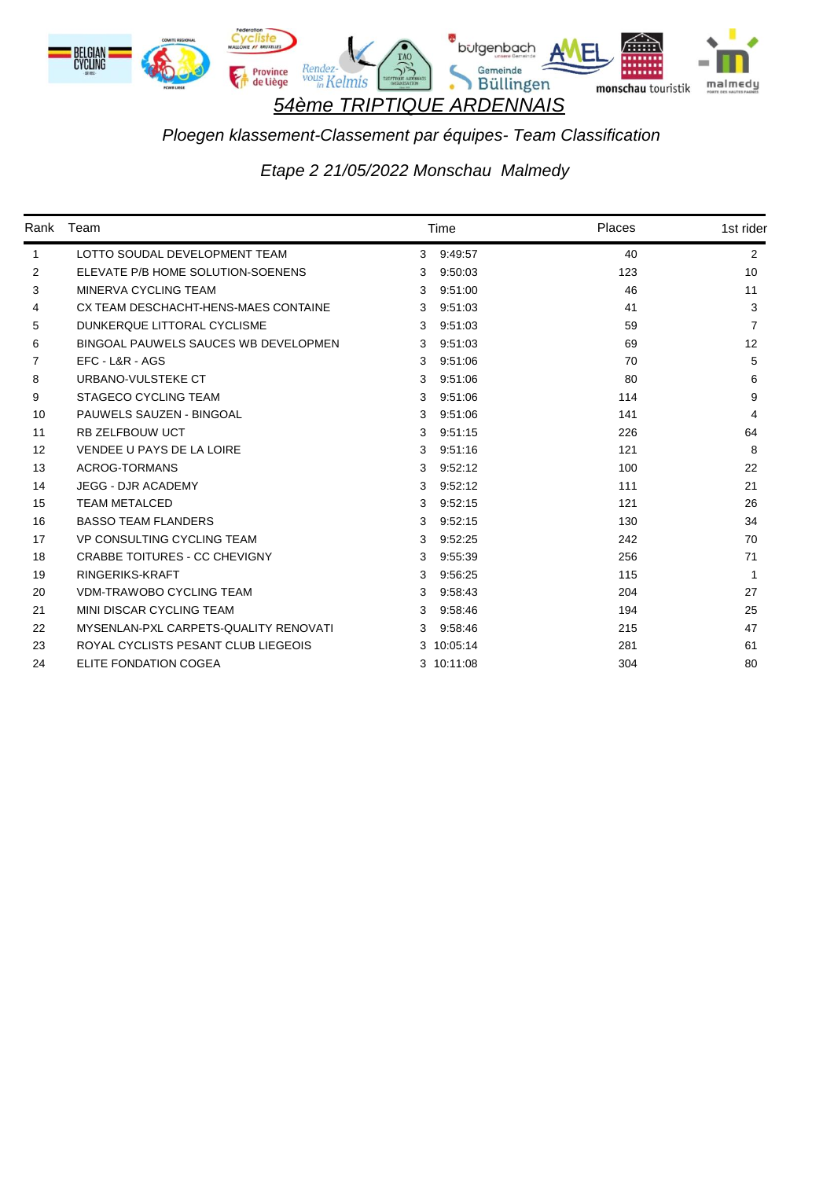# 54ème TRIPTIQUE ARDENNAIS

*Ploegen klassement-Classement par équipes- Team Classification*

*Etape 2 21/05/2022 Monschau Malmedy*

| Rank | Team | Time | Places | 1st rider |
|---|---|---|---|---|
| 1 | LOTTO SOUDAL DEVELOPMENT TEAM | 3 9:49:57 | 40 | 2 |
| 2 | ELEVATE P/B HOME SOLUTION-SOENENS | 3 9:50:03 | 123 | 10 |
| 3 | MINERVA CYCLING TEAM | 3 9:51:00 | 46 | 11 |
| 4 | CX TEAM DESCHACHT-HENS-MAES CONTAINE | 3 9:51:03 | 41 | 3 |
| 5 | DUNKERQUE LITTORAL CYCLISME | 3 9:51:03 | 59 | 7 |
| 6 | BINGOAL PAUWELS SAUCES WB DEVELOPMEN | 3 9:51:03 | 69 | 12 |
| 7 | EFC - L&R - AGS | 3 9:51:06 | 70 | 5 |
| 8 | URBANO-VULSTEKE CT | 3 9:51:06 | 80 | 6 |
| 9 | STAGECO CYCLING TEAM | 3 9:51:06 | 114 | 9 |
| 10 | PAUWELS SAUZEN - BINGOAL | 3 9:51:06 | 141 | 4 |
| 11 | RB ZELFBOUW UCT | 3 9:51:15 | 226 | 64 |
| 12 | VENDEE U PAYS DE LA LOIRE | 3 9:51:16 | 121 | 8 |
| 13 | ACROG-TORMANS | 3 9:52:12 | 100 | 22 |
| 14 | JEGG - DJR ACADEMY | 3 9:52:12 | 111 | 21 |
| 15 | TEAM METALCED | 3 9:52:15 | 121 | 26 |
| 16 | BASSO TEAM FLANDERS | 3 9:52:15 | 130 | 34 |
| 17 | VP CONSULTING CYCLING TEAM | 3 9:52:25 | 242 | 70 |
| 18 | CRABBE TOITURES - CC CHEVIGNY | 3 9:55:39 | 256 | 71 |
| 19 | RINGERIKS-KRAFT | 3 9:56:25 | 115 | 1 |
| 20 | VDM-TRAWOBO CYCLING TEAM | 3 9:58:43 | 204 | 27 |
| 21 | MINI DISCAR CYCLING TEAM | 3 9:58:46 | 194 | 25 |
| 22 | MYSENLAN-PXL CARPETS-QUALITY RENOVATI | 3 9:58:46 | 215 | 47 |
| 23 | ROYAL CYCLISTS PESANT CLUB LIEGEOIS | 3 10:05:14 | 281 | 61 |
| 24 | ELITE FONDATION COGEA | 3 10:11:08 | 304 | 80 |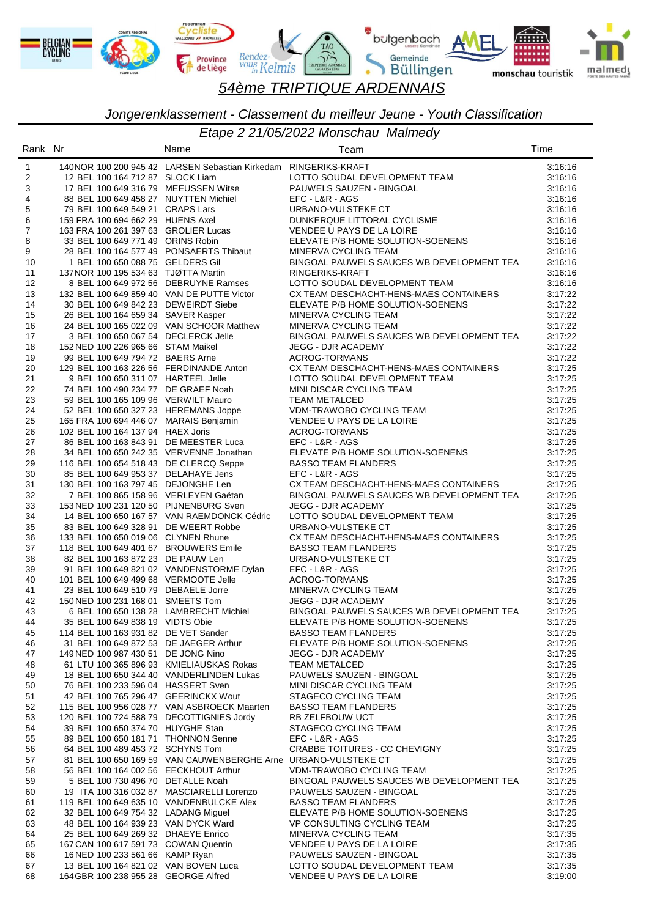# 54ème TRIPTIQUE ARDENNAIS

*Jongerenklassement - Classement du meilleur Jeune - Youth Classification*

*Etape 2 21/05/2022 Monschau Malmedy*

| Rank | Nr | | Name | Team | Time |
|---|---|---|---|---|---|
| 1 | 140 | NOR 100 200 945 42 | LARSEN Sebastian Kirkedam | RINGERIKS-KRAFT | 3:16:16 |
| 2 | 12 | BEL 100 164 712 87 | SLOCK Liam | LOTTO SOUDAL DEVELOPMENT TEAM | 3:16:16 |
| 3 | 17 | BEL 100 649 316 79 | MEEUSSEN Witse | PAUWELS SAUZEN - BINGOAL | 3:16:16 |
| 4 | 88 | BEL 100 649 458 27 | NUYTTEN Michiel | EFC - L&R - AGS | 3:16:16 |
| 5 | 79 | BEL 100 649 549 21 | CRAPS Lars | URBANO-VULSTEKE CT | 3:16:16 |
| 6 | 159 | FRA 100 694 662 29 | HUENS Axel | DUNKERQUE LITTORAL CYCLISME | 3:16:16 |
| 7 | 163 | FRA 100 261 397 63 | GROLIER Lucas | VENDEE U PAYS DE LA LOIRE | 3:16:16 |
| 8 | 33 | BEL 100 649 771 49 | ORINS Robin | ELEVATE P/B HOME SOLUTION-SOENENS | 3:16:16 |
| 9 | 28 | BEL 100 164 577 49 | PONSAERTS Thibaut | MINERVA CYCLING TEAM | 3:16:16 |
| 10 | 1 | BEL 100 650 088 75 | GELDERS Gil | BINGOAL PAUWELS SAUCES WB DEVELOPMENT TEA | 3:16:16 |
| 11 | 137 | NOR 100 195 534 63 | TJØTTA Martin | RINGERIKS-KRAFT | 3:16:16 |
| 12 | 8 | BEL 100 649 972 56 | DEBRUYNE Ramses | LOTTO SOUDAL DEVELOPMENT TEAM | 3:16:16 |
| 13 | 132 | BEL 100 649 859 40 | VAN DE PUTTE Victor | CX TEAM DESCHACHT-HENS-MAES CONTAINERS | 3:17:22 |
| 14 | 30 | BEL 100 649 842 23 | DEWEIRDT Siebe | ELEVATE P/B HOME SOLUTION-SOENENS | 3:17:22 |
| 15 | 26 | BEL 100 164 569 34 | SAVER Kasper | MINERVA CYCLING TEAM | 3:17:22 |
| 16 | 24 | BEL 100 165 022 09 | VAN SCHOOR Matthew | MINERVA CYCLING TEAM | 3:17:22 |
| 17 | 3 | BEL 100 650 067 54 | DECLERCK Jelle | BINGOAL PAUWELS SAUCES WB DEVELOPMENT TEA | 3:17:22 |
| 18 | 152 | NED 100 226 965 66 | STAM Maikel | JEGG - DJR ACADEMY | 3:17:22 |
| 19 | 99 | BEL 100 649 794 72 | BAERS Arne | ACROG-TORMANS | 3:17:22 |
| 20 | 129 | BEL 100 163 226 56 | FERDINANDE Anton | CX TEAM DESCHACHT-HENS-MAES CONTAINERS | 3:17:25 |
| 21 | 9 | BEL 100 650 311 07 | HARTEEL Jelle | LOTTO SOUDAL DEVELOPMENT TEAM | 3:17:25 |
| 22 | 74 | BEL 100 490 234 77 | DE GRAEF Noah | MINI DISCAR CYCLING TEAM | 3:17:25 |
| 23 | 59 | BEL 100 165 109 96 | VERWILT Mauro | TEAM METALCED | 3:17:25 |
| 24 | 52 | BEL 100 650 327 23 | HEREMANS Joppe | VDM-TRAWOBO CYCLING TEAM | 3:17:25 |
| 25 | 165 | FRA 100 694 446 07 | MARAIS Benjamin | VENDEE U PAYS DE LA LOIRE | 3:17:25 |
| 26 | 102 | BEL 100 164 137 94 | HAEX Joris | ACROG-TORMANS | 3:17:25 |
| 27 | 86 | BEL 100 163 843 91 | DE MEESTER Luca | EFC - L&R - AGS | 3:17:25 |
| 28 | 34 | BEL 100 650 242 35 | VERVENNE Jonathan | ELEVATE P/B HOME SOLUTION-SOENENS | 3:17:25 |
| 29 | 116 | BEL 100 654 518 43 | DE CLERCQ Seppe | BASSO TEAM FLANDERS | 3:17:25 |
| 30 | 85 | BEL 100 649 953 37 | DELAHAYE Jens | EFC - L&R - AGS | 3:17:25 |
| 31 | 130 | BEL 100 163 797 45 | DEJONGHE Len | CX TEAM DESCHACHT-HENS-MAES CONTAINERS | 3:17:25 |
| 32 | 7 | BEL 100 865 158 96 | VERLEYEN Gaëtan | BINGOAL PAUWELS SAUCES WB DEVELOPMENT TEA | 3:17:25 |
| 33 | 153 | NED 100 231 120 50 | PIJNENBURG Sven | JEGG - DJR ACADEMY | 3:17:25 |
| 34 | 14 | BEL 100 650 167 57 | VAN RAEMDONCK Cédric | LOTTO SOUDAL DEVELOPMENT TEAM | 3:17:25 |
| 35 | 83 | BEL 100 649 328 91 | DE WEERT Robbe | URBANO-VULSTEKE CT | 3:17:25 |
| 36 | 133 | BEL 100 650 019 06 | CLYNEN Rhune | CX TEAM DESCHACHT-HENS-MAES CONTAINERS | 3:17:25 |
| 37 | 118 | BEL 100 649 401 67 | BROUWERS Emile | BASSO TEAM FLANDERS | 3:17:25 |
| 38 | 82 | BEL 100 163 872 23 | DE PAUW Len | URBANO-VULSTEKE CT | 3:17:25 |
| 39 | 91 | BEL 100 649 821 02 | VANDENSTORME Dylan | EFC - L&R - AGS | 3:17:25 |
| 40 | 101 | BEL 100 649 499 68 | VERMOOTE Jelle | ACROG-TORMANS | 3:17:25 |
| 41 | 23 | BEL 100 649 510 79 | DEBAELE Jorre | MINERVA CYCLING TEAM | 3:17:25 |
| 42 | 150 | NED 100 231 168 01 | SMEETS Tom | JEGG - DJR ACADEMY | 3:17:25 |
| 43 | 6 | BEL 100 650 138 28 | LAMBRECHT Michiel | BINGOAL PAUWELS SAUCES WB DEVELOPMENT TEA | 3:17:25 |
| 44 | 35 | BEL 100 649 838 19 | VIDTS Obie | ELEVATE P/B HOME SOLUTION-SOENENS | 3:17:25 |
| 45 | 114 | BEL 100 163 931 82 | DE VET Sander | BASSO TEAM FLANDERS | 3:17:25 |
| 46 | 31 | BEL 100 649 872 53 | DE JAEGER Arthur | ELEVATE P/B HOME SOLUTION-SOENENS | 3:17:25 |
| 47 | 149 | NED 100 987 430 51 | DE JONG Nino | JEGG - DJR ACADEMY | 3:17:25 |
| 48 | 61 | LTU 100 365 896 93 | KMIELIAUSKAS Rokas | TEAM METALCED | 3:17:25 |
| 49 | 18 | BEL 100 650 344 40 | VANDERLINDEN Lukas | PAUWELS SAUZEN - BINGOAL | 3:17:25 |
| 50 | 76 | BEL 100 233 596 04 | HASSERT Sven | MINI DISCAR CYCLING TEAM | 3:17:25 |
| 51 | 42 | BEL 100 765 296 47 | GEERINCKX Wout | STAGECO CYCLING TEAM | 3:17:25 |
| 52 | 115 | BEL 100 956 028 77 | VAN ASBROECK Maarten | BASSO TEAM FLANDERS | 3:17:25 |
| 53 | 120 | BEL 100 724 588 79 | DECOTTIGNIES Jordy | RB ZELFBOUW UCT | 3:17:25 |
| 54 | 39 | BEL 100 650 374 70 | HUYGHE Stan | STAGECO CYCLING TEAM | 3:17:25 |
| 55 | 89 | BEL 100 650 181 71 | THONNON Senne | EFC - L&R - AGS | 3:17:25 |
| 56 | 64 | BEL 100 489 453 72 | SCHYNS Tom | CRABBE TOITURES - CC CHEVIGNY | 3:17:25 |
| 57 | 81 | BEL 100 650 169 59 | VAN CAUWENBERGHE Arne | URBANO-VULSTEKE CT | 3:17:25 |
| 58 | 56 | BEL 100 164 002 56 | EECKHOUT Arthur | VDM-TRAWOBO CYCLING TEAM | 3:17:25 |
| 59 | 5 | BEL 100 730 496 70 | DETALLE Noah | BINGOAL PAUWELS SAUCES WB DEVELOPMENT TEA | 3:17:25 |
| 60 | 19 | ITA 100 316 032 87 | MASCIARELLI Lorenzo | PAUWELS SAUZEN - BINGOAL | 3:17:25 |
| 61 | 119 | BEL 100 649 635 10 | VANDENBULCKE Alex | BASSO TEAM FLANDERS | 3:17:25 |
| 62 | 32 | BEL 100 649 754 32 | LADANG Miguel | ELEVATE P/B HOME SOLUTION-SOENENS | 3:17:25 |
| 63 | 48 | BEL 100 164 939 23 | VAN DYCK Ward | VP CONSULTING CYCLING TEAM | 3:17:25 |
| 64 | 25 | BEL 100 649 269 32 | DHAEYE Enrico | MINERVA CYCLING TEAM | 3:17:35 |
| 65 | 167 | CAN 100 617 591 73 | COWAN Quentin | VENDEE U PAYS DE LA LOIRE | 3:17:35 |
| 66 | 16 | NED 100 233 561 66 | KAMP Ryan | PAUWELS SAUZEN - BINGOAL | 3:17:35 |
| 67 | 13 | BEL 100 164 821 02 | VAN BOVEN Luca | LOTTO SOUDAL DEVELOPMENT TEAM | 3:17:35 |
| 68 | 164 | GBR 100 238 955 28 | GEORGE Alfred | VENDEE U PAYS DE LA LOIRE | 3:19:00 |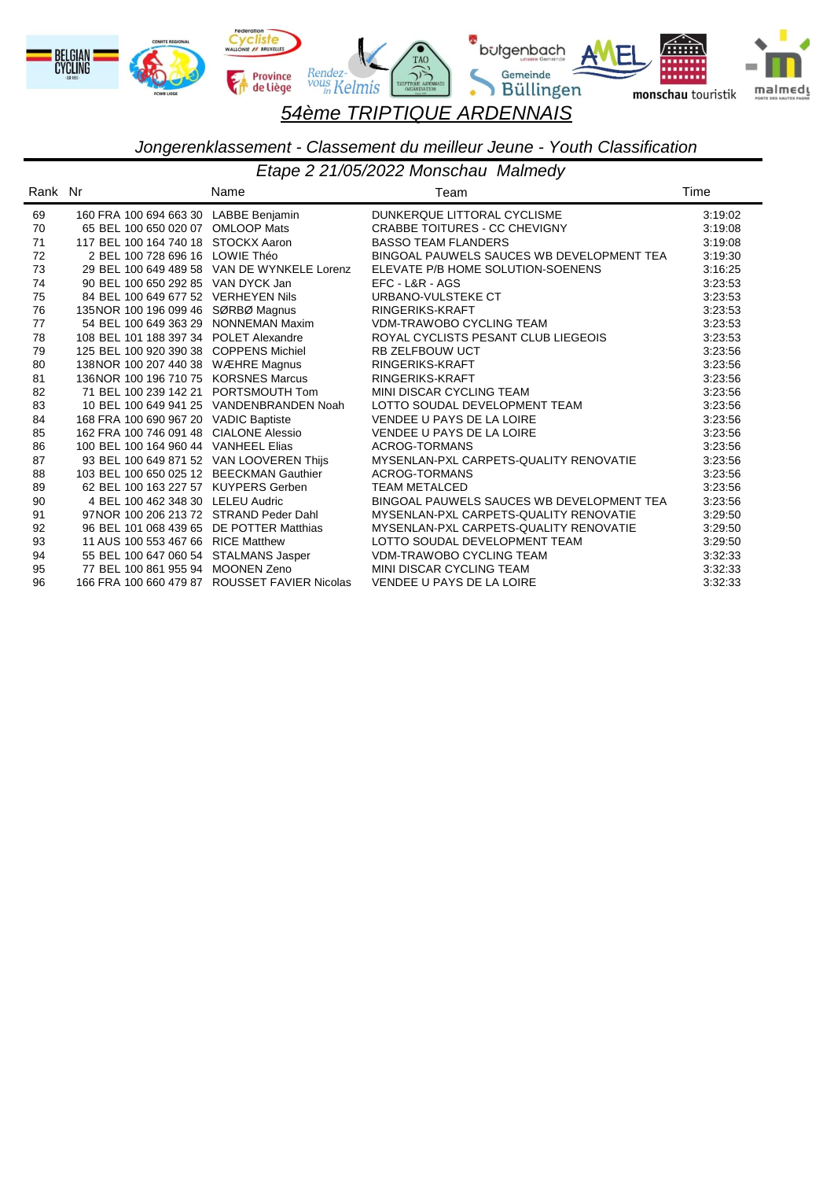## 54ème TRIPTIQUE ARDENNAIS

### Jongerenklassement - Classement du meilleur Jeune - Youth Classification

### Etape 2 21/05/2022 Monschau Malmedy

| Rank | Nr | | Name | Team | Time |
|---|---|---|---|---|---|
| 69 | 160 | FRA 100 694 663 30 | LABBE Benjamin | DUNKERQUE LITTORAL CYCLISME | 3:19:02 |
| 70 | 65 | BEL 100 650 020 07 | OMLOOP Mats | CRABBE TOITURES - CC CHEVIGNY | 3:19:08 |
| 71 | 117 | BEL 100 164 740 18 | STOCKX Aaron | BASSO TEAM FLANDERS | 3:19:08 |
| 72 | 2 | BEL 100 728 696 16 | LOWIE Théo | BINGOAL PAUWELS SAUCES WB DEVELOPMENT TEA | 3:19:30 |
| 73 | 29 | BEL 100 649 489 58 | VAN DE WYNKELE Lorenz | ELEVATE P/B HOME SOLUTION-SOENENS | 3:16:25 |
| 74 | 90 | BEL 100 650 292 85 | VAN DYCK Jan | EFC - L&R - AGS | 3:23:53 |
| 75 | 84 | BEL 100 649 677 52 | VERHEYEN Nils | URBANO-VULSTEKE CT | 3:23:53 |
| 76 | 135 | NOR 100 196 099 46 | SØRBØ Magnus | RINGERIKS-KRAFT | 3:23:53 |
| 77 | 54 | BEL 100 649 363 29 | NONNEMAN Maxim | VDM-TRAWOBO CYCLING TEAM | 3:23:53 |
| 78 | 108 | BEL 101 188 397 34 | POLET Alexandre | ROYAL CYCLISTS PESANT CLUB LIEGEOIS | 3:23:53 |
| 79 | 125 | BEL 100 920 390 38 | COPPENS Michiel | RB ZELFBOUW UCT | 3:23:56 |
| 80 | 138 | NOR 100 207 440 38 | WÆHRE Magnus | RINGERIKS-KRAFT | 3:23:56 |
| 81 | 136 | NOR 100 196 710 75 | KORSNES Marcus | RINGERIKS-KRAFT | 3:23:56 |
| 82 | 71 | BEL 100 239 142 21 | PORTSMOUTH Tom | MINI DISCAR CYCLING TEAM | 3:23:56 |
| 83 | 10 | BEL 100 649 941 25 | VANDENBRANDEN Noah | LOTTO SOUDAL DEVELOPMENT TEAM | 3:23:56 |
| 84 | 168 | FRA 100 690 967 20 | VADIC Baptiste | VENDEE U PAYS DE LA LOIRE | 3:23:56 |
| 85 | 162 | FRA 100 746 091 48 | CIALONE Alessio | VENDEE U PAYS DE LA LOIRE | 3:23:56 |
| 86 | 100 | BEL 100 164 960 44 | VANHEEL Elias | ACROG-TORMANS | 3:23:56 |
| 87 | 93 | BEL 100 649 871 52 | VAN LOOVEREN Thijs | MYSENLAN-PXL CARPETS-QUALITY RENOVATIE | 3:23:56 |
| 88 | 103 | BEL 100 650 025 12 | BEECKMAN Gauthier | ACROG-TORMANS | 3:23:56 |
| 89 | 62 | BEL 100 163 227 57 | KUYPERS Gerben | TEAM METALCED | 3:23:56 |
| 90 | 4 | BEL 100 462 348 30 | LELEU Audric | BINGOAL PAUWELS SAUCES WB DEVELOPMENT TEA | 3:23:56 |
| 91 | 97 | NOR 100 206 213 72 | STRAND Peder Dahl | MYSENLAN-PXL CARPETS-QUALITY RENOVATIE | 3:29:50 |
| 92 | 96 | BEL 101 068 439 65 | DE POTTER Matthias | MYSENLAN-PXL CARPETS-QUALITY RENOVATIE | 3:29:50 |
| 93 | 11 | AUS 100 553 467 66 | RICE Matthew | LOTTO SOUDAL DEVELOPMENT TEAM | 3:29:50 |
| 94 | 55 | BEL 100 647 060 54 | STALMANS Jasper | VDM-TRAWOBO CYCLING TEAM | 3:32:33 |
| 95 | 77 | BEL 100 861 955 94 | MOONEN Zeno | MINI DISCAR CYCLING TEAM | 3:32:33 |
| 96 | 166 | FRA 100 660 479 87 | ROUSSET FAVIER Nicolas | VENDEE U PAYS DE LA LOIRE | 3:32:33 |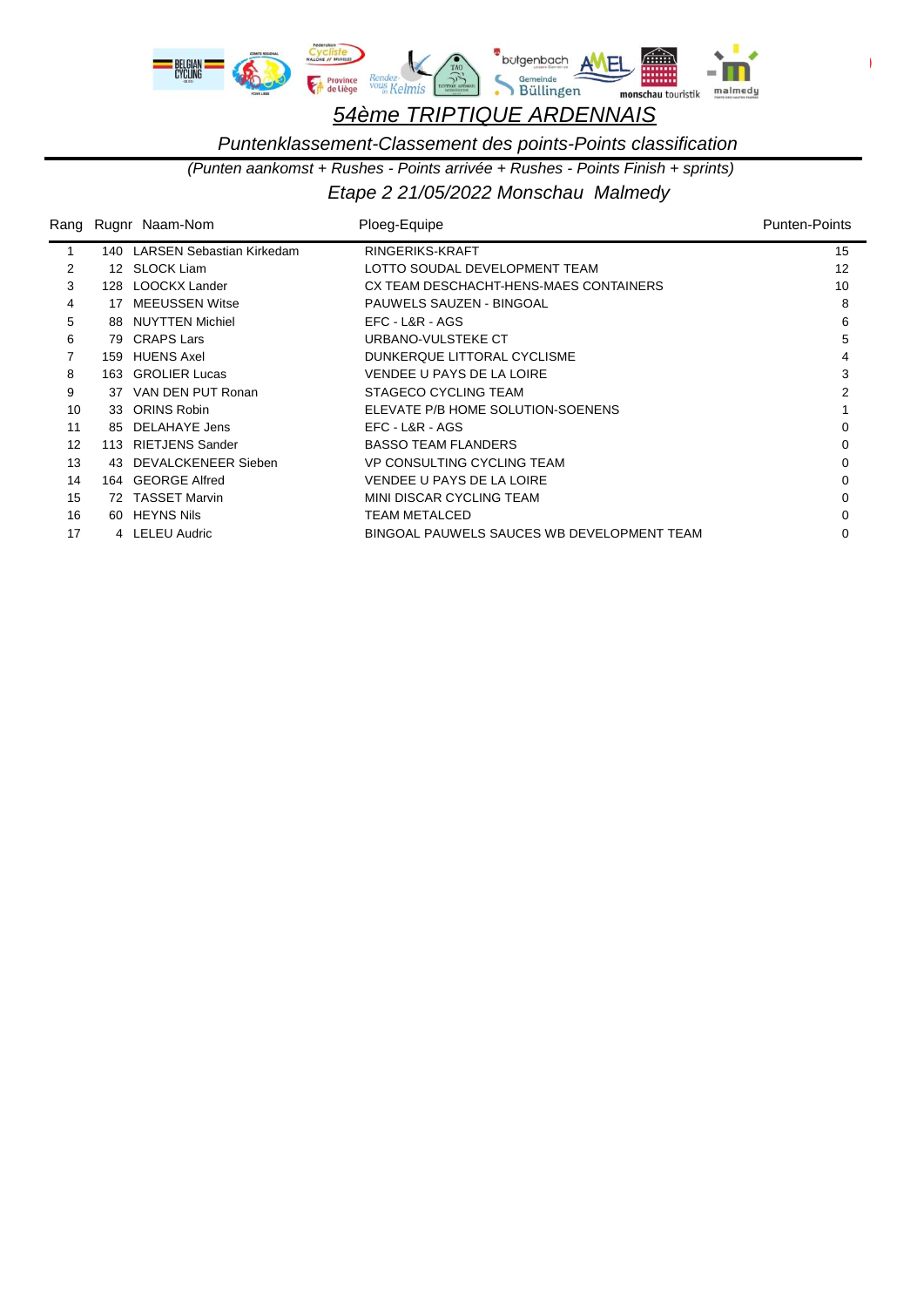# *54ème TRIPTIQUE ARDENNAIS*

*Puntenklassement-Classement des points-Points classification*

*(Punten aankomst + Rushes - Points arrivée + Rushes - Points Finish + sprints)*

*Etape 2 21/05/2022 Monschau Malmedy*

| Rang | Rugnr | Naam-Nom | Ploeg-Equipe | Punten-Points |
|---|---|---|---|---|
| 1 | 140 | LARSEN Sebastian Kirkedam | RINGERIKS-KRAFT | 15 |
| 2 | 12 | SLOCK Liam | LOTTO SOUDAL DEVELOPMENT TEAM | 12 |
| 3 | 128 | LOOCKX Lander | CX TEAM DESCHACHT-HENS-MAES CONTAINERS | 10 |
| 4 | 17 | MEEUSSEN Witse | PAUWELS SAUZEN - BINGOAL | 8 |
| 5 | 88 | NUYTTEN Michiel | EFC - L&R - AGS | 6 |
| 6 | 79 | CRAPS Lars | URBANO-VULSTEKE CT | 5 |
| 7 | 159 | HUENS Axel | DUNKERQUE LITTORAL CYCLISME | 4 |
| 8 | 163 | GROLIER Lucas | VENDEE U PAYS DE LA LOIRE | 3 |
| 9 | 37 | VAN DEN PUT Ronan | STAGECO CYCLING TEAM | 2 |
| 10 | 33 | ORINS Robin | ELEVATE P/B HOME SOLUTION-SOENENS | 1 |
| 11 | 85 | DELAHAYE Jens | EFC - L&R - AGS | 0 |
| 12 | 113 | RIETJENS Sander | BASSO TEAM FLANDERS | 0 |
| 13 | 43 | DEVALCKENEER Sieben | VP CONSULTING CYCLING TEAM | 0 |
| 14 | 164 | GEORGE Alfred | VENDEE U PAYS DE LA LOIRE | 0 |
| 15 | 72 | TASSET Marvin | MINI DISCAR CYCLING TEAM | 0 |
| 16 | 60 | HEYNS Nils | TEAM METALCED | 0 |
| 17 | 4 | LELEU Audric | BINGOAL PAUWELS SAUCES WB DEVELOPMENT TEAM | 0 |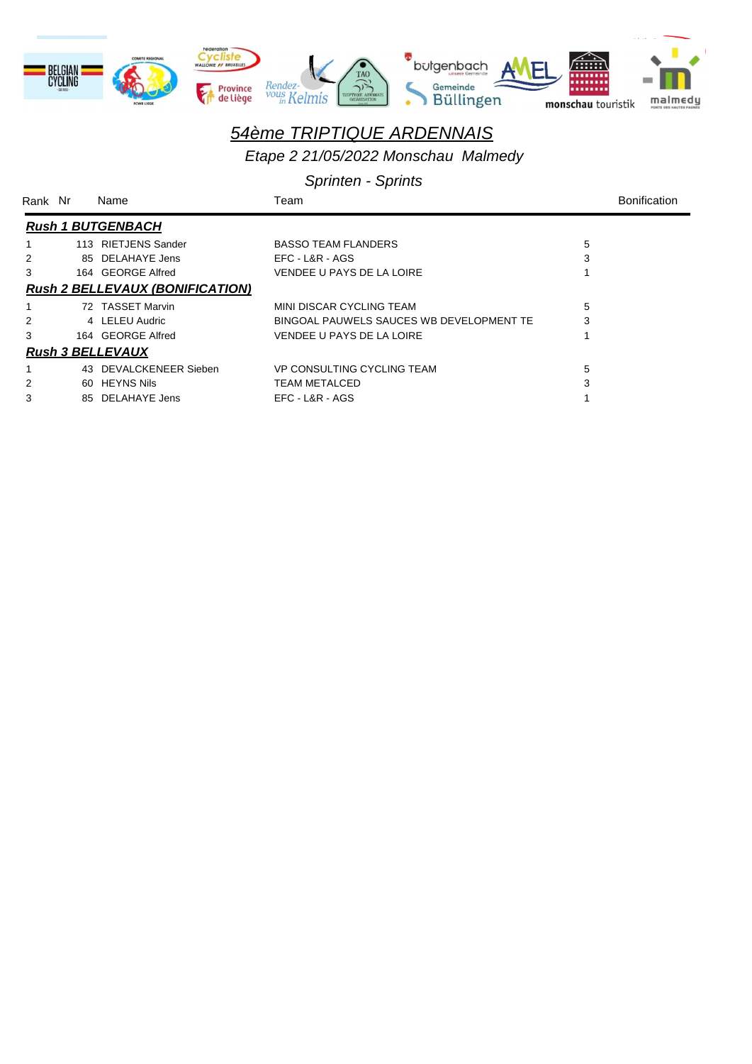# 54ème TRIPTIQUE ARDENNAIS

*Etape 2 21/05/2022 Monschau Malmedy*

*Sprinten - Sprints*

| Rank | Nr | Name | Team | Bonification |
|---|---|---|---|---|
| ***Rush 1 BUTGENBACH*** | | | | |
| 1 | 113 | RIETJENS Sander | BASSO TEAM FLANDERS | 5 |
| 2 | 85 | DELAHAYE Jens | EFC - L&R - AGS | 3 |
| 3 | 164 | GEORGE Alfred | VENDEE U PAYS DE LA LOIRE | 1 |
| ***Rush 2 BELLEVAUX (BONIFICATION)*** | | | | |
| 1 | 72 | TASSET Marvin | MINI DISCAR CYCLING TEAM | 5 |
| 2 | 4 | LELEU Audric | BINGOAL PAUWELS SAUCES WB DEVELOPMENT TE | 3 |
| 3 | 164 | GEORGE Alfred | VENDEE U PAYS DE LA LOIRE | 1 |
| ***Rush 3 BELLEVAUX*** | | | | |
| 1 | 43 | DEVALCKENEER Sieben | VP CONSULTING CYCLING TEAM | 5 |
| 2 | 60 | HEYNS Nils | TEAM METALCED | 3 |
| 3 | 85 | DELAHAYE Jens | EFC - L&R - AGS | 1 |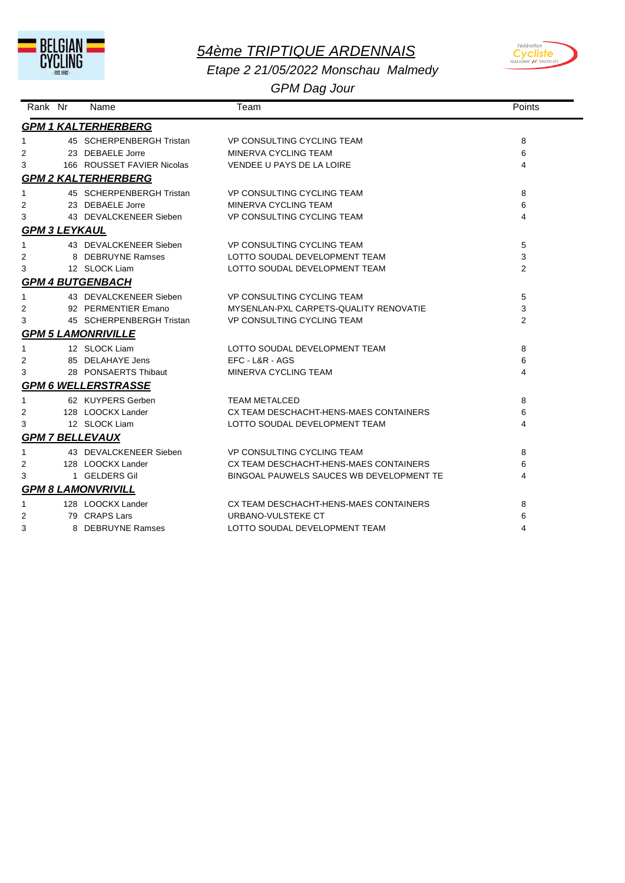# *54ème TRIPTIQUE ARDENNAIS*

## *Etape 2 21/05/2022 Monschau Malmedy*

## *GPM Dag Jour*

| Rank | Nr | Name | Team | Points |
|---|---|---|---|---|
| ***GPM 1 KALTERHERBERG*** | | | | |
| 1 | 45 | SCHERPENBERGH Tristan | VP CONSULTING CYCLING TEAM | 8 |
| 2 | 23 | DEBAELE Jorre | MINERVA CYCLING TEAM | 6 |
| 3 | 166 | ROUSSET FAVIER Nicolas | VENDEE U PAYS DE LA LOIRE | 4 |
| ***GPM 2 KALTERHERBERG*** | | | | |
| 1 | 45 | SCHERPENBERGH Tristan | VP CONSULTING CYCLING TEAM | 8 |
| 2 | 23 | DEBAELE Jorre | MINERVA CYCLING TEAM | 6 |
| 3 | 43 | DEVALCKENEER Sieben | VP CONSULTING CYCLING TEAM | 4 |
| ***GPM 3 LEYKAUL*** | | | | |
| 1 | 43 | DEVALCKENEER Sieben | VP CONSULTING CYCLING TEAM | 5 |
| 2 | 8 | DEBRUYNE Ramses | LOTTO SOUDAL DEVELOPMENT TEAM | 3 |
| 3 | 12 | SLOCK Liam | LOTTO SOUDAL DEVELOPMENT TEAM | 2 |
| ***GPM 4 BUTGENBACH*** | | | | |
| 1 | 43 | DEVALCKENEER Sieben | VP CONSULTING CYCLING TEAM | 5 |
| 2 | 92 | PERMENTIER Emano | MYSENLAN-PXL CARPETS-QUALITY RENOVATIE | 3 |
| 3 | 45 | SCHERPENBERGH Tristan | VP CONSULTING CYCLING TEAM | 2 |
| ***GPM 5 LAMONRIVILLE*** | | | | |
| 1 | 12 | SLOCK Liam | LOTTO SOUDAL DEVELOPMENT TEAM | 8 |
| 2 | 85 | DELAHAYE Jens | EFC - L&R - AGS | 6 |
| 3 | 28 | PONSAERTS Thibaut | MINERVA CYCLING TEAM | 4 |
| ***GPM 6 WELLERSTRASSE*** | | | | |
| 1 | 62 | KUYPERS Gerben | TEAM METALCED | 8 |
| 2 | 128 | LOOCKX Lander | CX TEAM DESCHACHT-HENS-MAES CONTAINERS | 6 |
| 3 | 12 | SLOCK Liam | LOTTO SOUDAL DEVELOPMENT TEAM | 4 |
| ***GPM 7 BELLEVAUX*** | | | | |
| 1 | 43 | DEVALCKENEER Sieben | VP CONSULTING CYCLING TEAM | 8 |
| 2 | 128 | LOOCKX Lander | CX TEAM DESCHACHT-HENS-MAES CONTAINERS | 6 |
| 3 | 1 | GELDERS Gil | BINGOAL PAUWELS SAUCES WB DEVELOPMENT TE | 4 |
| ***GPM 8 LAMONVRIVILL*** | | | | |
| 1 | 128 | LOOCKX Lander | CX TEAM DESCHACHT-HENS-MAES CONTAINERS | 8 |
| 2 | 79 | CRAPS Lars | URBANO-VULSTEKE CT | 6 |
| 3 | 8 | DEBRUYNE Ramses | LOTTO SOUDAL DEVELOPMENT TEAM | 4 |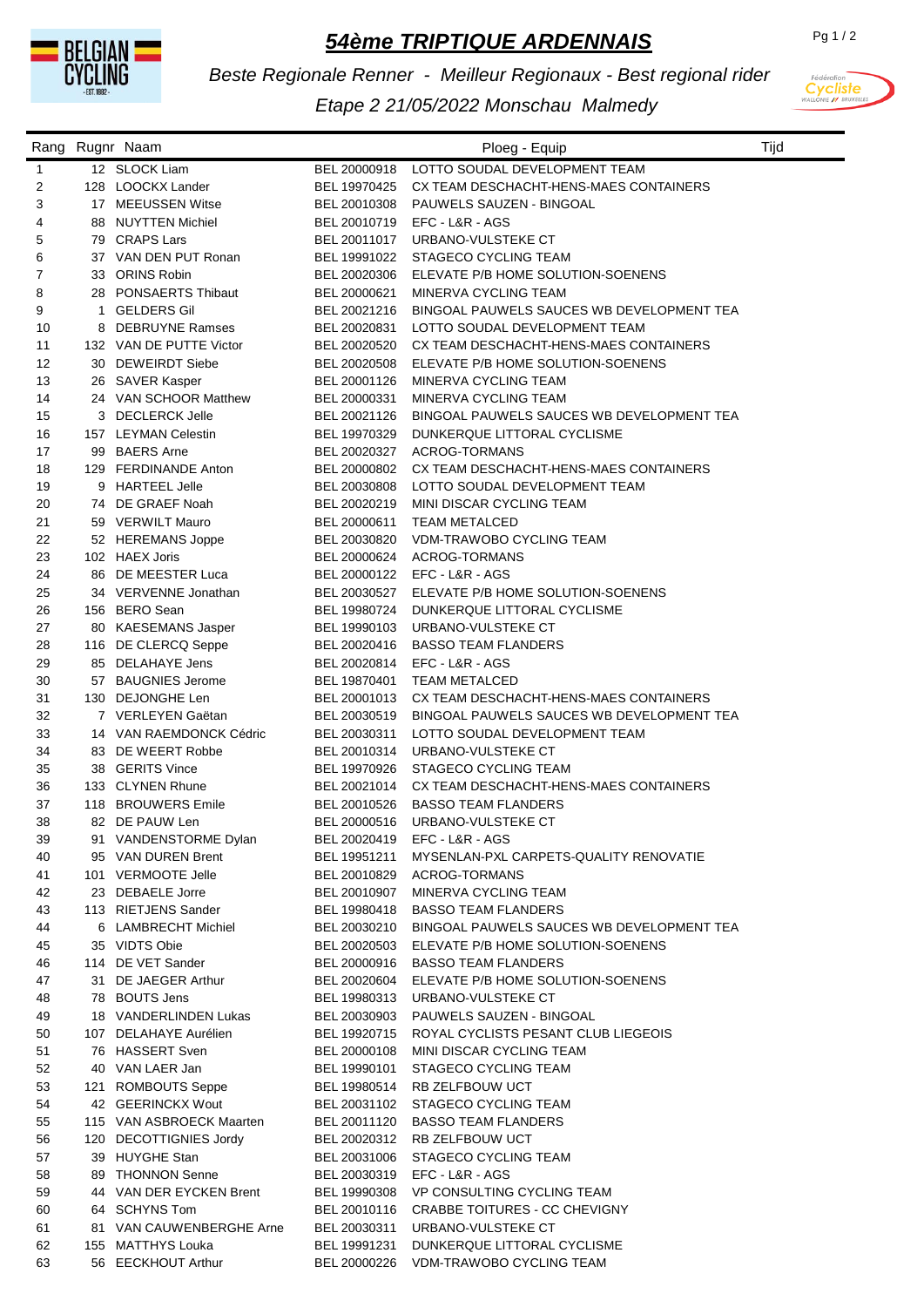# 54ème TRIPTIQUE ARDENNAIS

*Beste Regionale Renner - Meilleur Regionaux - Best regional rider*

*Etape 2 21/05/2022 Monschau Malmedy*

| Rang | Rugnr | Naam | | Ploeg - Equip | Tijd |
|---|---|---|---|---|---|
| 1 | 12 | SLOCK Liam | BEL 20000918 | LOTTO SOUDAL DEVELOPMENT TEAM | |
| 2 | 128 | LOOCKX Lander | BEL 19970425 | CX TEAM DESCHACHT-HENS-MAES CONTAINERS | |
| 3 | 17 | MEEUSSEN Witse | BEL 20010308 | PAUWELS SAUZEN - BINGOAL | |
| 4 | 88 | NUYTTEN Michiel | BEL 20010719 | EFC - L&R - AGS | |
| 5 | 79 | CRAPS Lars | BEL 20011017 | URBANO-VULSTEKE CT | |
| 6 | 37 | VAN DEN PUT Ronan | BEL 19991022 | STAGECO CYCLING TEAM | |
| 7 | 33 | ORINS Robin | BEL 20020306 | ELEVATE P/B HOME SOLUTION-SOENENS | |
| 8 | 28 | PONSAERTS Thibaut | BEL 20000621 | MINERVA CYCLING TEAM | |
| 9 | 1 | GELDERS Gil | BEL 20021216 | BINGOAL PAUWELS SAUCES WB DEVELOPMENT TEA | |
| 10 | 8 | DEBRUYNE Ramses | BEL 20020831 | LOTTO SOUDAL DEVELOPMENT TEAM | |
| 11 | 132 | VAN DE PUTTE Victor | BEL 20020520 | CX TEAM DESCHACHT-HENS-MAES CONTAINERS | |
| 12 | 30 | DEWEIRDT Siebe | BEL 20020508 | ELEVATE P/B HOME SOLUTION-SOENENS | |
| 13 | 26 | SAVER Kasper | BEL 20001126 | MINERVA CYCLING TEAM | |
| 14 | 24 | VAN SCHOOR Matthew | BEL 20000331 | MINERVA CYCLING TEAM | |
| 15 | 3 | DECLERCK Jelle | BEL 20021126 | BINGOAL PAUWELS SAUCES WB DEVELOPMENT TEA | |
| 16 | 157 | LEYMAN Celestin | BEL 19970329 | DUNKERQUE LITTORAL CYCLISME | |
| 17 | 99 | BAERS Arne | BEL 20020327 | ACROG-TORMANS | |
| 18 | 129 | FERDINANDE Anton | BEL 20000802 | CX TEAM DESCHACHT-HENS-MAES CONTAINERS | |
| 19 | 9 | HARTEEL Jelle | BEL 20030808 | LOTTO SOUDAL DEVELOPMENT TEAM | |
| 20 | 74 | DE GRAEF Noah | BEL 20020219 | MINI DISCAR CYCLING TEAM | |
| 21 | 59 | VERWILT Mauro | BEL 20000611 | TEAM METALCED | |
| 22 | 52 | HEREMANS Joppe | BEL 20030820 | VDM-TRAWOBO CYCLING TEAM | |
| 23 | 102 | HAEX Joris | BEL 20000624 | ACROG-TORMANS | |
| 24 | 86 | DE MEESTER Luca | BEL 20000122 | EFC - L&R - AGS | |
| 25 | 34 | VERVENNE Jonathan | BEL 20030527 | ELEVATE P/B HOME SOLUTION-SOENENS | |
| 26 | 156 | BERO Sean | BEL 19980724 | DUNKERQUE LITTORAL CYCLISME | |
| 27 | 80 | KAESEMANS Jasper | BEL 19990103 | URBANO-VULSTEKE CT | |
| 28 | 116 | DE CLERCQ Seppe | BEL 20020416 | BASSO TEAM FLANDERS | |
| 29 | 85 | DELAHAYE Jens | BEL 20020814 | EFC - L&R - AGS | |
| 30 | 57 | BAUGNIES Jerome | BEL 19870401 | TEAM METALCED | |
| 31 | 130 | DEJONGHE Len | BEL 20001013 | CX TEAM DESCHACHT-HENS-MAES CONTAINERS | |
| 32 | 7 | VERLEYEN Gaëtan | BEL 20030519 | BINGOAL PAUWELS SAUCES WB DEVELOPMENT TEA | |
| 33 | 14 | VAN RAEMDONCK Cédric | BEL 20030311 | LOTTO SOUDAL DEVELOPMENT TEAM | |
| 34 | 83 | DE WEERT Robbe | BEL 20010314 | URBANO-VULSTEKE CT | |
| 35 | 38 | GERITS Vince | BEL 19970926 | STAGECO CYCLING TEAM | |
| 36 | 133 | CLYNEN Rhune | BEL 20021014 | CX TEAM DESCHACHT-HENS-MAES CONTAINERS | |
| 37 | 118 | BROUWERS Emile | BEL 20010526 | BASSO TEAM FLANDERS | |
| 38 | 82 | DE PAUW Len | BEL 20000516 | URBANO-VULSTEKE CT | |
| 39 | 91 | VANDENSTORME Dylan | BEL 20020419 | EFC - L&R - AGS | |
| 40 | 95 | VAN DUREN Brent | BEL 19951211 | MYSENLAN-PXL CARPETS-QUALITY RENOVATIE | |
| 41 | 101 | VERMOOTE Jelle | BEL 20010829 | ACROG-TORMANS | |
| 42 | 23 | DEBAELE Jorre | BEL 20010907 | MINERVA CYCLING TEAM | |
| 43 | 113 | RIETJENS Sander | BEL 19980418 | BASSO TEAM FLANDERS | |
| 44 | 6 | LAMBRECHT Michiel | BEL 20030210 | BINGOAL PAUWELS SAUCES WB DEVELOPMENT TEA | |
| 45 | 35 | VIDTS Obie | BEL 20020503 | ELEVATE P/B HOME SOLUTION-SOENENS | |
| 46 | 114 | DE VET Sander | BEL 20000916 | BASSO TEAM FLANDERS | |
| 47 | 31 | DE JAEGER Arthur | BEL 20020604 | ELEVATE P/B HOME SOLUTION-SOENENS | |
| 48 | 78 | BOUTS Jens | BEL 19980313 | URBANO-VULSTEKE CT | |
| 49 | 18 | VANDERLINDEN Lukas | BEL 20030903 | PAUWELS SAUZEN - BINGOAL | |
| 50 | 107 | DELAHAYE Aurélien | BEL 19920715 | ROYAL CYCLISTS PESANT CLUB LIEGEOIS | |
| 51 | 76 | HASSERT Sven | BEL 20000108 | MINI DISCAR CYCLING TEAM | |
| 52 | 40 | VAN LAER Jan | BEL 19990101 | STAGECO CYCLING TEAM | |
| 53 | 121 | ROMBOUTS Seppe | BEL 19980514 | RB ZELFBOUW UCT | |
| 54 | 42 | GEERINCKX Wout | BEL 20031102 | STAGECO CYCLING TEAM | |
| 55 | 115 | VAN ASBROECK Maarten | BEL 20011120 | BASSO TEAM FLANDERS | |
| 56 | 120 | DECOTTIGNIES Jordy | BEL 20020312 | RB ZELFBOUW UCT | |
| 57 | 39 | HUYGHE Stan | BEL 20031006 | STAGECO CYCLING TEAM | |
| 58 | 89 | THONNON Senne | BEL 20030319 | EFC - L&R - AGS | |
| 59 | 44 | VAN DER EYCKEN Brent | BEL 19990308 | VP CONSULTING CYCLING TEAM | |
| 60 | 64 | SCHYNS Tom | BEL 20010116 | CRABBE TOITURES - CC CHEVIGNY | |
| 61 | 81 | VAN CAUWENBERGHE Arne | BEL 20030311 | URBANO-VULSTEKE CT | |
| 62 | 155 | MATTHYS Louka | BEL 19991231 | DUNKERQUE LITTORAL CYCLISME | |
| 63 | 56 | EECKHOUT Arthur | BEL 20000226 | VDM-TRAWOBO CYCLING TEAM | |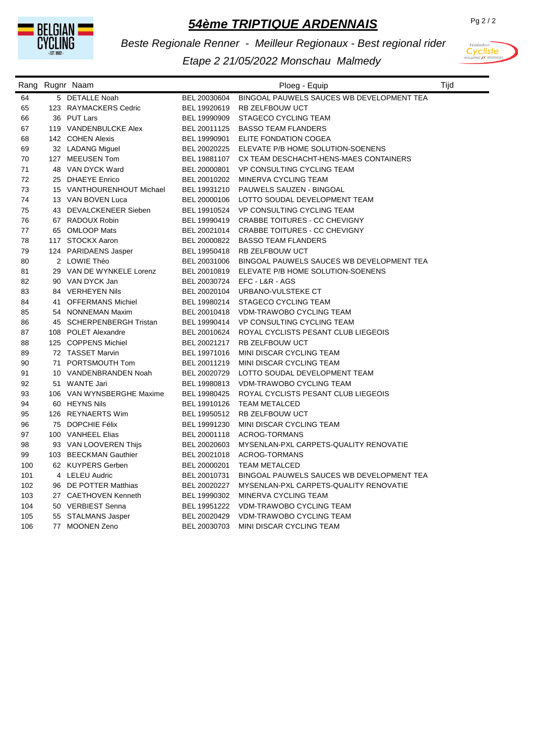# 54ème TRIPTIQUE ARDENNAIS

*Beste Regionale Renner - Meilleur Regionaux - Best regional rider*

*Etape 2 21/05/2022 Monschau Malmedy*

| Rang | Rugnr | Naam | | Ploeg - Equip | Tijd |
|---|---|---|---|---|---|
| 64 | 5 | DETALLE Noah | BEL 20030604 | BINGOAL PAUWELS SAUCES WB DEVELOPMENT TEA | |
| 65 | 123 | RAYMACKERS Cedric | BEL 19920619 | RB ZELFBOUW UCT | |
| 66 | 36 | PUT Lars | BEL 19990909 | STAGECO CYCLING TEAM | |
| 67 | 119 | VANDENBULCKE Alex | BEL 20011125 | BASSO TEAM FLANDERS | |
| 68 | 142 | COHEN Alexis | BEL 19990901 | ELITE FONDATION COGEA | |
| 69 | 32 | LADANG Miguel | BEL 20020225 | ELEVATE P/B HOME SOLUTION-SOENENS | |
| 70 | 127 | MEEUSEN Tom | BEL 19881107 | CX TEAM DESCHACHT-HENS-MAES CONTAINERS | |
| 71 | 48 | VAN DYCK Ward | BEL 20000801 | VP CONSULTING CYCLING TEAM | |
| 72 | 25 | DHAEYE Enrico | BEL 20010202 | MINERVA CYCLING TEAM | |
| 73 | 15 | VANTHOURENHOUT Michael | BEL 19931210 | PAUWELS SAUZEN - BINGOAL | |
| 74 | 13 | VAN BOVEN Luca | BEL 20000106 | LOTTO SOUDAL DEVELOPMENT TEAM | |
| 75 | 43 | DEVALCKENEER Sieben | BEL 19910524 | VP CONSULTING CYCLING TEAM | |
| 76 | 67 | RADOUX Robin | BEL 19990419 | CRABBE TOITURES - CC CHEVIGNY | |
| 77 | 65 | OMLOOP Mats | BEL 20021014 | CRABBE TOITURES - CC CHEVIGNY | |
| 78 | 117 | STOCKX Aaron | BEL 20000822 | BASSO TEAM FLANDERS | |
| 79 | 124 | PARIDAENS Jasper | BEL 19950418 | RB ZELFBOUW UCT | |
| 80 | 2 | LOWIE Théo | BEL 20031006 | BINGOAL PAUWELS SAUCES WB DEVELOPMENT TEA | |
| 81 | 29 | VAN DE WYNKELE Lorenz | BEL 20010819 | ELEVATE P/B HOME SOLUTION-SOENENS | |
| 82 | 90 | VAN DYCK Jan | BEL 20030724 | EFC - L&R - AGS | |
| 83 | 84 | VERHEYEN Nils | BEL 20020104 | URBANO-VULSTEKE CT | |
| 84 | 41 | OFFERMANS Michiel | BEL 19980214 | STAGECO CYCLING TEAM | |
| 85 | 54 | NONNEMAN Maxim | BEL 20010418 | VDM-TRAWOBO CYCLING TEAM | |
| 86 | 45 | SCHERPENBERGH Tristan | BEL 19990414 | VP CONSULTING CYCLING TEAM | |
| 87 | 108 | POLET Alexandre | BEL 20010624 | ROYAL CYCLISTS PESANT CLUB LIEGEOIS | |
| 88 | 125 | COPPENS Michiel | BEL 20021217 | RB ZELFBOUW UCT | |
| 89 | 72 | TASSET Marvin | BEL 19971016 | MINI DISCAR CYCLING TEAM | |
| 90 | 71 | PORTSMOUTH Tom | BEL 20011219 | MINI DISCAR CYCLING TEAM | |
| 91 | 10 | VANDENBRANDEN Noah | BEL 20020729 | LOTTO SOUDAL DEVELOPMENT TEAM | |
| 92 | 51 | WANTE Jari | BEL 19980813 | VDM-TRAWOBO CYCLING TEAM | |
| 93 | 106 | VAN WYNSBERGHE Maxime | BEL 19980425 | ROYAL CYCLISTS PESANT CLUB LIEGEOIS | |
| 94 | 60 | HEYNS Nils | BEL 19910126 | TEAM METALCED | |
| 95 | 126 | REYNAERTS Wim | BEL 19950512 | RB ZELFBOUW UCT | |
| 96 | 75 | DOPCHIE Félix | BEL 19991230 | MINI DISCAR CYCLING TEAM | |
| 97 | 100 | VANHEEL Elias | BEL 20001118 | ACROG-TORMANS | |
| 98 | 93 | VAN LOOVEREN Thijs | BEL 20020603 | MYSENLAN-PXL CARPETS-QUALITY RENOVATIE | |
| 99 | 103 | BEECKMAN Gauthier | BEL 20021018 | ACROG-TORMANS | |
| 100 | 62 | KUYPERS Gerben | BEL 20000201 | TEAM METALCED | |
| 101 | 4 | LELEU Audric | BEL 20010731 | BINGOAL PAUWELS SAUCES WB DEVELOPMENT TEA | |
| 102 | 96 | DE POTTER Matthias | BEL 20020227 | MYSENLAN-PXL CARPETS-QUALITY RENOVATIE | |
| 103 | 27 | CAETHOVEN Kenneth | BEL 19990302 | MINERVA CYCLING TEAM | |
| 104 | 50 | VERBIEST Senna | BEL 19951222 | VDM-TRAWOBO CYCLING TEAM | |
| 105 | 55 | STALMANS Jasper | BEL 20020429 | VDM-TRAWOBO CYCLING TEAM | |
| 106 | 77 | MOONEN Zeno | BEL 20030703 | MINI DISCAR CYCLING TEAM | |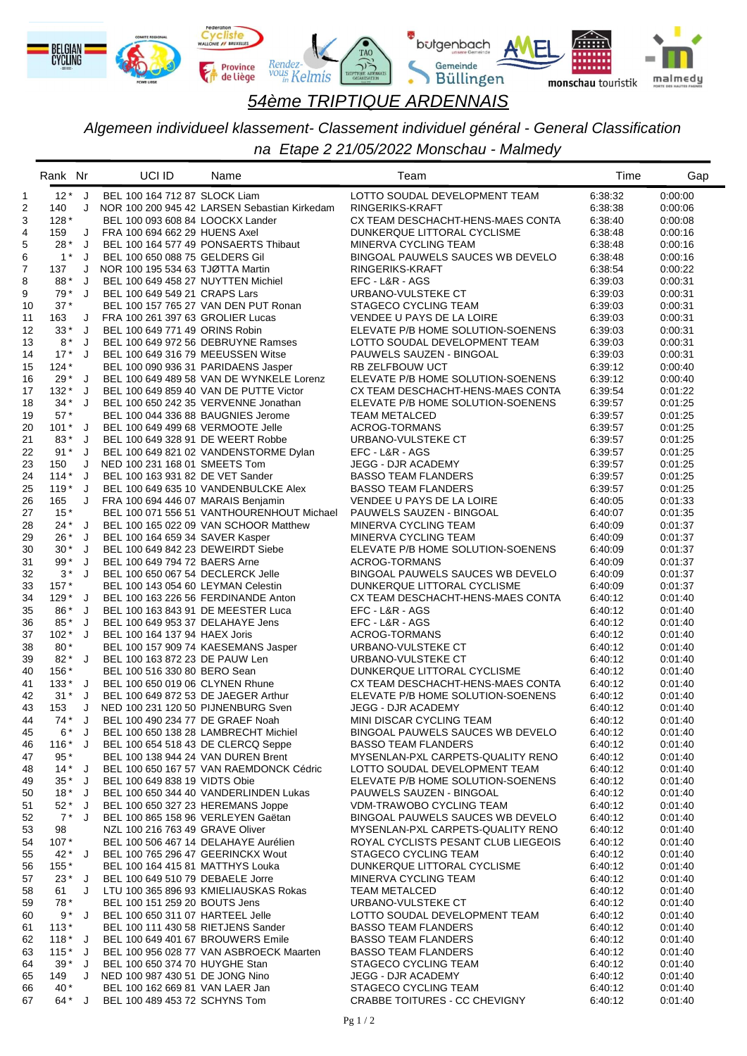# 54ème TRIPTIQUE ARDENNAIS

*Algemeen individueel klassement- Classement individuel général - General Classification*

*na Etape 2 21/05/2022 Monschau - Malmedy*

| | Rank | Nr | | UCI ID | Name | Team | Time | Gap |
|---|---|---|---|---|---|---|---|---|
| 1 | 12 * | J | | BEL 100 164 712 87 | SLOCK Liam | LOTTO SOUDAL DEVELOPMENT TEAM | 6:38:32 | 0:00:00 |
| 2 | 140 | J | | NOR 100 200 945 42 | LARSEN Sebastian Kirkedam | RINGERIKS-KRAFT | 6:38:38 | 0:00:06 |
| 3 | 128 * | | | BEL 100 093 608 84 | LOOCKX Lander | CX TEAM DESCHACHT-HENS-MAES CONTA | 6:38:40 | 0:00:08 |
| 4 | 159 | J | | FRA 100 694 662 29 | HUENS Axel | DUNKERQUE LITTORAL CYCLISME | 6:38:48 | 0:00:16 |
| 5 | 28 * | J | | BEL 100 164 577 49 | PONSAERTS Thibaut | MINERVA CYCLING TEAM | 6:38:48 | 0:00:16 |
| 6 | 1 * | J | | BEL 100 650 088 75 | GELDERS Gil | BINGOAL PAUWELS SAUCES WB DEVELO | 6:38:48 | 0:00:16 |
| 7 | 137 | J | | NOR 100 195 534 63 | TJØTTA Martin | RINGERIKS-KRAFT | 6:38:54 | 0:00:22 |
| 8 | 88 * | J | | BEL 100 649 458 27 | NUYTTEN Michiel | EFC - L&R - AGS | 6:39:03 | 0:00:31 |
| 9 | 79 * | J | | BEL 100 649 549 21 | CRAPS Lars | URBANO-VULSTEKE CT | 6:39:03 | 0:00:31 |
| 10 | 37 * | | | BEL 100 157 765 27 | VAN DEN PUT Ronan | STAGECO CYCLING TEAM | 6:39:03 | 0:00:31 |
| 11 | 163 | J | | FRA 100 261 397 63 | GROLIER Lucas | VENDEE U PAYS DE LA LOIRE | 6:39:03 | 0:00:31 |
| 12 | 33 * | J | | BEL 100 649 771 49 | ORINS Robin | ELEVATE P/B HOME SOLUTION-SOENENS | 6:39:03 | 0:00:31 |
| 13 | 8 * | J | | BEL 100 649 972 56 | DEBRUYNE Ramses | LOTTO SOUDAL DEVELOPMENT TEAM | 6:39:03 | 0:00:31 |
| 14 | 17 * | J | | BEL 100 649 316 79 | MEEUSSEN Witse | PAUWELS SAUZEN - BINGOAL | 6:39:03 | 0:00:31 |
| 15 | 124 * | | | BEL 100 090 936 31 | PARIDAENS Jasper | RB ZELFBOUW UCT | 6:39:12 | 0:00:40 |
| 16 | 29 * | J | | BEL 100 649 489 58 | VAN DE WYNKELE Lorenz | ELEVATE P/B HOME SOLUTION-SOENENS | 6:39:12 | 0:00:40 |
| 17 | 132 * | J | | BEL 100 649 859 40 | VAN DE PUTTE Victor | CX TEAM DESCHACHT-HENS-MAES CONTA | 6:39:54 | 0:01:22 |
| 18 | 34 * | J | | BEL 100 650 242 35 | VERVENNE Jonathan | ELEVATE P/B HOME SOLUTION-SOENENS | 6:39:57 | 0:01:25 |
| 19 | 57 * | | | BEL 100 044 336 88 | BAUGNIES Jerome | TEAM METALCED | 6:39:57 | 0:01:25 |
| 20 | 101 * | J | | BEL 100 649 499 68 | VERMOOTE Jelle | ACROG-TORMANS | 6:39:57 | 0:01:25 |
| 21 | 83 * | J | | BEL 100 649 328 91 | DE WEERT Robbe | URBANO-VULSTEKE CT | 6:39:57 | 0:01:25 |
| 22 | 91 * | J | | BEL 100 649 821 02 | VANDENSTORME Dylan | EFC - L&R - AGS | 6:39:57 | 0:01:25 |
| 23 | 150 | J | | NED 100 231 168 01 | SMEETS Tom | JEGG - DJR ACADEMY | 6:39:57 | 0:01:25 |
| 24 | 114 * | J | | BEL 100 163 931 82 | DE VET Sander | BASSO TEAM FLANDERS | 6:39:57 | 0:01:25 |
| 25 | 119 * | J | | BEL 100 649 635 10 | VANDENBULCKE Alex | BASSO TEAM FLANDERS | 6:39:57 | 0:01:25 |
| 26 | 165 | J | | FRA 100 694 446 07 | MARAIS Benjamin | VENDEE U PAYS DE LA LOIRE | 6:40:05 | 0:01:33 |
| 27 | 15 * | | | BEL 100 071 556 51 | VANTHOURENHOUT Michael | PAUWELS SAUZEN - BINGOAL | 6:40:07 | 0:01:35 |
| 28 | 24 * | J | | BEL 100 165 022 09 | VAN SCHOOR Matthew | MINERVA CYCLING TEAM | 6:40:09 | 0:01:37 |
| 29 | 26 * | J | | BEL 100 164 659 34 | SAVER Kasper | MINERVA CYCLING TEAM | 6:40:09 | 0:01:37 |
| 30 | 30 * | J | | BEL 100 649 842 23 | DEWEIRDT Siebe | ELEVATE P/B HOME SOLUTION-SOENENS | 6:40:09 | 0:01:37 |
| 31 | 99 * | J | | BEL 100 649 794 72 | BAERS Arne | ACROG-TORMANS | 6:40:09 | 0:01:37 |
| 32 | 3 * | J | | BEL 100 650 067 54 | DECLERCK Jelle | BINGOAL PAUWELS SAUCES WB DEVELO | 6:40:09 | 0:01:37 |
| 33 | 157 * | | | BEL 100 143 054 60 | LEYMAN Celestin | DUNKERQUE LITTORAL CYCLISME | 6:40:09 | 0:01:37 |
| 34 | 129 * | J | | BEL 100 163 226 56 | FERDINANDE Anton | CX TEAM DESCHACHT-HENS-MAES CONTA | 6:40:12 | 0:01:40 |
| 35 | 86 * | J | | BEL 100 163 843 91 | DE MEESTER Luca | EFC - L&R - AGS | 6:40:12 | 0:01:40 |
| 36 | 85 * | J | | BEL 100 649 953 37 | DELAHAYE Jens | EFC - L&R - AGS | 6:40:12 | 0:01:40 |
| 37 | 102 * | J | | BEL 100 164 137 94 | HAEX Joris | ACROG-TORMANS | 6:40:12 | 0:01:40 |
| 38 | 80 * | | | BEL 100 157 909 74 | KAESEMANS Jasper | URBANO-VULSTEKE CT | 6:40:12 | 0:01:40 |
| 39 | 82 * | J | | BEL 100 163 872 23 | DE PAUW Len | URBANO-VULSTEKE CT | 6:40:12 | 0:01:40 |
| 40 | 156 * | | | BEL 100 516 330 80 | BERO Sean | DUNKERQUE LITTORAL CYCLISME | 6:40:12 | 0:01:40 |
| 41 | 133 * | J | | BEL 100 650 019 06 | CLYNEN Rhune | CX TEAM DESCHACHT-HENS-MAES CONTA | 6:40:12 | 0:01:40 |
| 42 | 31 * | J | | BEL 100 649 872 53 | DE JAEGER Arthur | ELEVATE P/B HOME SOLUTION-SOENENS | 6:40:12 | 0:01:40 |
| 43 | 153 | J | | NED 100 231 120 50 | PIJNENBURG Sven | JEGG - DJR ACADEMY | 6:40:12 | 0:01:40 |
| 44 | 74 * | J | | BEL 100 490 234 77 | DE GRAEF Noah | MINI DISCAR CYCLING TEAM | 6:40:12 | 0:01:40 |
| 45 | 6 * | J | | BEL 100 650 138 28 | LAMBRECHT Michiel | BINGOAL PAUWELS SAUCES WB DEVELO | 6:40:12 | 0:01:40 |
| 46 | 116 * | J | | BEL 100 654 518 43 | DE CLERCQ Seppe | BASSO TEAM FLANDERS | 6:40:12 | 0:01:40 |
| 47 | 95 * | | | BEL 100 138 944 24 | VAN DUREN Brent | MYSENLAN-PXL CARPETS-QUALITY RENO | 6:40:12 | 0:01:40 |
| 48 | 14 * | J | | BEL 100 650 167 57 | VAN RAEMDONCK Cédric | LOTTO SOUDAL DEVELOPMENT TEAM | 6:40:12 | 0:01:40 |
| 49 | 35 * | J | | BEL 100 649 838 19 | VIDTS Obie | ELEVATE P/B HOME SOLUTION-SOENENS | 6:40:12 | 0:01:40 |
| 50 | 18 * | J | | BEL 100 650 344 40 | VANDERLINDEN Lukas | PAUWELS SAUZEN - BINGOAL | 6:40:12 | 0:01:40 |
| 51 | 52 * | J | | BEL 100 650 327 23 | HEREMANS Joppe | VDM-TRAWOBO CYCLING TEAM | 6:40:12 | 0:01:40 |
| 52 | 7 * | J | | BEL 100 865 158 96 | VERLEYEN Gaëtan | BINGOAL PAUWELS SAUCES WB DEVELO | 6:40:12 | 0:01:40 |
| 53 | 98 | | | NZL 100 216 763 49 | GRAVE Oliver | MYSENLAN-PXL CARPETS-QUALITY RENO | 6:40:12 | 0:01:40 |
| 54 | 107 * | | | BEL 100 506 467 14 | DELAHAYE Aurélien | ROYAL CYCLISTS PESANT CLUB LIEGEOIS | 6:40:12 | 0:01:40 |
| 55 | 42 * | J | | BEL 100 765 296 47 | GEERINCKX Wout | STAGECO CYCLING TEAM | 6:40:12 | 0:01:40 |
| 56 | 155 * | | | BEL 100 164 415 81 | MATTHYS Louka | DUNKERQUE LITTORAL CYCLISME | 6:40:12 | 0:01:40 |
| 57 | 23 * | J | | BEL 100 649 510 79 | DEBAELE Jorre | MINERVA CYCLING TEAM | 6:40:12 | 0:01:40 |
| 58 | 61 | J | | LTU 100 365 896 93 | KMIELIAUSKAS Rokas | TEAM METALCED | 6:40:12 | 0:01:40 |
| 59 | 78 * | | | BEL 100 151 259 20 | BOUTS Jens | URBANO-VULSTEKE CT | 6:40:12 | 0:01:40 |
| 60 | 9 * | J | | BEL 100 650 311 07 | HARTEEL Jelle | LOTTO SOUDAL DEVELOPMENT TEAM | 6:40:12 | 0:01:40 |
| 61 | 113 * | | | BEL 100 111 430 58 | RIETJENS Sander | BASSO TEAM FLANDERS | 6:40:12 | 0:01:40 |
| 62 | 118 * | J | | BEL 100 649 401 67 | BROUWERS Emile | BASSO TEAM FLANDERS | 6:40:12 | 0:01:40 |
| 63 | 115 * | J | | BEL 100 956 028 77 | VAN ASBROECK Maarten | BASSO TEAM FLANDERS | 6:40:12 | 0:01:40 |
| 64 | 39 * | J | | BEL 100 650 374 70 | HUYGHE Stan | STAGECO CYCLING TEAM | 6:40:12 | 0:01:40 |
| 65 | 149 | J | | NED 100 987 430 51 | DE JONG Nino | JEGG - DJR ACADEMY | 6:40:12 | 0:01:40 |
| 66 | 40 * | | | BEL 100 162 669 81 | VAN LAER Jan | STAGECO CYCLING TEAM | 6:40:12 | 0:01:40 |
| 67 | 64 * | J | | BEL 100 489 453 72 | SCHYNS Tom | CRABBE TOITURES - CC CHEVIGNY | 6:40:12 | 0:01:40 |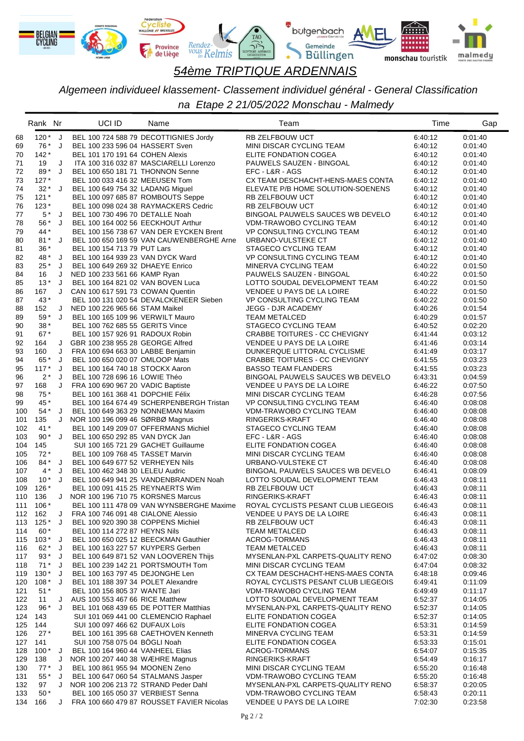## 54ème TRIPTIQUE ARDENNAIS

*Algemeen individueel klassement- Classement individuel général - General Classification*

*na Etape 2 21/05/2022 Monschau - Malmedy*

| | Rank | Nr | UCI ID | Name | Team | Time | Gap |
|---|---|---|---|---|---|---|---|
| 68 | 120 * | J | BEL 100 724 588 79 | DECOTTIGNIES Jordy | RB ZELFBOUW UCT | 6:40:12 | 0:01:40 |
| 69 | 76 * | J | BEL 100 233 596 04 | HASSERT Sven | MINI DISCAR CYCLING TEAM | 6:40:12 | 0:01:40 |
| 70 | 142 * | | BEL 101 170 191 64 | COHEN Alexis | ELITE FONDATION COGEA | 6:40:12 | 0:01:40 |
| 71 | 19 | J | ITA 100 316 032 87 | MASCIARELLI Lorenzo | PAUWELS SAUZEN - BINGOAL | 6:40:12 | 0:01:40 |
| 72 | 89 * | J | BEL 100 650 181 71 | THONNON Senne | EFC - L&R - AGS | 6:40:12 | 0:01:40 |
| 73 | 127 * | | BEL 100 033 416 32 | MEEUSEN Tom | CX TEAM DESCHACHT-HENS-MAES CONTA | 6:40:12 | 0:01:40 |
| 74 | 32 * | J | BEL 100 649 754 32 | LADANG Miguel | ELEVATE P/B HOME SOLUTION-SOENENS | 6:40:12 | 0:01:40 |
| 75 | 121 * | | BEL 100 097 685 87 | ROMBOUTS Seppe | RB ZELFBOUW UCT | 6:40:12 | 0:01:40 |
| 76 | 123 * | | BEL 100 098 024 38 | RAYMACKERS Cedric | RB ZELFBOUW UCT | 6:40:12 | 0:01:40 |
| 77 | 5 * | J | BEL 100 730 496 70 | DETALLE Noah | BINGOAL PAUWELS SAUCES WB DEVELO | 6:40:12 | 0:01:40 |
| 78 | 56 * | J | BEL 100 164 002 56 | EECKHOUT Arthur | VDM-TRAWOBO CYCLING TEAM | 6:40:12 | 0:01:40 |
| 79 | 44 * | | BEL 100 156 738 67 | VAN DER EYCKEN Brent | VP CONSULTING CYCLING TEAM | 6:40:12 | 0:01:40 |
| 80 | 81 * | J | BEL 100 650 169 59 | VAN CAUWENBERGHE Arne | URBANO-VULSTEKE CT | 6:40:12 | 0:01:40 |
| 81 | 36 * | | BEL 100 154 713 79 | PUT Lars | STAGECO CYCLING TEAM | 6:40:12 | 0:01:40 |
| 82 | 48 * | J | BEL 100 164 939 23 | VAN DYCK Ward | VP CONSULTING CYCLING TEAM | 6:40:12 | 0:01:40 |
| 83 | 25 * | J | BEL 100 649 269 32 | DHAEYE Enrico | MINERVA CYCLING TEAM | 6:40:22 | 0:01:50 |
| 84 | 16 | J | NED 100 233 561 66 | KAMP Ryan | PAUWELS SAUZEN - BINGOAL | 6:40:22 | 0:01:50 |
| 85 | 13 * | J | BEL 100 164 821 02 | VAN BOVEN Luca | LOTTO SOUDAL DEVELOPMENT TEAM | 6:40:22 | 0:01:50 |
| 86 | 167 | J | CAN 100 617 591 73 | COWAN Quentin | VENDEE U PAYS DE LA LOIRE | 6:40:22 | 0:01:50 |
| 87 | 43 * | | BEL 100 131 020 54 | DEVALCKENEER Sieben | VP CONSULTING CYCLING TEAM | 6:40:22 | 0:01:50 |
| 88 | 152 | J | NED 100 226 965 66 | STAM Maikel | JEGG - DJR ACADEMY | 6:40:26 | 0:01:54 |
| 89 | 59 * | J | BEL 100 165 109 96 | VERWILT Mauro | TEAM METALCED | 6:40:29 | 0:01:57 |
| 90 | 38 * | | BEL 100 762 685 55 | GERITS Vince | STAGECO CYCLING TEAM | 6:40:52 | 0:02:20 |
| 91 | 67 * | | BEL 100 157 926 91 | RADOUX Robin | CRABBE TOITURES - CC CHEVIGNY | 6:41:44 | 0:03:12 |
| 92 | 164 | J | GBR 100 238 955 28 | GEORGE Alfred | VENDEE U PAYS DE LA LOIRE | 6:41:46 | 0:03:14 |
| 93 | 160 | J | FRA 100 694 663 30 | LABBE Benjamin | DUNKERQUE LITTORAL CYCLISME | 6:41:49 | 0:03:17 |
| 94 | 65 * | J | BEL 100 650 020 07 | OMLOOP Mats | CRABBE TOITURES - CC CHEVIGNY | 6:41:55 | 0:03:23 |
| 95 | 117 * | J | BEL 100 164 740 18 | STOCKX Aaron | BASSO TEAM FLANDERS | 6:41:55 | 0:03:23 |
| 96 | 2 * | J | BEL 100 728 696 16 | LOWIE Théo | BINGOAL PAUWELS SAUCES WB DEVELO | 6:43:31 | 0:04:59 |
| 97 | 168 | J | FRA 100 690 967 20 | VADIC Baptiste | VENDEE U PAYS DE LA LOIRE | 6:46:22 | 0:07:50 |
| 98 | 75 * | | BEL 100 161 368 41 | DOPCHIE Félix | MINI DISCAR CYCLING TEAM | 6:46:28 | 0:07:56 |
| 99 | 45 * | | BEL 100 164 674 49 | SCHERPENBERGH Tristan | VP CONSULTING CYCLING TEAM | 6:46:40 | 0:08:08 |
| 100 | 54 * | J | BEL 100 649 363 29 | NONNEMAN Maxim | VDM-TRAWOBO CYCLING TEAM | 6:46:40 | 0:08:08 |
| 101 | 135 | J | NOR 100 196 099 46 | SØRBØ Magnus | RINGERIKS-KRAFT | 6:46:40 | 0:08:08 |
| 102 | 41 * | | BEL 100 149 209 07 | OFFERMANS Michiel | STAGECO CYCLING TEAM | 6:46:40 | 0:08:08 |
| 103 | 90 * | J | BEL 100 650 292 85 | VAN DYCK Jan | EFC - L&R - AGS | 6:46:40 | 0:08:08 |
| 104 | 145 | | SUI 100 165 721 29 | GACHET Guillaume | ELITE FONDATION COGEA | 6:46:40 | 0:08:08 |
| 105 | 72 * | | BEL 100 109 768 45 | TASSET Marvin | MINI DISCAR CYCLING TEAM | 6:46:40 | 0:08:08 |
| 106 | 84 * | J | BEL 100 649 677 52 | VERHEYEN Nils | URBANO-VULSTEKE CT | 6:46:40 | 0:08:08 |
| 107 | 4 * | J | BEL 100 462 348 30 | LELEU Audric | BINGOAL PAUWELS SAUCES WB DEVELO | 6:46:41 | 0:08:09 |
| 108 | 10 * | J | BEL 100 649 941 25 | VANDENBRANDEN Noah | LOTTO SOUDAL DEVELOPMENT TEAM | 6:46:43 | 0:08:11 |
| 109 | 126 * | | BEL 100 091 415 25 | REYNAERTS Wim | RB ZELFBOUW UCT | 6:46:43 | 0:08:11 |
| 110 | 136 | J | NOR 100 196 710 75 | KORSNES Marcus | RINGERIKS-KRAFT | 6:46:43 | 0:08:11 |
| 111 | 106 * | | BEL 100 111 478 09 | VAN WYNSBERGHE Maxime | ROYAL CYCLISTS PESANT CLUB LIEGEOIS | 6:46:43 | 0:08:11 |
| 112 | 162 | J | FRA 100 746 091 48 | CIALONE Alessio | VENDEE U PAYS DE LA LOIRE | 6:46:43 | 0:08:11 |
| 113 | 125 * | J | BEL 100 920 390 38 | COPPENS Michiel | RB ZELFBOUW UCT | 6:46:43 | 0:08:11 |
| 114 | 60 * | | BEL 100 114 272 87 | HEYNS Nils | TEAM METALCED | 6:46:43 | 0:08:11 |
| 115 | 103 * | J | BEL 100 650 025 12 | BEECKMAN Gauthier | ACROG-TORMANS | 6:46:43 | 0:08:11 |
| 116 | 62 * | J | BEL 100 163 227 57 | KUYPERS Gerben | TEAM METALCED | 6:46:43 | 0:08:11 |
| 117 | 93 * | J | BEL 100 649 871 52 | VAN LOOVEREN Thijs | MYSENLAN-PXL CARPETS-QUALITY RENO | 6:47:02 | 0:08:30 |
| 118 | 71 * | J | BEL 100 239 142 21 | PORTSMOUTH Tom | MINI DISCAR CYCLING TEAM | 6:47:04 | 0:08:32 |
| 119 | 130 * | J | BEL 100 163 797 45 | DEJONGHE Len | CX TEAM DESCHACHT-HENS-MAES CONTA | 6:48:18 | 0:09:46 |
| 120 | 108 * | J | BEL 101 188 397 34 | POLET Alexandre | ROYAL CYCLISTS PESANT CLUB LIEGEOIS | 6:49:41 | 0:11:09 |
| 121 | 51 * | | BEL 100 156 805 37 | WANTE Jari | VDM-TRAWOBO CYCLING TEAM | 6:49:49 | 0:11:17 |
| 122 | 11 | J | AUS 100 553 467 66 | RICE Matthew | LOTTO SOUDAL DEVELOPMENT TEAM | 6:52:37 | 0:14:05 |
| 123 | 96 * | J | BEL 101 068 439 65 | DE POTTER Matthias | MYSENLAN-PXL CARPETS-QUALITY RENO | 6:52:37 | 0:14:05 |
| 124 | 143 | | SUI 101 069 441 00 | CLEMENCIO Raphael | ELITE FONDATION COGEA | 6:52:37 | 0:14:05 |
| 125 | 144 | | SUI 100 097 466 62 | DUFAUX Loïs | ELITE FONDATION COGEA | 6:53:31 | 0:14:59 |
| 126 | 27 * | | BEL 100 161 395 68 | CAETHOVEN Kenneth | MINERVA CYCLING TEAM | 6:53:31 | 0:14:59 |
| 127 | 141 | | SUI 100 758 075 04 | BÖGLI Noah | ELITE FONDATION COGEA | 6:53:33 | 0:15:01 |
| 128 | 100 * | J | BEL 100 164 960 44 | VANHEEL Elias | ACROG-TORMANS | 6:54:07 | 0:15:35 |
| 129 | 138 | J | NOR 100 207 440 38 | WÆHRE Magnus | RINGERIKS-KRAFT | 6:54:49 | 0:16:17 |
| 130 | 77 * | J | BEL 100 861 955 94 | MOONEN Zeno | MINI DISCAR CYCLING TEAM | 6:55:20 | 0:16:48 |
| 131 | 55 * | J | BEL 100 647 060 54 | STALMANS Jasper | VDM-TRAWOBO CYCLING TEAM | 6:55:20 | 0:16:48 |
| 132 | 97 | J | NOR 100 206 213 72 | STRAND Peder Dahl | MYSENLAN-PXL CARPETS-QUALITY RENO | 6:58:37 | 0:20:05 |
| 133 | 50 * | | BEL 100 165 050 37 | VERBIEST Senna | VDM-TRAWOBO CYCLING TEAM | 6:58:43 | 0:20:11 |
| 134 | 166 | J | FRA 100 660 479 87 | ROUSSET FAVIER Nicolas | VENDEE U PAYS DE LA LOIRE | 7:02:30 | 0:23:58 |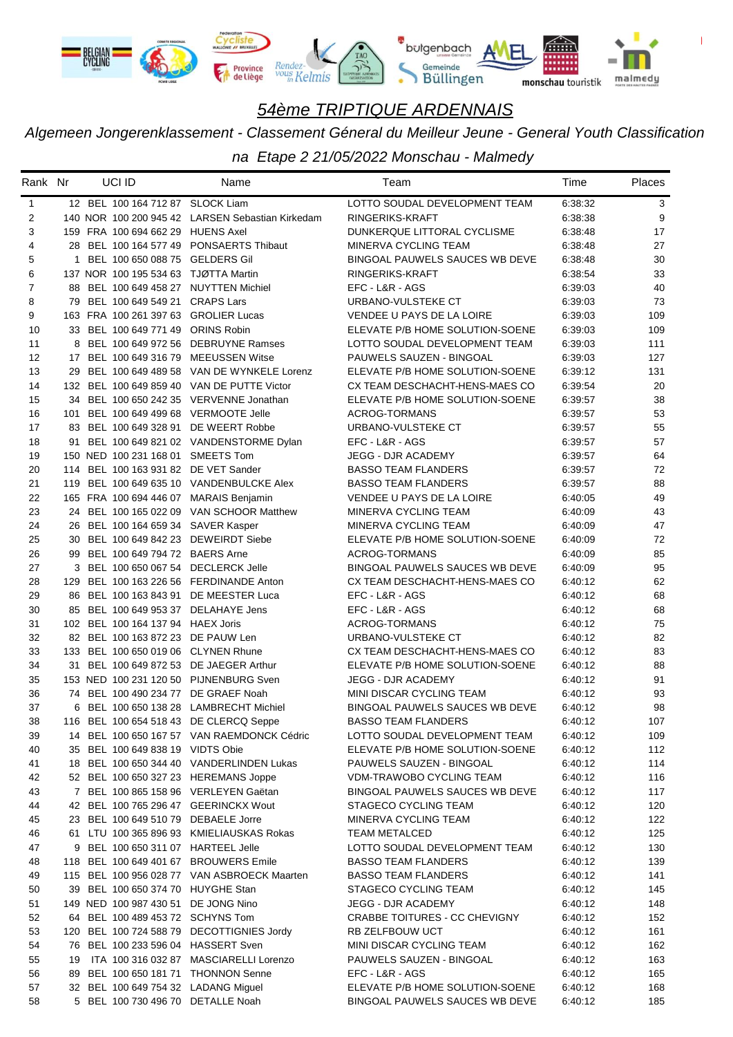# *54ème TRIPTIQUE ARDENNAIS*

*Algemeen Jongerenklassement - Classement Géneral du Meilleur Jeune - General Youth Classification*

*na Etape 2 21/05/2022 Monschau - Malmedy*

| Rank | Nr | | UCI ID | Name | Team | Time | Places |
|---|---|---|---|---|---|---|---|
| 1 | 12 | BEL | 100 164 712 87 | SLOCK Liam | LOTTO SOUDAL DEVELOPMENT TEAM | 6:38:32 | 3 |
| 2 | 140 | NOR | 100 200 945 42 | LARSEN Sebastian Kirkedam | RINGERIKS-KRAFT | 6:38:38 | 9 |
| 3 | 159 | FRA | 100 694 662 29 | HUENS Axel | DUNKERQUE LITTORAL CYCLISME | 6:38:48 | 17 |
| 4 | 28 | BEL | 100 164 577 49 | PONSAERTS Thibaut | MINERVA CYCLING TEAM | 6:38:48 | 27 |
| 5 | 1 | BEL | 100 650 088 75 | GELDERS Gil | BINGOAL PAUWELS SAUCES WB DEVE | 6:38:48 | 30 |
| 6 | 137 | NOR | 100 195 534 63 | TJØTTA Martin | RINGERIKS-KRAFT | 6:38:54 | 33 |
| 7 | 88 | BEL | 100 649 458 27 | NUYTTEN Michiel | EFC - L&R - AGS | 6:39:03 | 40 |
| 8 | 79 | BEL | 100 649 549 21 | CRAPS Lars | URBANO-VULSTEKE CT | 6:39:03 | 73 |
| 9 | 163 | FRA | 100 261 397 63 | GROLIER Lucas | VENDEE U PAYS DE LA LOIRE | 6:39:03 | 109 |
| 10 | 33 | BEL | 100 649 771 49 | ORINS Robin | ELEVATE P/B HOME SOLUTION-SOENE | 6:39:03 | 109 |
| 11 | 8 | BEL | 100 649 972 56 | DEBRUYNE Ramses | LOTTO SOUDAL DEVELOPMENT TEAM | 6:39:03 | 111 |
| 12 | 17 | BEL | 100 649 316 79 | MEEUSSEN Witse | PAUWELS SAUZEN - BINGOAL | 6:39:03 | 127 |
| 13 | 29 | BEL | 100 649 489 58 | VAN DE WYNKELE Lorenz | ELEVATE P/B HOME SOLUTION-SOENE | 6:39:12 | 131 |
| 14 | 132 | BEL | 100 649 859 40 | VAN DE PUTTE Victor | CX TEAM DESCHACHT-HENS-MAES CO | 6:39:54 | 20 |
| 15 | 34 | BEL | 100 650 242 35 | VERVENNE Jonathan | ELEVATE P/B HOME SOLUTION-SOENE | 6:39:57 | 38 |
| 16 | 101 | BEL | 100 649 499 68 | VERMOOTE Jelle | ACROG-TORMANS | 6:39:57 | 53 |
| 17 | 83 | BEL | 100 649 328 91 | DE WEERT Robbe | URBANO-VULSTEKE CT | 6:39:57 | 55 |
| 18 | 91 | BEL | 100 649 821 02 | VANDENSTORME Dylan | EFC - L&R - AGS | 6:39:57 | 57 |
| 19 | 150 | NED | 100 231 168 01 | SMEETS Tom | JEGG - DJR ACADEMY | 6:39:57 | 64 |
| 20 | 114 | BEL | 100 163 931 82 | DE VET Sander | BASSO TEAM FLANDERS | 6:39:57 | 72 |
| 21 | 119 | BEL | 100 649 635 10 | VANDENBULCKE Alex | BASSO TEAM FLANDERS | 6:39:57 | 88 |
| 22 | 165 | FRA | 100 694 446 07 | MARAIS Benjamin | VENDEE U PAYS DE LA LOIRE | 6:40:05 | 49 |
| 23 | 24 | BEL | 100 165 022 09 | VAN SCHOOR Matthew | MINERVA CYCLING TEAM | 6:40:09 | 43 |
| 24 | 26 | BEL | 100 164 659 34 | SAVER Kasper | MINERVA CYCLING TEAM | 6:40:09 | 47 |
| 25 | 30 | BEL | 100 649 842 23 | DEWEIRDT Siebe | ELEVATE P/B HOME SOLUTION-SOENE | 6:40:09 | 72 |
| 26 | 99 | BEL | 100 649 794 72 | BAERS Arne | ACROG-TORMANS | 6:40:09 | 85 |
| 27 | 3 | BEL | 100 650 067 54 | DECLERCK Jelle | BINGOAL PAUWELS SAUCES WB DEVE | 6:40:09 | 95 |
| 28 | 129 | BEL | 100 163 226 56 | FERDINANDE Anton | CX TEAM DESCHACHT-HENS-MAES CO | 6:40:12 | 62 |
| 29 | 86 | BEL | 100 163 843 91 | DE MEESTER Luca | EFC - L&R - AGS | 6:40:12 | 68 |
| 30 | 85 | BEL | 100 649 953 37 | DELAHAYE Jens | EFC - L&R - AGS | 6:40:12 | 68 |
| 31 | 102 | BEL | 100 164 137 94 | HAEX Joris | ACROG-TORMANS | 6:40:12 | 75 |
| 32 | 82 | BEL | 100 163 872 23 | DE PAUW Len | URBANO-VULSTEKE CT | 6:40:12 | 82 |
| 33 | 133 | BEL | 100 650 019 06 | CLYNEN Rhune | CX TEAM DESCHACHT-HENS-MAES CO | 6:40:12 | 83 |
| 34 | 31 | BEL | 100 649 872 53 | DE JAEGER Arthur | ELEVATE P/B HOME SOLUTION-SOENE | 6:40:12 | 88 |
| 35 | 153 | NED | 100 231 120 50 | PIJNENBURG Sven | JEGG - DJR ACADEMY | 6:40:12 | 91 |
| 36 | 74 | BEL | 100 490 234 77 | DE GRAEF Noah | MINI DISCAR CYCLING TEAM | 6:40:12 | 93 |
| 37 | 6 | BEL | 100 650 138 28 | LAMBRECHT Michiel | BINGOAL PAUWELS SAUCES WB DEVE | 6:40:12 | 98 |
| 38 | 116 | BEL | 100 654 518 43 | DE CLERCQ Seppe | BASSO TEAM FLANDERS | 6:40:12 | 107 |
| 39 | 14 | BEL | 100 650 167 57 | VAN RAEMDONCK Cédric | LOTTO SOUDAL DEVELOPMENT TEAM | 6:40:12 | 109 |
| 40 | 35 | BEL | 100 649 838 19 | VIDTS Obie | ELEVATE P/B HOME SOLUTION-SOENE | 6:40:12 | 112 |
| 41 | 18 | BEL | 100 650 344 40 | VANDERLINDEN Lukas | PAUWELS SAUZEN - BINGOAL | 6:40:12 | 114 |
| 42 | 52 | BEL | 100 650 327 23 | HEREMANS Joppe | VDM-TRAWOBO CYCLING TEAM | 6:40:12 | 116 |
| 43 | 7 | BEL | 100 865 158 96 | VERLEYEN Gaëtan | BINGOAL PAUWELS SAUCES WB DEVE | 6:40:12 | 117 |
| 44 | 42 | BEL | 100 765 296 47 | GEERINCKX Wout | STAGECO CYCLING TEAM | 6:40:12 | 120 |
| 45 | 23 | BEL | 100 649 510 79 | DEBAELE Jorre | MINERVA CYCLING TEAM | 6:40:12 | 122 |
| 46 | 61 | LTU | 100 365 896 93 | KMIELIAUSKAS Rokas | TEAM METALCED | 6:40:12 | 125 |
| 47 | 9 | BEL | 100 650 311 07 | HARTEEL Jelle | LOTTO SOUDAL DEVELOPMENT TEAM | 6:40:12 | 130 |
| 48 | 118 | BEL | 100 649 401 67 | BROUWERS Emile | BASSO TEAM FLANDERS | 6:40:12 | 139 |
| 49 | 115 | BEL | 100 956 028 77 | VAN ASBROECK Maarten | BASSO TEAM FLANDERS | 6:40:12 | 141 |
| 50 | 39 | BEL | 100 650 374 70 | HUYGHE Stan | STAGECO CYCLING TEAM | 6:40:12 | 145 |
| 51 | 149 | NED | 100 987 430 51 | DE JONG Nino | JEGG - DJR ACADEMY | 6:40:12 | 148 |
| 52 | 64 | BEL | 100 489 453 72 | SCHYNS Tom | CRABBE TOITURES - CC CHEVIGNY | 6:40:12 | 152 |
| 53 | 120 | BEL | 100 724 588 79 | DECOTTIGNIES Jordy | RB ZELFBOUW UCT | 6:40:12 | 161 |
| 54 | 76 | BEL | 100 233 596 04 | HASSERT Sven | MINI DISCAR CYCLING TEAM | 6:40:12 | 162 |
| 55 | 19 | ITA | 100 316 032 87 | MASCIARELLI Lorenzo | PAUWELS SAUZEN - BINGOAL | 6:40:12 | 163 |
| 56 | 89 | BEL | 100 650 181 71 | THONNON Senne | EFC - L&R - AGS | 6:40:12 | 165 |
| 57 | 32 | BEL | 100 649 754 32 | LADANG Miguel | ELEVATE P/B HOME SOLUTION-SOENE | 6:40:12 | 168 |
| 58 | 5 | BEL | 100 730 496 70 | DETALLE Noah | BINGOAL PAUWELS SAUCES WB DEVE | 6:40:12 | 185 |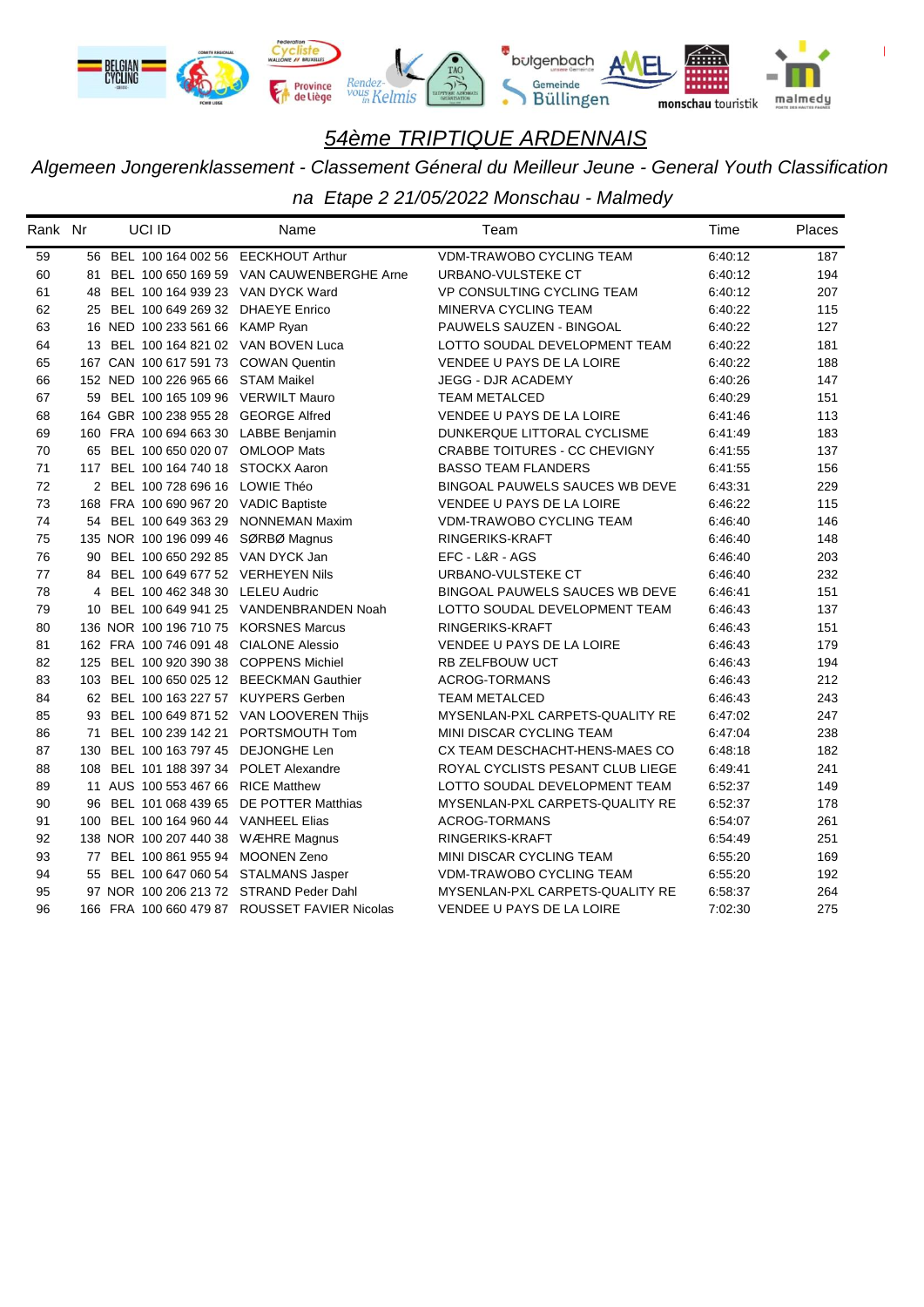## 54ème TRIPTIQUE ARDENNAIS

*Algemeen Jongerenklassement - Classement Géneral du Meilleur Jeune - General Youth Classification*

*na Etape 2 21/05/2022 Monschau - Malmedy*

| Rank | Nr | | UCI ID | Name | Team | Time | Places |
|---|---|---|---|---|---|---|---|
| 59 | 56 | BEL | 100 164 002 56 | EECKHOUT Arthur | VDM-TRAWOBO CYCLING TEAM | 6:40:12 | 187 |
| 60 | 81 | BEL | 100 650 169 59 | VAN CAUWENBERGHE Arne | URBANO-VULSTEKE CT | 6:40:12 | 194 |
| 61 | 48 | BEL | 100 164 939 23 | VAN DYCK Ward | VP CONSULTING CYCLING TEAM | 6:40:12 | 207 |
| 62 | 25 | BEL | 100 649 269 32 | DHAEYE Enrico | MINERVA CYCLING TEAM | 6:40:22 | 115 |
| 63 | 16 | NED | 100 233 561 66 | KAMP Ryan | PAUWELS SAUZEN - BINGOAL | 6:40:22 | 127 |
| 64 | 13 | BEL | 100 164 821 02 | VAN BOVEN Luca | LOTTO SOUDAL DEVELOPMENT TEAM | 6:40:22 | 181 |
| 65 | 167 | CAN | 100 617 591 73 | COWAN Quentin | VENDEE U PAYS DE LA LOIRE | 6:40:22 | 188 |
| 66 | 152 | NED | 100 226 965 66 | STAM Maikel | JEGG - DJR ACADEMY | 6:40:26 | 147 |
| 67 | 59 | BEL | 100 165 109 96 | VERWILT Mauro | TEAM METALCED | 6:40:29 | 151 |
| 68 | 164 | GBR | 100 238 955 28 | GEORGE Alfred | VENDEE U PAYS DE LA LOIRE | 6:41:46 | 113 |
| 69 | 160 | FRA | 100 694 663 30 | LABBE Benjamin | DUNKERQUE LITTORAL CYCLISME | 6:41:49 | 183 |
| 70 | 65 | BEL | 100 650 020 07 | OMLOOP Mats | CRABBE TOITURES - CC CHEVIGNY | 6:41:55 | 137 |
| 71 | 117 | BEL | 100 164 740 18 | STOCKX Aaron | BASSO TEAM FLANDERS | 6:41:55 | 156 |
| 72 | 2 | BEL | 100 728 696 16 | LOWIE Théo | BINGOAL PAUWELS SAUCES WB DEVE | 6:43:31 | 229 |
| 73 | 168 | FRA | 100 690 967 20 | VADIC Baptiste | VENDEE U PAYS DE LA LOIRE | 6:46:22 | 115 |
| 74 | 54 | BEL | 100 649 363 29 | NONNEMAN Maxim | VDM-TRAWOBO CYCLING TEAM | 6:46:40 | 146 |
| 75 | 135 | NOR | 100 196 099 46 | SØRBØ Magnus | RINGERIKS-KRAFT | 6:46:40 | 148 |
| 76 | 90 | BEL | 100 650 292 85 | VAN DYCK Jan | EFC - L&R - AGS | 6:46:40 | 203 |
| 77 | 84 | BEL | 100 649 677 52 | VERHEYEN Nils | URBANO-VULSTEKE CT | 6:46:40 | 232 |
| 78 | 4 | BEL | 100 462 348 30 | LELEU Audric | BINGOAL PAUWELS SAUCES WB DEVE | 6:46:41 | 151 |
| 79 | 10 | BEL | 100 649 941 25 | VANDENBRANDEN Noah | LOTTO SOUDAL DEVELOPMENT TEAM | 6:46:43 | 137 |
| 80 | 136 | NOR | 100 196 710 75 | KORSNES Marcus | RINGERIKS-KRAFT | 6:46:43 | 151 |
| 81 | 162 | FRA | 100 746 091 48 | CIALONE Alessio | VENDEE U PAYS DE LA LOIRE | 6:46:43 | 179 |
| 82 | 125 | BEL | 100 920 390 38 | COPPENS Michiel | RB ZELFBOUW UCT | 6:46:43 | 194 |
| 83 | 103 | BEL | 100 650 025 12 | BEECKMAN Gauthier | ACROG-TORMANS | 6:46:43 | 212 |
| 84 | 62 | BEL | 100 163 227 57 | KUYPERS Gerben | TEAM METALCED | 6:46:43 | 243 |
| 85 | 93 | BEL | 100 649 871 52 | VAN LOOVEREN Thijs | MYSENLAN-PXL CARPETS-QUALITY RE | 6:47:02 | 247 |
| 86 | 71 | BEL | 100 239 142 21 | PORTSMOUTH Tom | MINI DISCAR CYCLING TEAM | 6:47:04 | 238 |
| 87 | 130 | BEL | 100 163 797 45 | DEJONGHE Len | CX TEAM DESCHACHT-HENS-MAES CO | 6:48:18 | 182 |
| 88 | 108 | BEL | 101 188 397 34 | POLET Alexandre | ROYAL CYCLISTS PESANT CLUB LIEGE | 6:49:41 | 241 |
| 89 | 11 | AUS | 100 553 467 66 | RICE Matthew | LOTTO SOUDAL DEVELOPMENT TEAM | 6:52:37 | 149 |
| 90 | 96 | BEL | 101 068 439 65 | DE POTTER Matthias | MYSENLAN-PXL CARPETS-QUALITY RE | 6:52:37 | 178 |
| 91 | 100 | BEL | 100 164 960 44 | VANHEEL Elias | ACROG-TORMANS | 6:54:07 | 261 |
| 92 | 138 | NOR | 100 207 440 38 | WÆHRE Magnus | RINGERIKS-KRAFT | 6:54:49 | 251 |
| 93 | 77 | BEL | 100 861 955 94 | MOONEN Zeno | MINI DISCAR CYCLING TEAM | 6:55:20 | 169 |
| 94 | 55 | BEL | 100 647 060 54 | STALMANS Jasper | VDM-TRAWOBO CYCLING TEAM | 6:55:20 | 192 |
| 95 | 97 | NOR | 100 206 213 72 | STRAND Peder Dahl | MYSENLAN-PXL CARPETS-QUALITY RE | 6:58:37 | 264 |
| 96 | 166 | FRA | 100 660 479 87 | ROUSSET FAVIER Nicolas | VENDEE U PAYS DE LA LOIRE | 7:02:30 | 275 |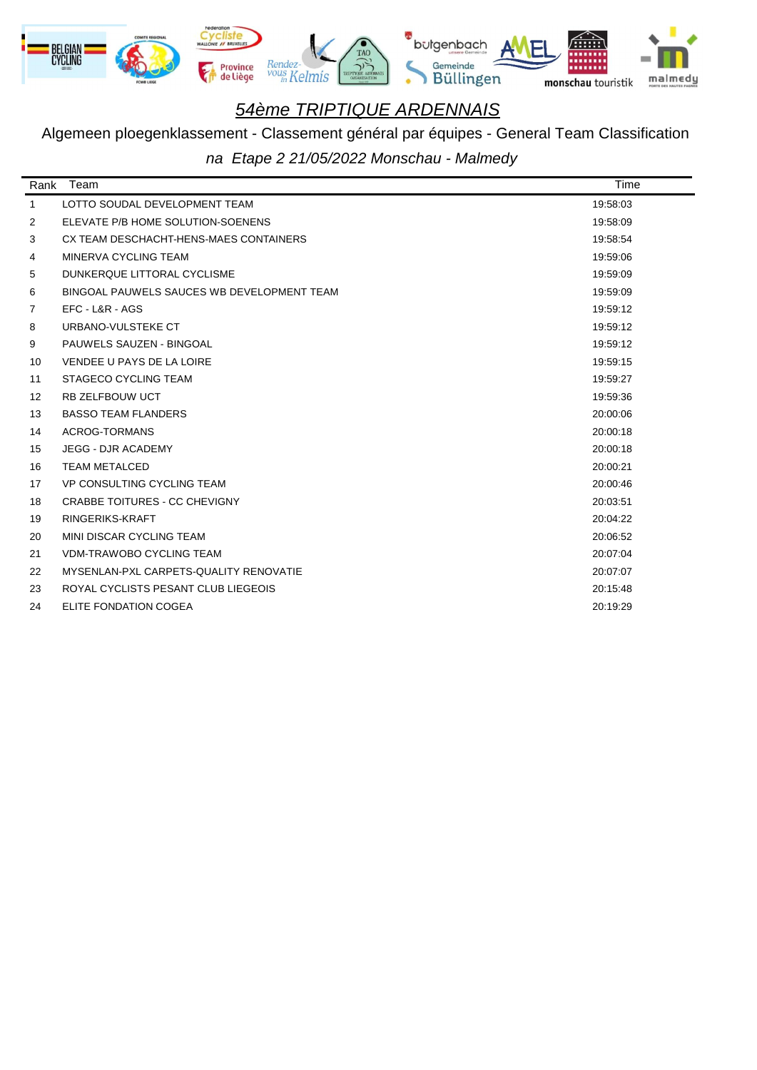# *54ème TRIPTIQUE ARDENNAIS*

Algemeen ploegenklassement - Classement général par équipes - General Team Classification

*na Etape 2 21/05/2022 Monschau - Malmedy*

| Rank | Team | Time |
|---|---|---|
| 1 | LOTTO SOUDAL DEVELOPMENT TEAM | 19:58:03 |
| 2 | ELEVATE P/B HOME SOLUTION-SOENENS | 19:58:09 |
| 3 | CX TEAM DESCHACHT-HENS-MAES CONTAINERS | 19:58:54 |
| 4 | MINERVA CYCLING TEAM | 19:59:06 |
| 5 | DUNKERQUE LITTORAL CYCLISME | 19:59:09 |
| 6 | BINGOAL PAUWELS SAUCES WB DEVELOPMENT TEAM | 19:59:09 |
| 7 | EFC - L&R - AGS | 19:59:12 |
| 8 | URBANO-VULSTEKE CT | 19:59:12 |
| 9 | PAUWELS SAUZEN - BINGOAL | 19:59:12 |
| 10 | VENDEE U PAYS DE LA LOIRE | 19:59:15 |
| 11 | STAGECO CYCLING TEAM | 19:59:27 |
| 12 | RB ZELFBOUW UCT | 19:59:36 |
| 13 | BASSO TEAM FLANDERS | 20:00:06 |
| 14 | ACROG-TORMANS | 20:00:18 |
| 15 | JEGG - DJR ACADEMY | 20:00:18 |
| 16 | TEAM METALCED | 20:00:21 |
| 17 | VP CONSULTING CYCLING TEAM | 20:00:46 |
| 18 | CRABBE TOITURES - CC CHEVIGNY | 20:03:51 |
| 19 | RINGERIKS-KRAFT | 20:04:22 |
| 20 | MINI DISCAR CYCLING TEAM | 20:06:52 |
| 21 | VDM-TRAWOBO CYCLING TEAM | 20:07:04 |
| 22 | MYSENLAN-PXL CARPETS-QUALITY RENOVATIE | 20:07:07 |
| 23 | ROYAL CYCLISTS PESANT CLUB LIEGEOIS | 20:15:48 |
| 24 | ELITE FONDATION COGEA | 20:19:29 |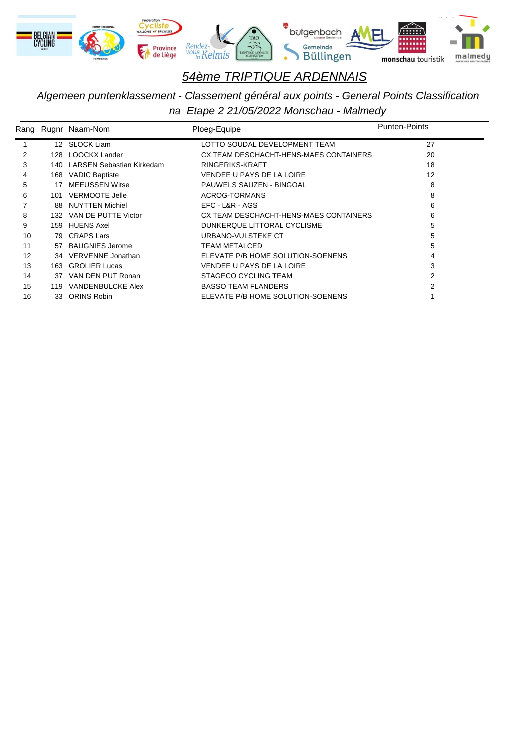# 54ème TRIPTIQUE ARDENNAIS

*Algemeen puntenklassement - Classement général aux points - General Points Classification*

*na Etape 2 21/05/2022 Monschau - Malmedy*

| Rang | Rugnr | Naam-Nom | Ploeg-Equipe | Punten-Points |
|---|---|---|---|---|
| 1 | 12 | SLOCK Liam | LOTTO SOUDAL DEVELOPMENT TEAM | 27 |
| 2 | 128 | LOOCKX Lander | CX TEAM DESCHACHT-HENS-MAES CONTAINERS | 20 |
| 3 | 140 | LARSEN Sebastian Kirkedam | RINGERIKS-KRAFT | 18 |
| 4 | 168 | VADIC Baptiste | VENDEE U PAYS DE LA LOIRE | 12 |
| 5 | 17 | MEEUSSEN Witse | PAUWELS SAUZEN - BINGOAL | 8 |
| 6 | 101 | VERMOOTE Jelle | ACROG-TORMANS | 8 |
| 7 | 88 | NUYTTEN Michiel | EFC - L&R - AGS | 6 |
| 8 | 132 | VAN DE PUTTE Victor | CX TEAM DESCHACHT-HENS-MAES CONTAINERS | 6 |
| 9 | 159 | HUENS Axel | DUNKERQUE LITTORAL CYCLISME | 5 |
| 10 | 79 | CRAPS Lars | URBANO-VULSTEKE CT | 5 |
| 11 | 57 | BAUGNIES Jerome | TEAM METALCED | 5 |
| 12 | 34 | VERVENNE Jonathan | ELEVATE P/B HOME SOLUTION-SOENENS | 4 |
| 13 | 163 | GROLIER Lucas | VENDEE U PAYS DE LA LOIRE | 3 |
| 14 | 37 | VAN DEN PUT Ronan | STAGECO CYCLING TEAM | 2 |
| 15 | 119 | VANDENBULCKE Alex | BASSO TEAM FLANDERS | 2 |
| 16 | 33 | ORINS Robin | ELEVATE P/B HOME SOLUTION-SOENENS | 1 |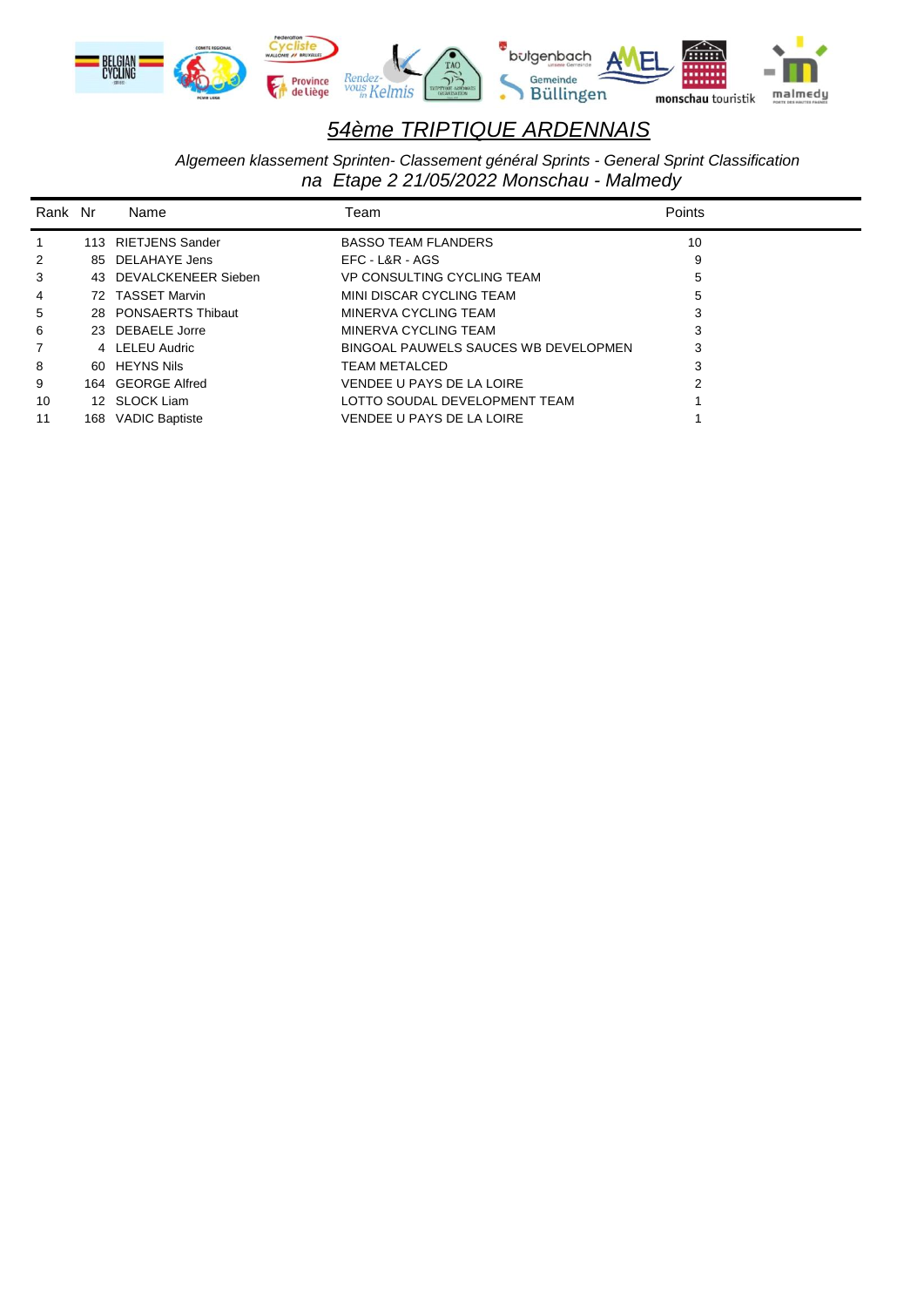# 54ème TRIPTIQUE ARDENNAIS

*Algemeen klassement Sprinten- Classement général Sprints - General Sprint Classification*

*na Etape 2 21/05/2022 Monschau - Malmedy*

| Rank | Nr | Name | Team | Points |
|---|---|---|---|---|
| 1 | 113 | RIETJENS Sander | BASSO TEAM FLANDERS | 10 |
| 2 | 85 | DELAHAYE Jens | EFC - L&R - AGS | 9 |
| 3 | 43 | DEVALCKENEER Sieben | VP CONSULTING CYCLING TEAM | 5 |
| 4 | 72 | TASSET Marvin | MINI DISCAR CYCLING TEAM | 5 |
| 5 | 28 | PONSAERTS Thibaut | MINERVA CYCLING TEAM | 3 |
| 6 | 23 | DEBAELE Jorre | MINERVA CYCLING TEAM | 3 |
| 7 | 4 | LELEU Audric | BINGOAL PAUWELS SAUCES WB DEVELOPMEN | 3 |
| 8 | 60 | HEYNS Nils | TEAM METALCED | 3 |
| 9 | 164 | GEORGE Alfred | VENDEE U PAYS DE LA LOIRE | 2 |
| 10 | 12 | SLOCK Liam | LOTTO SOUDAL DEVELOPMENT TEAM | 1 |
| 11 | 168 | VADIC Baptiste | VENDEE U PAYS DE LA LOIRE | 1 |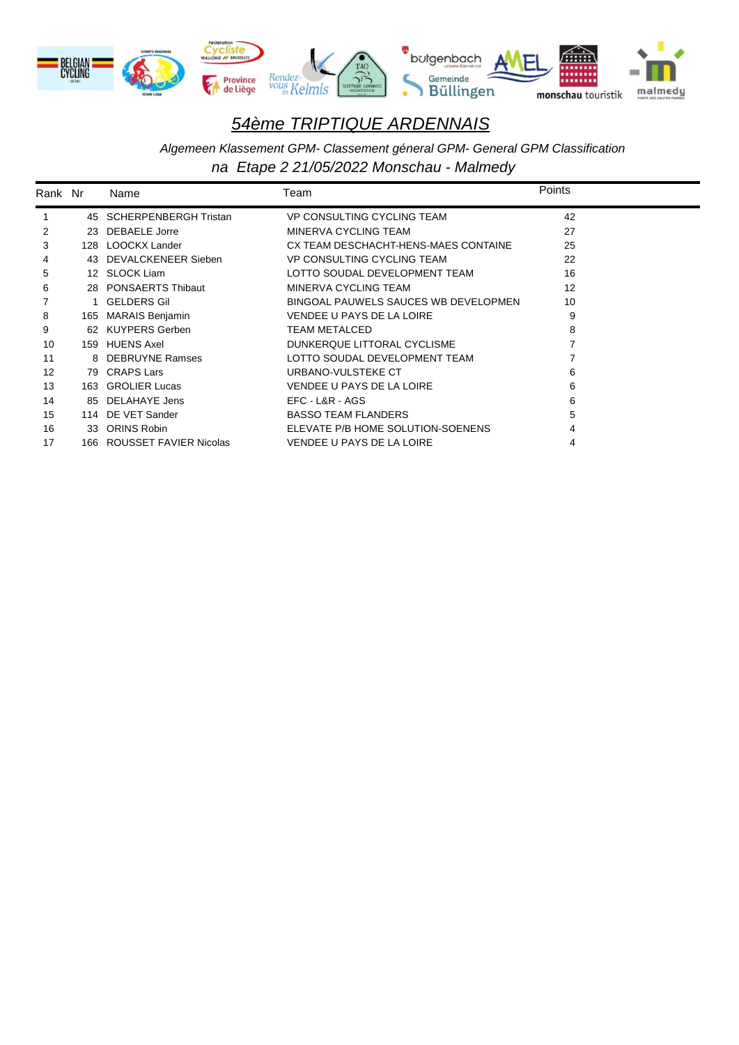# 54ème TRIPTIQUE ARDENNAIS

*Algemeen Klassement GPM- Classement géneral GPM- General GPM Classification*

*na Etape 2 21/05/2022 Monschau - Malmedy*

| Rank | Nr | Name | Team | Points |
|---|---|---|---|---|
| 1 | 45 | SCHERPENBERGH Tristan | VP CONSULTING CYCLING TEAM | 42 |
| 2 | 23 | DEBAELE Jorre | MINERVA CYCLING TEAM | 27 |
| 3 | 128 | LOOCKX Lander | CX TEAM DESCHACHT-HENS-MAES CONTAINE | 25 |
| 4 | 43 | DEVALCKENEER Sieben | VP CONSULTING CYCLING TEAM | 22 |
| 5 | 12 | SLOCK Liam | LOTTO SOUDAL DEVELOPMENT TEAM | 16 |
| 6 | 28 | PONSAERTS Thibaut | MINERVA CYCLING TEAM | 12 |
| 7 | 1 | GELDERS Gil | BINGOAL PAUWELS SAUCES WB DEVELOPMEN | 10 |
| 8 | 165 | MARAIS Benjamin | VENDEE U PAYS DE LA LOIRE | 9 |
| 9 | 62 | KUYPERS Gerben | TEAM METALCED | 8 |
| 10 | 159 | HUENS Axel | DUNKERQUE LITTORAL CYCLISME | 7 |
| 11 | 8 | DEBRUYNE Ramses | LOTTO SOUDAL DEVELOPMENT TEAM | 7 |
| 12 | 79 | CRAPS Lars | URBANO-VULSTEKE CT | 6 |
| 13 | 163 | GROLIER Lucas | VENDEE U PAYS DE LA LOIRE | 6 |
| 14 | 85 | DELAHAYE Jens | EFC - L&R - AGS | 6 |
| 15 | 114 | DE VET Sander | BASSO TEAM FLANDERS | 5 |
| 16 | 33 | ORINS Robin | ELEVATE P/B HOME SOLUTION-SOENENS | 4 |
| 17 | 166 | ROUSSET FAVIER Nicolas | VENDEE U PAYS DE LA LOIRE | 4 |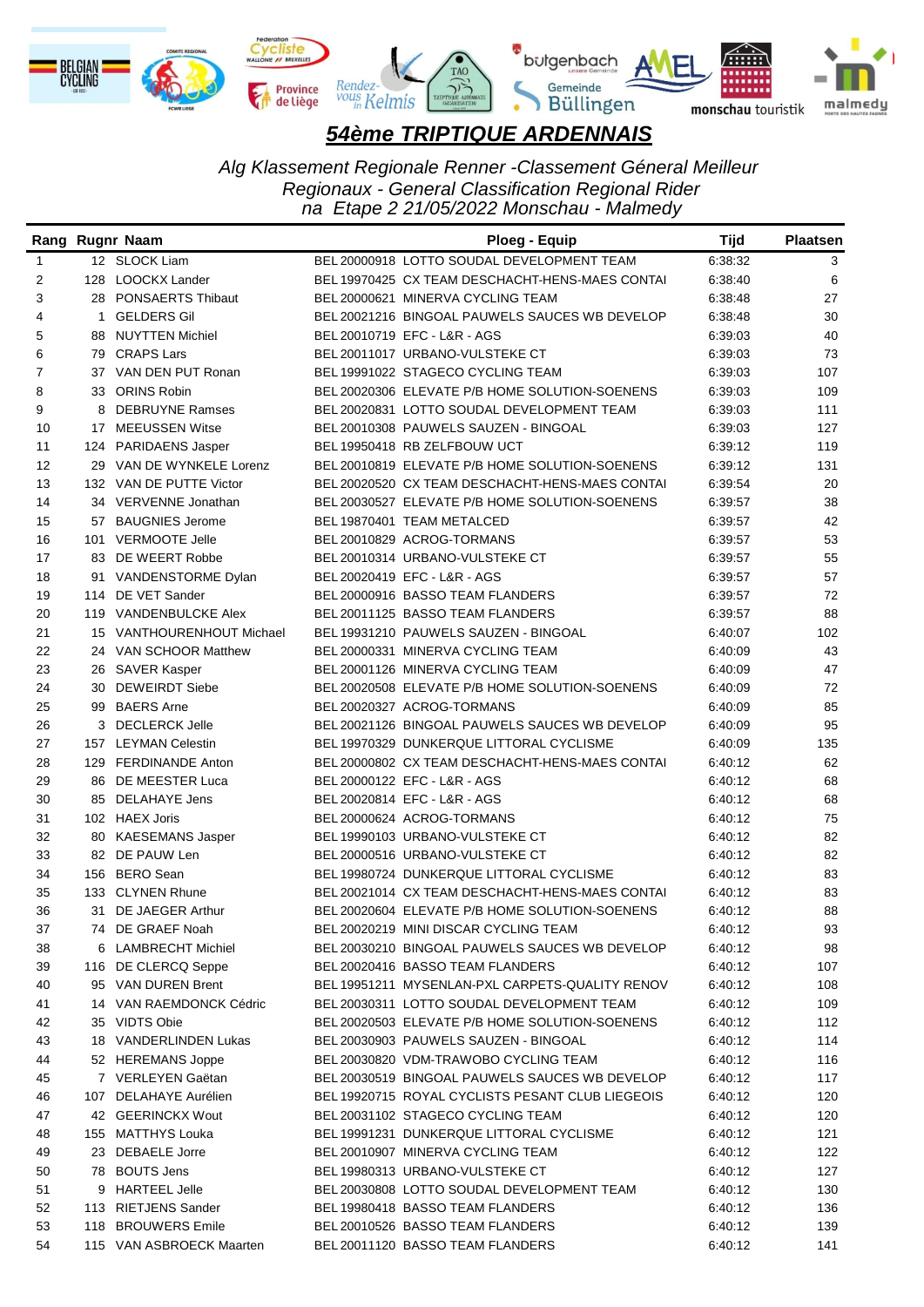## 54ème TRIPTIQUE ARDENNAIS

*Alg Klassement Regionale Renner -Classement Géneral Meilleur Regionaux - General Classification Regional Rider na Etape 2 21/05/2022 Monschau - Malmedy*

| Rang | Rugnr | Naam | Ploeg - Equip | Tijd | Plaatsen |
|---|---|---|---|---|---|
| 1 | 12 | SLOCK Liam | BEL 20000918 LOTTO SOUDAL DEVELOPMENT TEAM | 6:38:32 | 3 |
| 2 | 128 | LOOCKX Lander | BEL 19970425 CX TEAM DESCHACHT-HENS-MAES CONTAI | 6:38:40 | 6 |
| 3 | 28 | PONSAERTS Thibaut | BEL 20000621 MINERVA CYCLING TEAM | 6:38:48 | 27 |
| 4 | 1 | GELDERS Gil | BEL 20021216 BINGOAL PAUWELS SAUCES WB DEVELOP | 6:38:48 | 30 |
| 5 | 88 | NUYTTEN Michiel | BEL 20010719 EFC - L&R - AGS | 6:39:03 | 40 |
| 6 | 79 | CRAPS Lars | BEL 20011017 URBANO-VULSTEKE CT | 6:39:03 | 73 |
| 7 | 37 | VAN DEN PUT Ronan | BEL 19991022 STAGECO CYCLING TEAM | 6:39:03 | 107 |
| 8 | 33 | ORINS Robin | BEL 20020306 ELEVATE P/B HOME SOLUTION-SOENENS | 6:39:03 | 109 |
| 9 | 8 | DEBRUYNE Ramses | BEL 20020831 LOTTO SOUDAL DEVELOPMENT TEAM | 6:39:03 | 111 |
| 10 | 17 | MEEUSSEN Witse | BEL 20010308 PAUWELS SAUZEN - BINGOAL | 6:39:03 | 127 |
| 11 | 124 | PARIDAENS Jasper | BEL 19950418 RB ZELFBOUW UCT | 6:39:12 | 119 |
| 12 | 29 | VAN DE WYNKELE Lorenz | BEL 20010819 ELEVATE P/B HOME SOLUTION-SOENENS | 6:39:12 | 131 |
| 13 | 132 | VAN DE PUTTE Victor | BEL 20020520 CX TEAM DESCHACHT-HENS-MAES CONTAI | 6:39:54 | 20 |
| 14 | 34 | VERVENNE Jonathan | BEL 20030527 ELEVATE P/B HOME SOLUTION-SOENENS | 6:39:57 | 38 |
| 15 | 57 | BAUGNIES Jerome | BEL 19870401 TEAM METALCED | 6:39:57 | 42 |
| 16 | 101 | VERMOOTE Jelle | BEL 20010829 ACROG-TORMANS | 6:39:57 | 53 |
| 17 | 83 | DE WEERT Robbe | BEL 20010314 URBANO-VULSTEKE CT | 6:39:57 | 55 |
| 18 | 91 | VANDENSTORME Dylan | BEL 20020419 EFC - L&R - AGS | 6:39:57 | 57 |
| 19 | 114 | DE VET Sander | BEL 20000916 BASSO TEAM FLANDERS | 6:39:57 | 72 |
| 20 | 119 | VANDENBULCKE Alex | BEL 20011125 BASSO TEAM FLANDERS | 6:39:57 | 88 |
| 21 | 15 | VANTHOURENHOUT Michael | BEL 19931210 PAUWELS SAUZEN - BINGOAL | 6:40:07 | 102 |
| 22 | 24 | VAN SCHOOR Matthew | BEL 20000331 MINERVA CYCLING TEAM | 6:40:09 | 43 |
| 23 | 26 | SAVER Kasper | BEL 20001126 MINERVA CYCLING TEAM | 6:40:09 | 47 |
| 24 | 30 | DEWEIRDT Siebe | BEL 20020508 ELEVATE P/B HOME SOLUTION-SOENENS | 6:40:09 | 72 |
| 25 | 99 | BAERS Arne | BEL 20020327 ACROG-TORMANS | 6:40:09 | 85 |
| 26 | 3 | DECLERCK Jelle | BEL 20021126 BINGOAL PAUWELS SAUCES WB DEVELOP | 6:40:09 | 95 |
| 27 | 157 | LEYMAN Celestin | BEL 19970329 DUNKERQUE LITTORAL CYCLISME | 6:40:09 | 135 |
| 28 | 129 | FERDINANDE Anton | BEL 20000802 CX TEAM DESCHACHT-HENS-MAES CONTAI | 6:40:12 | 62 |
| 29 | 86 | DE MEESTER Luca | BEL 20000122 EFC - L&R - AGS | 6:40:12 | 68 |
| 30 | 85 | DELAHAYE Jens | BEL 20020814 EFC - L&R - AGS | 6:40:12 | 68 |
| 31 | 102 | HAEX Joris | BEL 20000624 ACROG-TORMANS | 6:40:12 | 75 |
| 32 | 80 | KAESEMANS Jasper | BEL 19990103 URBANO-VULSTEKE CT | 6:40:12 | 82 |
| 33 | 82 | DE PAUW Len | BEL 20000516 URBANO-VULSTEKE CT | 6:40:12 | 82 |
| 34 | 156 | BERO Sean | BEL 19980724 DUNKERQUE LITTORAL CYCLISME | 6:40:12 | 83 |
| 35 | 133 | CLYNEN Rhune | BEL 20021014 CX TEAM DESCHACHT-HENS-MAES CONTAI | 6:40:12 | 83 |
| 36 | 31 | DE JAEGER Arthur | BEL 20020604 ELEVATE P/B HOME SOLUTION-SOENENS | 6:40:12 | 88 |
| 37 | 74 | DE GRAEF Noah | BEL 20020219 MINI DISCAR CYCLING TEAM | 6:40:12 | 93 |
| 38 | 6 | LAMBRECHT Michiel | BEL 20030210 BINGOAL PAUWELS SAUCES WB DEVELOP | 6:40:12 | 98 |
| 39 | 116 | DE CLERCQ Seppe | BEL 20020416 BASSO TEAM FLANDERS | 6:40:12 | 107 |
| 40 | 95 | VAN DUREN Brent | BEL 19951211 MYSENLAN-PXL CARPETS-QUALITY RENOV | 6:40:12 | 108 |
| 41 | 14 | VAN RAEMDONCK Cédric | BEL 20030311 LOTTO SOUDAL DEVELOPMENT TEAM | 6:40:12 | 109 |
| 42 | 35 | VIDTS Obie | BEL 20020503 ELEVATE P/B HOME SOLUTION-SOENENS | 6:40:12 | 112 |
| 43 | 18 | VANDERLINDEN Lukas | BEL 20030903 PAUWELS SAUZEN - BINGOAL | 6:40:12 | 114 |
| 44 | 52 | HEREMANS Joppe | BEL 20030820 VDM-TRAWOBO CYCLING TEAM | 6:40:12 | 116 |
| 45 | 7 | VERLEYEN Gaëtan | BEL 20030519 BINGOAL PAUWELS SAUCES WB DEVELOP | 6:40:12 | 117 |
| 46 | 107 | DELAHAYE Aurélien | BEL 19920715 ROYAL CYCLISTS PESANT CLUB LIEGEOIS | 6:40:12 | 120 |
| 47 | 42 | GEERINCKX Wout | BEL 20031102 STAGECO CYCLING TEAM | 6:40:12 | 120 |
| 48 | 155 | MATTHYS Louka | BEL 19991231 DUNKERQUE LITTORAL CYCLISME | 6:40:12 | 121 |
| 49 | 23 | DEBAELE Jorre | BEL 20010907 MINERVA CYCLING TEAM | 6:40:12 | 122 |
| 50 | 78 | BOUTS Jens | BEL 19980313 URBANO-VULSTEKE CT | 6:40:12 | 127 |
| 51 | 9 | HARTEEL Jelle | BEL 20030808 LOTTO SOUDAL DEVELOPMENT TEAM | 6:40:12 | 130 |
| 52 | 113 | RIETJENS Sander | BEL 19980418 BASSO TEAM FLANDERS | 6:40:12 | 136 |
| 53 | 118 | BROUWERS Emile | BEL 20010526 BASSO TEAM FLANDERS | 6:40:12 | 139 |
| 54 | 115 | VAN ASBROECK Maarten | BEL 20011120 BASSO TEAM FLANDERS | 6:40:12 | 141 |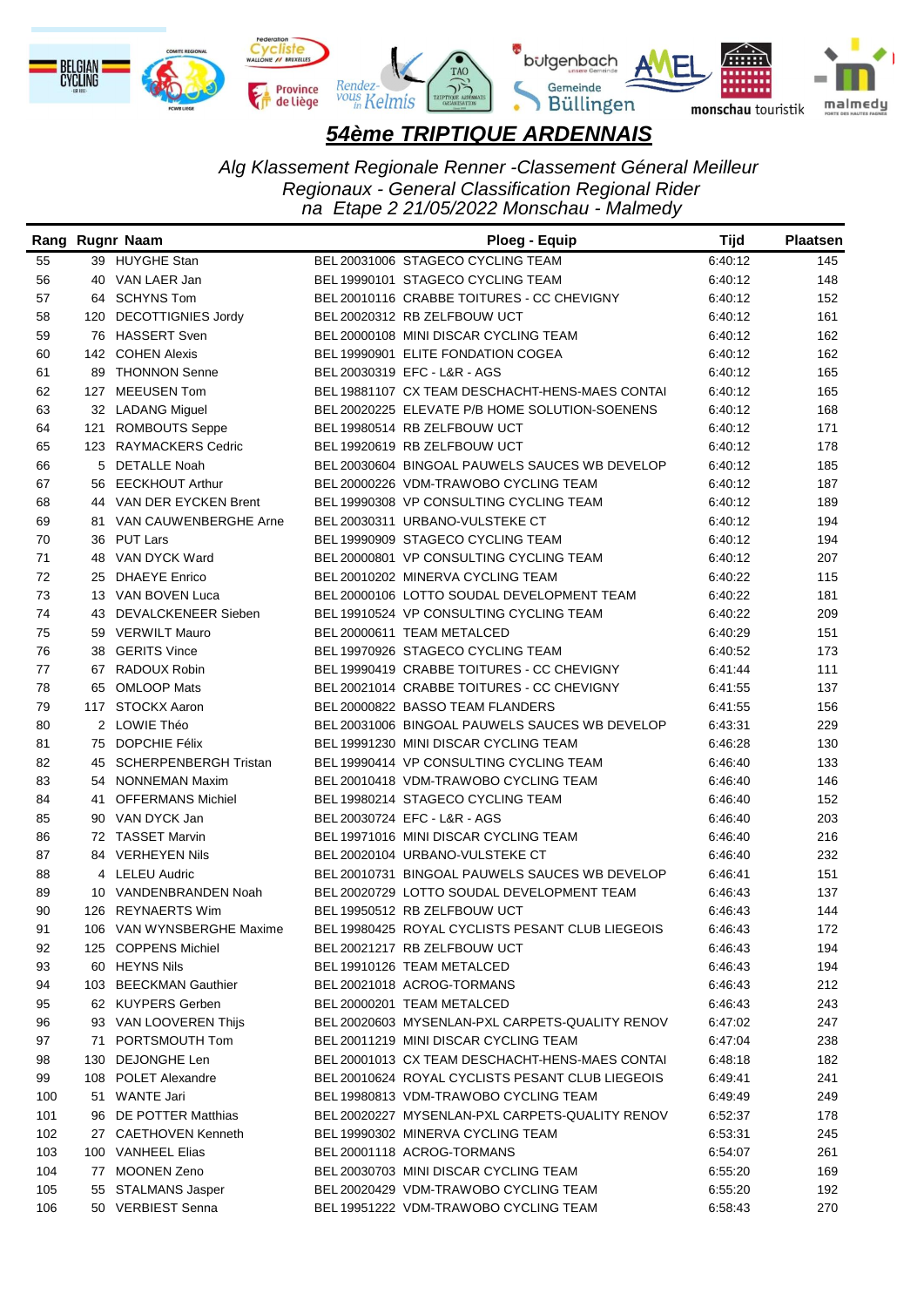## *54ème TRIPTIQUE ARDENNAIS*

*Alg Klassement Regionale Renner -Classement Géneral Meilleur Regionaux - General Classification Regional Rider na Etape 2 21/05/2022 Monschau - Malmedy*

| Rang | Rugnr | Naam | Ploeg - Equip | Tijd | Plaatsen |
|---|---|---|---|---|---|
| 55 | 39 | HUYGHE Stan | BEL 20031006 STAGECO CYCLING TEAM | 6:40:12 | 145 |
| 56 | 40 | VAN LAER Jan | BEL 19990101 STAGECO CYCLING TEAM | 6:40:12 | 148 |
| 57 | 64 | SCHYNS Tom | BEL 20010116 CRABBE TOITURES - CC CHEVIGNY | 6:40:12 | 152 |
| 58 | 120 | DECOTTIGNIES Jordy | BEL 20020312 RB ZELFBOUW UCT | 6:40:12 | 161 |
| 59 | 76 | HASSERT Sven | BEL 20000108 MINI DISCAR CYCLING TEAM | 6:40:12 | 162 |
| 60 | 142 | COHEN Alexis | BEL 19990901 ELITE FONDATION COGEA | 6:40:12 | 162 |
| 61 | 89 | THONNON Senne | BEL 20030319 EFC - L&R - AGS | 6:40:12 | 165 |
| 62 | 127 | MEEUSEN Tom | BEL 19881107 CX TEAM DESCHACHT-HENS-MAES CONTAI | 6:40:12 | 165 |
| 63 | 32 | LADANG Miguel | BEL 20020225 ELEVATE P/B HOME SOLUTION-SOENENS | 6:40:12 | 168 |
| 64 | 121 | ROMBOUTS Seppe | BEL 19980514 RB ZELFBOUW UCT | 6:40:12 | 171 |
| 65 | 123 | RAYMACKERS Cedric | BEL 19920619 RB ZELFBOUW UCT | 6:40:12 | 178 |
| 66 | 5 | DETALLE Noah | BEL 20030604 BINGOAL PAUWELS SAUCES WB DEVELOP | 6:40:12 | 185 |
| 67 | 56 | EECKHOUT Arthur | BEL 20000226 VDM-TRAWOBO CYCLING TEAM | 6:40:12 | 187 |
| 68 | 44 | VAN DER EYCKEN Brent | BEL 19990308 VP CONSULTING CYCLING TEAM | 6:40:12 | 189 |
| 69 | 81 | VAN CAUWENBERGHE Arne | BEL 20030311 URBANO-VULSTEKE CT | 6:40:12 | 194 |
| 70 | 36 | PUT Lars | BEL 19990909 STAGECO CYCLING TEAM | 6:40:12 | 194 |
| 71 | 48 | VAN DYCK Ward | BEL 20000801 VP CONSULTING CYCLING TEAM | 6:40:12 | 207 |
| 72 | 25 | DHAEYE Enrico | BEL 20010202 MINERVA CYCLING TEAM | 6:40:22 | 115 |
| 73 | 13 | VAN BOVEN Luca | BEL 20000106 LOTTO SOUDAL DEVELOPMENT TEAM | 6:40:22 | 181 |
| 74 | 43 | DEVALCKENEER Sieben | BEL 19910524 VP CONSULTING CYCLING TEAM | 6:40:22 | 209 |
| 75 | 59 | VERWILT Mauro | BEL 20000611 TEAM METALCED | 6:40:29 | 151 |
| 76 | 38 | GERITS Vince | BEL 19970926 STAGECO CYCLING TEAM | 6:40:52 | 173 |
| 77 | 67 | RADOUX Robin | BEL 19990419 CRABBE TOITURES - CC CHEVIGNY | 6:41:44 | 111 |
| 78 | 65 | OMLOOP Mats | BEL 20021014 CRABBE TOITURES - CC CHEVIGNY | 6:41:55 | 137 |
| 79 | 117 | STOCKX Aaron | BEL 20000822 BASSO TEAM FLANDERS | 6:41:55 | 156 |
| 80 | 2 | LOWIE Théo | BEL 20031006 BINGOAL PAUWELS SAUCES WB DEVELOP | 6:43:31 | 229 |
| 81 | 75 | DOPCHIE Félix | BEL 19991230 MINI DISCAR CYCLING TEAM | 6:46:28 | 130 |
| 82 | 45 | SCHERPENBERGH Tristan | BEL 19990414 VP CONSULTING CYCLING TEAM | 6:46:40 | 133 |
| 83 | 54 | NONNEMAN Maxim | BEL 20010418 VDM-TRAWOBO CYCLING TEAM | 6:46:40 | 146 |
| 84 | 41 | OFFERMANS Michiel | BEL 19980214 STAGECO CYCLING TEAM | 6:46:40 | 152 |
| 85 | 90 | VAN DYCK Jan | BEL 20030724 EFC - L&R - AGS | 6:46:40 | 203 |
| 86 | 72 | TASSET Marvin | BEL 19971016 MINI DISCAR CYCLING TEAM | 6:46:40 | 216 |
| 87 | 84 | VERHEYEN Nils | BEL 20020104 URBANO-VULSTEKE CT | 6:46:40 | 232 |
| 88 | 4 | LELEU Audric | BEL 20010731 BINGOAL PAUWELS SAUCES WB DEVELOP | 6:46:41 | 151 |
| 89 | 10 | VANDENBRANDEN Noah | BEL 20020729 LOTTO SOUDAL DEVELOPMENT TEAM | 6:46:43 | 137 |
| 90 | 126 | REYNAERTS Wim | BEL 19950512 RB ZELFBOUW UCT | 6:46:43 | 144 |
| 91 | 106 | VAN WYNSBERGHE Maxime | BEL 19980425 ROYAL CYCLISTS PESANT CLUB LIEGEOIS | 6:46:43 | 172 |
| 92 | 125 | COPPENS Michiel | BEL 20021217 RB ZELFBOUW UCT | 6:46:43 | 194 |
| 93 | 60 | HEYNS Nils | BEL 19910126 TEAM METALCED | 6:46:43 | 194 |
| 94 | 103 | BEECKMAN Gauthier | BEL 20021018 ACROG-TORMANS | 6:46:43 | 212 |
| 95 | 62 | KUYPERS Gerben | BEL 20000201 TEAM METALCED | 6:46:43 | 243 |
| 96 | 93 | VAN LOOVEREN Thijs | BEL 20020603 MYSENLAN-PXL CARPETS-QUALITY RENOV | 6:47:02 | 247 |
| 97 | 71 | PORTSMOUTH Tom | BEL 20011219 MINI DISCAR CYCLING TEAM | 6:47:04 | 238 |
| 98 | 130 | DEJONGHE Len | BEL 20001013 CX TEAM DESCHACHT-HENS-MAES CONTAI | 6:48:18 | 182 |
| 99 | 108 | POLET Alexandre | BEL 20010624 ROYAL CYCLISTS PESANT CLUB LIEGEOIS | 6:49:41 | 241 |
| 100 | 51 | WANTE Jari | BEL 19980813 VDM-TRAWOBO CYCLING TEAM | 6:49:49 | 249 |
| 101 | 96 | DE POTTER Matthias | BEL 20020227 MYSENLAN-PXL CARPETS-QUALITY RENOV | 6:52:37 | 178 |
| 102 | 27 | CAETHOVEN Kenneth | BEL 19990302 MINERVA CYCLING TEAM | 6:53:31 | 245 |
| 103 | 100 | VANHEEL Elias | BEL 20001118 ACROG-TORMANS | 6:54:07 | 261 |
| 104 | 77 | MOONEN Zeno | BEL 20030703 MINI DISCAR CYCLING TEAM | 6:55:20 | 169 |
| 105 | 55 | STALMANS Jasper | BEL 20020429 VDM-TRAWOBO CYCLING TEAM | 6:55:20 | 192 |
| 106 | 50 | VERBIEST Senna | BEL 19951222 VDM-TRAWOBO CYCLING TEAM | 6:58:43 | 270 |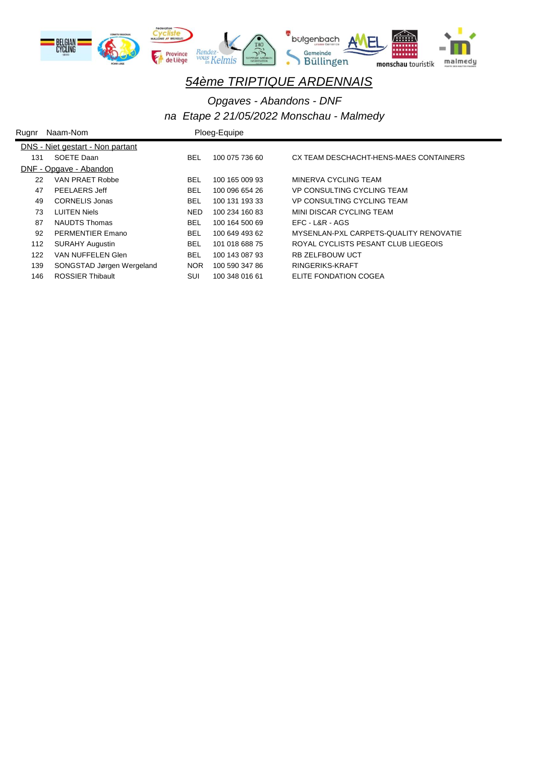# 54ème TRIPTIQUE ARDENNAIS

## Opgaves - Abandons - DNF

## na Etape 2 21/05/2022 Monschau - Malmedy

| Rugnr | Naam-Nom | | Ploeg-Equipe | |
|---|---|---|---|---|
| **DNS - Niet gestart - Non partant** | | | | |
| 131 | SOETE Daan | BEL | 100 075 736 60 | CX TEAM DESCHACHT-HENS-MAES CONTAINERS |
| **DNF - Opgave - Abandon** | | | | |
| 22 | VAN PRAET Robbe | BEL | 100 165 009 93 | MINERVA CYCLING TEAM |
| 47 | PEELAERS Jeff | BEL | 100 096 654 26 | VP CONSULTING CYCLING TEAM |
| 49 | CORNELIS Jonas | BEL | 100 131 193 33 | VP CONSULTING CYCLING TEAM |
| 73 | LUITEN Niels | NED | 100 234 160 83 | MINI DISCAR CYCLING TEAM |
| 87 | NAUDTS Thomas | BEL | 100 164 500 69 | EFC - L&R - AGS |
| 92 | PERMENTIER Emano | BEL | 100 649 493 62 | MYSENLAN-PXL CARPETS-QUALITY RENOVATIE |
| 112 | SURAHY Augustin | BEL | 101 018 688 75 | ROYAL CYCLISTS PESANT CLUB LIEGEOIS |
| 122 | VAN NUFFELEN Glen | BEL | 100 143 087 93 | RB ZELFBOUW UCT |
| 139 | SONGSTAD Jørgen Wergeland | NOR | 100 590 347 86 | RINGERIKS-KRAFT |
| 146 | ROSSIER Thibault | SUI | 100 348 016 61 | ELITE FONDATION COGEA |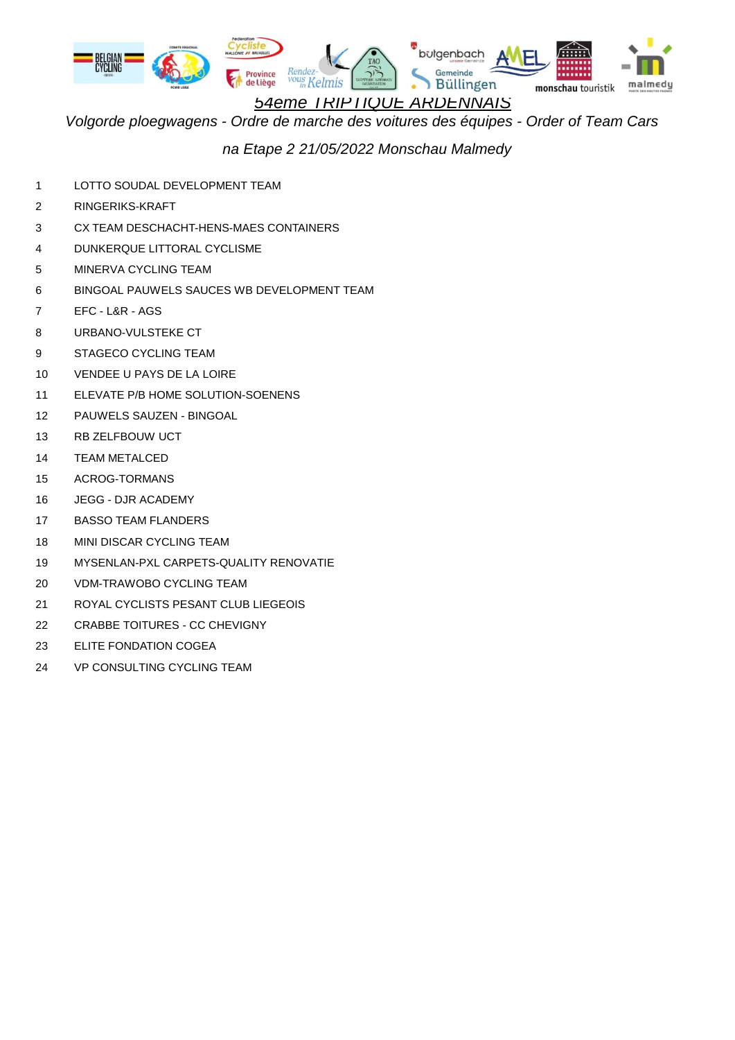# 54eme TRIPTIQUE ARDENNAIS

*Volgorde ploegwagens - Ordre de marche des voitures des équipes - Order of Team Cars*

*na Etape 2 21/05/2022 Monschau Malmedy*

| | |
|---|---|
| 1 | LOTTO SOUDAL DEVELOPMENT TEAM |
| 2 | RINGERIKS-KRAFT |
| 3 | CX TEAM DESCHACHT-HENS-MAES CONTAINERS |
| 4 | DUNKERQUE LITTORAL CYCLISME |
| 5 | MINERVA CYCLING TEAM |
| 6 | BINGOAL PAUWELS SAUCES WB DEVELOPMENT TEAM |
| 7 | EFC - L&R - AGS |
| 8 | URBANO-VULSTEKE CT |
| 9 | STAGECO CYCLING TEAM |
| 10 | VENDEE U PAYS DE LA LOIRE |
| 11 | ELEVATE P/B HOME SOLUTION-SOENENS |
| 12 | PAUWELS SAUZEN - BINGOAL |
| 13 | RB ZELFBOUW UCT |
| 14 | TEAM METALCED |
| 15 | ACROG-TORMANS |
| 16 | JEGG - DJR ACADEMY |
| 17 | BASSO TEAM FLANDERS |
| 18 | MINI DISCAR CYCLING TEAM |
| 19 | MYSENLAN-PXL CARPETS-QUALITY RENOVATIE |
| 20 | VDM-TRAWOBO CYCLING TEAM |
| 21 | ROYAL CYCLISTS PESANT CLUB LIEGEOIS |
| 22 | CRABBE TOITURES - CC CHEVIGNY |
| 23 | ELITE FONDATION COGEA |
| 24 | VP CONSULTING CYCLING TEAM |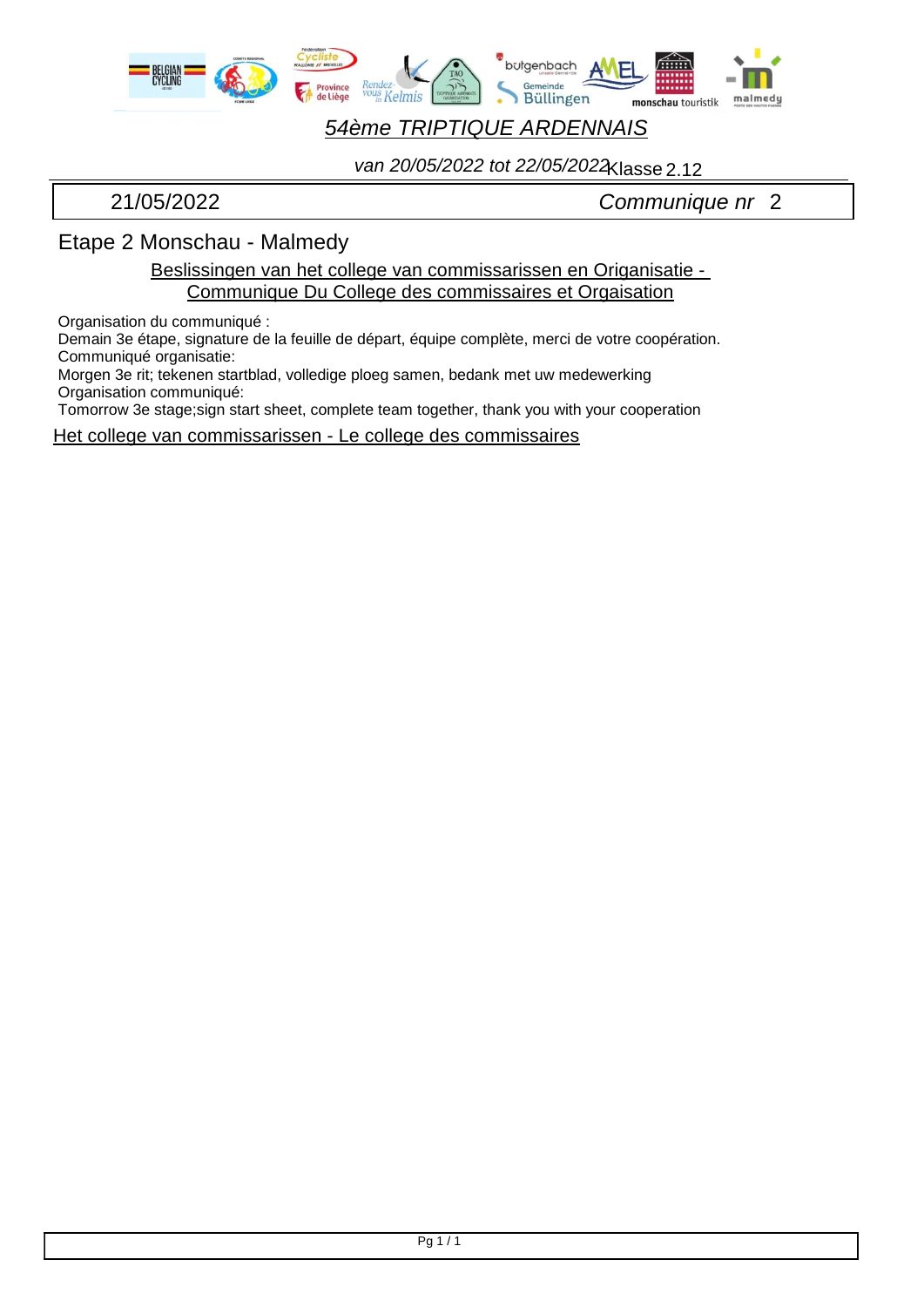# *54ème TRIPTIQUE ARDENNAIS*

*van 20/05/2022 tot 22/05/2022* Klasse 2.12

| | |
|---|---|
| 21/05/2022 | *Communique nr* 2 |

## Etape 2 Monschau - Malmedy

Beslissingen van het college van commissarissen en Origanisatie - Communique Du College des commissaires et Orgaisation

Organisation du communiqué :
Demain 3e étape, signature de la feuille de départ, équipe complète, merci de votre coopération.
Communiqué organisatie:
Morgen 3e rit; tekenen startblad, volledige ploeg samen, bedank met uw medewerking
Organisation communiqué:
Tomorrow 3e stage;sign start sheet, complete team together, thank you with your cooperation

Het college van commissarissen - Le college des commissaires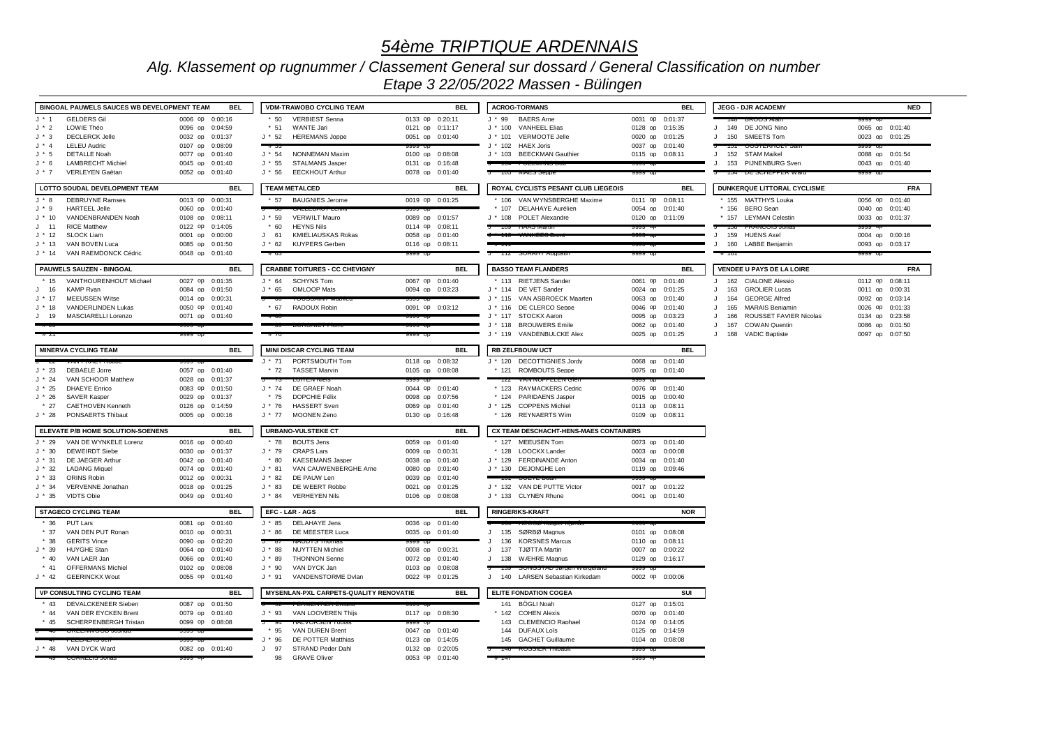# 54ème TRIPTIQUE ARDENNAIS

## Alg. Klassement op rugnummer / Classement General sur dossard / General Classification on number

## Etape 3 22/05/2022 Massen - Bülingen

### BINGOAL PAUWELS SAUCES WB DEVELOPMENT TEAM — BEL

| | | | |
|---|---|---|---|
| J * 1 | GELDERS Gil | 0006 op | 0:00:16 |
| J * 2 | LOWIE Théo | 0096 op | 0:04:59 |
| J * 3 | DECLERCK Jelle | 0032 op | 0:01:37 |
| J * 4 | LELEU Audric | 0107 op | 0:08:09 |
| J * 5 | DETALLE Noah | 0077 op | 0:01:40 |
| J * 6 | LAMBRECHT Michiel | 0045 op | 0:01:40 |
| J * 7 | VERLEYEN Gaëtan | 0052 op | 0:01:40 |

### LOTTO SOUDAL DEVELOPMENT TEAM — BEL

| | | | |
|---|---|---|---|
| J * 8 | DEBRUYNE Ramses | 0013 op | 0:00:31 |
| J * 9 | HARTEEL Jelle | 0060 op | 0:01:40 |
| J * 10 | VANDENBRANDEN Noah | 0108 op | 0:08:11 |
| J 11 | RICE Matthew | 0122 op | 0:14:05 |
| J * 12 | SLOCK Liam | 0001 op | 0:00:00 |
| J * 13 | VAN BOVEN Luca | 0085 op | 0:01:50 |
| J * 14 | VAN RAEMDONCK Cédric | 0048 op | 0:01:40 |

### PAUWELS SAUZEN - BINGOAL — BEL

| | | | |
|---|---|---|---|
| * 15 | VANTHOURENHOUT Michael | 0027 op | 0:01:35 |
| J 16 | KAMP Ryan | 0084 op | 0:01:50 |
| J * 17 | MEEUSSEN Witse | 0014 op | 0:00:31 |
| J * 18 | VANDERLINDEN Lukas | 0050 op | 0:01:40 |
| J 19 | MASCIARELLI Lorenzo | 0071 op | 0:01:40 |
| ~~# 20~~ | | ~~9999 op~~ | |
| ~~# 21~~ | | ~~9999 op~~ | |

### MINERVA CYCLING TEAM — BEL

| | | | |
|---|---|---|---|
| ~~J 22~~ | ~~VAN PRAET Robbe~~ | ~~9999 op~~ | |
| J * 23 | DEBAELE Jorre | 0057 op | 0:01:40 |
| J * 24 | VAN SCHOOR Matthew | 0028 op | 0:01:37 |
| J * 25 | DHAEYE Enrico | 0083 op | 0:01:50 |
| J * 26 | SAVER Kasper | 0029 op | 0:01:37 |
| * 27 | CAETHOVEN Kenneth | 0126 op | 0:14:59 |
| J * 28 | PONSAERTS Thibaut | 0005 op | 0:00:16 |

### ELEVATE P/B HOME SOLUTION-SOENENS — BEL

| | | | |
|---|---|---|---|
| J * 29 | VAN DE WYNKELE Lorenz | 0016 op | 0:00:40 |
| J * 30 | DEWEIRDT Siebe | 0030 op | 0:01:37 |
| J * 31 | DE JAEGER Arthur | 0042 op | 0:01:40 |
| J * 32 | LADANG Miquel | 0074 op | 0:01:40 |
| J * 33 | ORINS Robin | 0012 op | 0:00:31 |
| J * 34 | VERVENNE Jonathan | 0018 op | 0:01:25 |
| J * 35 | VIDTS Obie | 0049 op | 0:01:40 |

### STAGECO CYCLING TEAM — BEL

| | | | |
|---|---|---|---|
| * 36 | PUT Lars | 0081 op | 0:01:40 |
| * 37 | VAN DEN PUT Ronan | 0010 op | 0:00:31 |
| * 38 | GERITS Vince | 0090 op | 0:02:20 |
| J * 39 | HUYGHE Stan | 0064 op | 0:01:40 |
| * 40 | VAN LAER Jan | 0066 op | 0:01:40 |
| * 41 | OFFERMANS Michiel | 0102 op | 0:08:08 |
| J * 42 | GEERINCKX Wout | 0055 op | 0:01:40 |

### VP CONSULTING CYCLING TEAM — BEL

| | | | |
|---|---|---|---|
| * 43 | DEVALCKENEER Sieben | 0087 op | 0:01:50 |
| * 44 | VAN DER EYCKEN Brent | 0079 op | 0:01:40 |
| * 45 | SCHERPENBERGH Tristan | 0099 op | 0:08:08 |
| ~~J 46~~ | ~~GREENWOOD Joshua~~ | ~~9999 op~~ | |
| ~~47~~ | ~~PEETERS Jeff~~ | ~~9999 op~~ | |
| J * 48 | VAN DYCK Ward | 0082 op | 0:01:40 |
| ~~49~~ | ~~CORNELIS Jonas~~ | ~~9999 op~~ | |

### VDM-TRAWOBO CYCLING TEAM — BEL

| | | | |
|---|---|---|---|
| * 50 | VERBIEST Senna | 0133 op | 0:20:11 |
| * 51 | WANTE Jari | 0121 op | 0:11:17 |
| J * 52 | HEREMANS Joppe | 0051 op | 0:01:40 |
| ~~# 53~~ | | ~~9999 op~~ | |
| J * 54 | NONNEMAN Maxim | 0100 op | 0:08:08 |
| J * 55 | STALMANS Jasper | 0131 op | 0:16:48 |
| J * 56 | EECKHOUT Arthur | 0078 op | 0:01:40 |

### TEAM METALCED — BEL

| | | | |
|---|---|---|---|
| * 57 | BAUGNIES Jerome | 0019 op | 0:01:25 |
| ~~J 58~~ | ~~CALLEBAUT Lenny~~ | ~~9999 op~~ | |
| J * 59 | VERWILT Mauro | 0089 op | 0:01:57 |
| * 60 | HEYNS Nils | 0114 op | 0:08:11 |
| J 61 | KMIELIAUSKAS Rokas | 0058 op | 0:01:40 |
| J * 62 | KUYPERS Gerben | 0116 op | 0:08:11 |
| ~~# 63~~ | | ~~9999 op~~ | |

### CRABBE TOITURES - CC CHEVIGNY — BEL

| | | | |
|---|---|---|---|
| J * 64 | SCHYNS Tom | 0067 op | 0:01:40 |
| J * 65 | OMLOOP Mats | 0094 op | 0:03:23 |
| ~~J 66~~ | ~~TOUSSAINT Maxime~~ | ~~9999 op~~ | |
| * 67 | RADOUX Robin | 0091 op | 0:03:12 |
| ~~# 68~~ | | ~~9999 op~~ | |
| ~~69~~ | ~~BORONIEW Pierre~~ | ~~9999 op~~ | |
| ~~# 70~~ | | ~~9999 op~~ | |

### MINI DISCAR CYCLING TEAM — BEL

| | | | |
|---|---|---|---|
| J * 71 | PORTSMOUTH Tom | 0118 op | 0:08:32 |
| * 72 | TASSET Marvin | 0105 op | 0:08:08 |
| ~~J 73~~ | ~~LOTTEN Niels~~ | ~~9999 op~~ | |
| J * 74 | DE GRAEF Noah | 0044 op | 0:01:40 |
| * 75 | DOPCHIE Félix | 0098 op | 0:07:56 |
| J * 76 | HASSERT Sven | 0069 op | 0:01:40 |
| J * 77 | MOONEN Zeno | 0130 op | 0:16:48 |

### URBANO-VULSTEKE CT — BEL

| | | | |
|---|---|---|---|
| * 78 | BOUTS Jens | 0059 op | 0:01:40 |
| J * 79 | CRAPS Lars | 0009 op | 0:00:31 |
| * 80 | KAESEMANS Jasper | 0038 op | 0:01:40 |
| J * 81 | VAN CAUWENBERGHE Arne | 0080 op | 0:01:40 |
| J * 82 | DE PAUW Len | 0039 op | 0:01:40 |
| J * 83 | DE WEERT Robbe | 0021 op | 0:01:25 |
| J * 84 | VERHEYEN Nils | 0106 op | 0:08:08 |

### EFC - L&R - AGS — BEL

| | | | |
|---|---|---|---|
| J * 85 | DELAHAYE Jens | 0036 op | 0:01:40 |
| J * 86 | DE MEESTER Luca | 0035 op | 0:01:40 |
| ~~J 87~~ | ~~NAUDTS Thomas~~ | ~~9999 op~~ | |
| J * 88 | NUYTTEN Michiel | 0008 op | 0:00:31 |
| J * 89 | THONNON Senne | 0072 op | 0:01:40 |
| J * 90 | VAN DYCK Jan | 0103 op | 0:08:08 |
| J * 91 | VANDENSTORME Dylan | 0022 op | 0:01:25 |

### MYSENLAN-PXL CARPETS-QUALITY RENOVATIE — BEL

| | | | |
|---|---|---|---|
| ~~J 92~~ | ~~PERMENTIER Elriano~~ | ~~9999 op~~ | |
| J * 93 | VAN LOOVEREN Thijs | 0117 op | 0:08:30 |
| ~~J 94~~ | ~~HALVORSEN Tobias~~ | ~~9999 op~~ | |
| * 95 | VAN DUREN Brent | 0047 op | 0:01:40 |
| J * 96 | DE POTTER Matthias | 0123 op | 0:14:05 |
| J 97 | STRAND Peder Dahl | 0132 op | 0:20:05 |
| 98 | GRAVE Oliver | 0053 op | 0:01:40 |

### ACROG-TORMANS — BEL

| | | | |
|---|---|---|---|
| J * 99 | BAERS Arne | 0031 op | 0:01:37 |
| J * 100 | VANHEEL Elias | 0128 op | 0:15:35 |
| J * 101 | VERMOOTE Jelle | 0020 op | 0:01:25 |
| J * 102 | HAEX Joris | 0037 op | 0:01:40 |
| J * 103 | BEECKMAN Gauthier | 0115 op | 0:08:11 |
| ~~J 104~~ | ~~POELMANS Bob~~ | ~~9999 op~~ | |
| ~~J 105~~ | ~~MAES Seppe~~ | ~~9999 op~~ | |

### ROYAL CYCLISTS PESANT CLUB LIEGEOIS — BEL

| | | | |
|---|---|---|---|
| * 106 | VAN WYNSBERGHE Maxime | 0111 op | 0:08:11 |
| * 107 | DELAHAYE Aurélien | 0054 op | 0:01:40 |
| J * 108 | POLET Alexandre | 0120 op | 0:11:09 |
| ~~J 109~~ | ~~HAAS Martin~~ | ~~9999 op~~ | |
| ~~J 110~~ | ~~VANHEES Brent~~ | ~~9999 op~~ | |
| ~~# 111~~ | | ~~9999 op~~ | |
| ~~J 112~~ | ~~SORAHT Augustin~~ | ~~9999 op~~ | |

### BASSO TEAM FLANDERS — BEL

| | | | |
|---|---|---|---|
| * 113 | RIETJENS Sander | 0061 op | 0:01:40 |
| J * 114 | DE VET Sander | 0024 op | 0:01:25 |
| J * 115 | VAN ASBROECK Maarten | 0063 op | 0:01:40 |
| J * 116 | DE CLERCQ Seppe | 0046 op | 0:01:40 |
| J * 117 | STOCKX Aaron | 0095 op | 0:03:23 |
| J * 118 | BROUWERS Emile | 0062 op | 0:01:40 |
| J * 119 | VANDENBULCKE Alex | 0025 op | 0:01:25 |

### RB ZELFBOUW UCT — BEL

| | | | |
|---|---|---|---|
| J * 120 | DECOTTIGNIES Jordy | 0068 op | 0:01:40 |
| * 121 | ROMBOUTS Seppe | 0075 op | 0:01:40 |
| ~~122~~ | ~~VAN NOPPELEN Glen~~ | ~~9999 op~~ | |
| * 123 | RAYMACKERS Cedric | 0076 op | 0:01:40 |
| * 124 | PARIDAENS Jasper | 0015 op | 0:00:40 |
| J * 125 | COPPENS Michiel | 0113 op | 0:08:11 |
| * 126 | REYNAERTS Wim | 0109 op | 0:08:11 |

### CX TEAM DESCHACHT-HENS-MAES CONTAINERS

| | | | |
|---|---|---|---|
| * 127 | MEEUSEN Tom | 0073 op | 0:01:40 |
| * 128 | LOOCKX Lander | 0003 op | 0:00:08 |
| J * 129 | FERDINANDE Anton | 0034 op | 0:01:40 |
| J * 130 | DEJONGHE Len | 0119 op | 0:09:46 |
| ~~131~~ | ~~… Daan~~ | ~~9999 op~~ | |
| J * 132 | VAN DE PUTTE Victor | 0017 op | 0:01:22 |
| J * 133 | CLYNEN Rhune | 0041 op | 0:01:40 |

### RINGERIKS-KRAFT — NOR

| | | | |
|---|---|---|---|
| ~~J 134~~ | ~~HEBOLD Kasper Kjønås~~ | ~~9999 op~~ | |
| J 135 | SØRBØ Magnus | 0101 op | 0:08:08 |
| J 136 | KORSNES Marcus | 0110 op | 0:08:11 |
| J 137 | TJØTTA Martin | 0007 op | 0:00:22 |
| J 138 | WÆHRE Magnus | 0129 op | 0:16:17 |
| ~~J 139~~ | ~~SONGSTAD Jørgen Wergeland~~ | ~~9999 op~~ | |
| J 140 | LARSEN Sebastian Kirkedam | 0002 op | 0:00:06 |

### ELITE FONDATION COGEA — SUI

| | | | |
|---|---|---|---|
| 141 | BÖGLI Noah | 0127 op | 0:15:01 |
| * 142 | COHEN Alexis | 0070 op | 0:01:40 |
| 143 | CLEMENCIO Raphael | 0124 op | 0:14:05 |
| 144 | DUFAUX Loïs | 0125 op | 0:14:59 |
| 145 | GACHET Guillaume | 0104 op | 0:08:08 |
| ~~J 146~~ | ~~ROSSIER Thibault~~ | ~~9999 op~~ | |
| ~~# 147~~ | | ~~9999 op~~ | |

### JEGG - DJR ACADEMY — NED

| | | | |
|---|---|---|---|
| ~~148~~ | ~~BROOS Alain~~ | ~~9999 op~~ | |
| J 149 | DE JONG Nino | 0065 op | 0:01:40 |
| J 150 | SMEETS Tom | 0023 op | 0:01:25 |
| ~~J 151~~ | ~~OOSTERHOLT Sam~~ | ~~9999 op~~ | |
| J 152 | STAM Maikel | 0088 op | 0:01:54 |
| J 153 | PIJNENBURG Sven | 0043 op | 0:01:40 |
| ~~J 154~~ | ~~DE SCHEPPER Ward~~ | ~~9999 op~~ | |

### DUNKERQUE LITTORAL CYCLISME — FRA

| | | | |
|---|---|---|---|
| * 155 | MATTHYS Louka | 0056 op | 0:01:40 |
| * 156 | BERO Sean | 0040 op | 0:01:40 |
| * 157 | LEYMAN Celestin | 0033 op | 0:01:37 |
| ~~J 158~~ | ~~FRANCOIS Jonas~~ | ~~9999 op~~ | |
| J 159 | HUENS Axel | 0004 op | 0:00:16 |
| J 160 | LABBE Benjamin | 0093 op | 0:03:17 |
| ~~# 161~~ | | ~~9999 op~~ | |

### VENDEE U PAYS DE LA LOIRE — FRA

| | | | |
|---|---|---|---|
| J 162 | CIALONE Alessio | 0112 op | 0:08:11 |
| J 163 | GROLIER Lucas | 0011 op | 0:00:31 |
| J 164 | GEORGE Alfred | 0092 op | 0:03:14 |
| J 165 | MARAIS Benjamin | 0026 op | 0:01:33 |
| J 166 | ROUSSET FAVIER Nicolas | 0134 op | 0:23:58 |
| J 167 | COWAN Quentin | 0086 op | 0:01:50 |
| J 168 | VADIC Baptiste | 0097 op | 0:07:50 |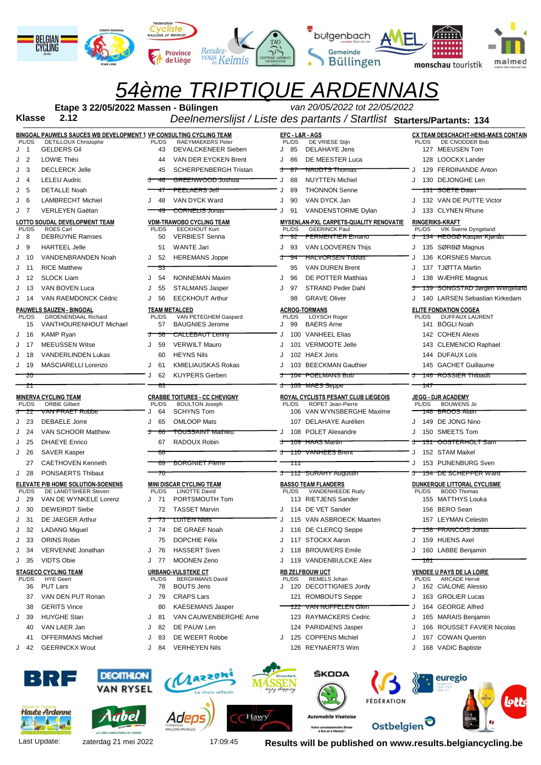# 54ème TRIPTIQUE ARDENNAIS

**Etape 3 22/05/2022 Massen - Bülingen** *van 20/05/2022 tot 22/05/2022*

**Klasse 2.12** *Deelnemerslijst / Liste des partants / Startlist* **Starters/Partants: 134**

### BINGOAL PAUWELS SAUCES WB DEVELOPMENT T
PL/DS DETILLOUX Christophe

| | | |
|---|---|---|
| J | 1 | GELDERS Gil |
| J | 2 | LOWIE Théo |
| J | 3 | DECLERCK Jelle |
| J | 4 | LELEU Audric |
| J | 5 | DETALLE Noah |
| J | 6 | LAMBRECHT Michiel |
| J | 7 | VERLEYEN Gaëtan |

### LOTTO SOUDAL DEVELOPMENT TEAM
PL/DS ROES Carl

| | | |
|---|---|---|
| J | 8 | DEBRUYNE Ramses |
| J | 9 | HARTEEL Jelle |
| J | 10 | VANDENBRANDEN Noah |
| J | 11 | RICE Matthew |
| J | 12 | SLOCK Liam |
| J | 13 | VAN BOVEN Luca |
| J | 14 | VAN RAEMDONCK Cédric |

### PAUWELS SAUZEN - BINGOAL
PL/DS GROENENDAAL Richard

| | | |
|---|---|---|
| | 15 | VANTHOURENHOUT Michael |
| J | 16 | KAMP Ryan |
| J | 17 | MEEUSSEN Witse |
| J | 18 | VANDERLINDEN Lukas |
| J | 19 | MASCIARELLI Lorenzo |
| | ~~20~~ | |
| | ~~21~~ | |

### MINERVA CYCLING TEAM
PL/DS ORBIE Gilbert

| | | |
|---|---|---|
| ~~J~~ | ~~22~~ | ~~VAN PRAET Robbe~~ |
| J | 23 | DEBAELE Jorre |
| J | 24 | VAN SCHOOR Matthew |
| J | 25 | DHAEYE Enrico |
| J | 26 | SAVER Kasper |
| | 27 | CAETHOVEN Kenneth |
| J | 28 | PONSAERTS Thibaut |

### ELEVATE P/B HOME SOLUTION-SOENENS
PL/DS DE LANDTSHEER Steven

| | | |
|---|---|---|
| J | 29 | VAN DE WYNKELE Lorenz |
| J | 30 | DEWEIRDT Siebe |
| J | 31 | DE JAEGER Arthur |
| J | 32 | LADANG Miguel |
| J | 33 | ORINS Robin |
| J | 34 | VERVENNE Jonathan |
| J | 35 | VIDTS Obie |

### STAGECO CYCLING TEAM
PL/DS HYE Geert

| | | |
|---|---|---|
| | 36 | PUT Lars |
| | 37 | VAN DEN PUT Ronan |
| | 38 | GERITS Vince |
| J | 39 | HUYGHE Stan |
| | 40 | VAN LAER Jan |
| | 41 | OFFERMANS Michiel |
| J | 42 | GEERINCKX Wout |

### VP CONSULTING CYCLING TEAM
PL/DS RAEYMAEKERS Peter

| | | |
|---|---|---|
| | 43 | DEVALCKENEER Sieben |
| | 44 | VAN DER EYCKEN Brent |
| | 45 | SCHERPENBERGH Tristan |
| ~~J~~ | ~~46~~ | ~~GREENWOOD Joshua~~ |
| | ~~47~~ | ~~PEELAERS Jeff~~ |
| J | 48 | VAN DYCK Ward |
| | ~~49~~ | ~~CORNELIS Jonas~~ |

### VDM-TRAWOBO CYCLING TEAM
PL/DS EECKHOUT Kurt

| | | |
|---|---|---|
| | 50 | VERBIEST Senna |
| | 51 | WANTE Jari |
| J | 52 | HEREMANS Joppe |
| | ~~53~~ | |
| J | 54 | NONNEMAN Maxim |
| J | 55 | STALMANS Jasper |
| J | 56 | EECKHOUT Arthur |

### TEAM METALCED
PL/DS VAN PETEGHEM Gaspard

| | | |
|---|---|---|
| | 57 | BAUGNIES Jerome |
| ~~J~~ | ~~58~~ | ~~CALLEBAUT Lenny~~ |
| J | 59 | VERWILT Mauro |
| | 60 | HEYNS Nils |
| J | 61 | KMIELIAUSKAS Rokas |
| J | 62 | KUYPERS Gerben |
| | ~~63~~ | |

### CRABBE TOITURES - CC CHEVIGNY
PL/DS BOULTON Joseph

| | | |
|---|---|---|
| J | 64 | SCHYNS Tom |
| J | 65 | OMLOOP Mats |
| ~~J~~ | ~~66~~ | ~~TOUSSAINT Mathieu~~ |
| | 67 | RADOUX Robin |
| | ~~68~~ | |
| | ~~69~~ | ~~BORGNIET Pierre~~ |
| | ~~70~~ | |

### MINI DISCAR CYCLING TEAM
PL/DS LINOTTE David

| | | |
|---|---|---|
| J | 71 | PORTSMOUTH Tom |
| | 72 | TASSET Marvin |
| ~~J~~ | ~~73~~ | ~~LUITEN Niels~~ |
| J | 74 | DE GRAEF Noah |
| | 75 | DOPCHIE Félix |
| J | 76 | HASSERT Sven |
| J | 77 | MOONEN Zeno |

### URBANO-VULSTEKE CT
PL/DS BERGHMANS David

| | | |
|---|---|---|
| | 78 | BOUTS Jens |
| J | 79 | CRAPS Lars |
| | 80 | KAESEMANS Jasper |
| J | 81 | VAN CAUWENBERGHE Arne |
| J | 82 | DE PAUW Len |
| J | 83 | DE WEERT Robbe |
| J | 84 | VERHEYEN Nils |

### EFC - L&R - AGS
PL/DS DE VRIESE Stijn

| | | |
|---|---|---|
| J | 85 | DELAHAYE Jens |
| J | 86 | DE MEESTER Luca |
| ~~J~~ | ~~87~~ | ~~NAUDTS Thomas~~ |
| J | 88 | NUYTTEN Michiel |
| J | 89 | THONNON Senne |
| J | 90 | VAN DYCK Jan |
| J | 91 | VANDENSTORME Dylan |

### MYSENLAN-PXL CARPETS-QUALITY RENOVATIE
PL/DS GEERINCK Paul

| | | |
|---|---|---|
| ~~J~~ | ~~92~~ | ~~PERMENTIER Emano~~ |
| J | 93 | VAN LOOVEREN Thijs |
| ~~J~~ | ~~94~~ | ~~HALVORSEN Tobias~~ |
| | 95 | VAN DUREN Brent |
| J | 96 | DE POTTER Matthias |
| J | 97 | STRAND Peder Dahl |
| | 98 | GRAVE Oliver |

### ACROG-TORMANS
PL/DS LOYSCH Roger

| | | |
|---|---|---|
| J | 99 | BAERS Arne |
| J | 100 | VANHEEL Elias |
| J | 101 | VERMOOTE Jelle |
| J | 102 | HAEX Joris |
| J | 103 | BEECKMAN Gauthier |
| ~~J~~ | ~~104~~ | ~~POELMANS Bob~~ |
| ~~J~~ | ~~105~~ | ~~MAES Seppe~~ |

### ROYAL CYCLISTS PESANT CLUB LIEGEOIS
PL/DS ROPET Jean-Pierre

| | | |
|---|---|---|
| | 106 | VAN WYNSBERGHE Maxime |
| | 107 | DELAHAYE Aurélien |
| J | 108 | POLET Alexandre |
| ~~J~~ | ~~109~~ | ~~HAAS Martin~~ |
| ~~J~~ | ~~110~~ | ~~VANHEES Brent~~ |
| | ~~111~~ | |
| ~~J~~ | ~~112~~ | ~~SURAHY Augustin~~ |

### BASSO TEAM FLANDERS
PL/DS VANDENHEEDE Rudy

| | | |
|---|---|---|
| | 113 | RIETJENS Sander |
| J | 114 | DE VET Sander |
| J | 115 | VAN ASBROECK Maarten |
| J | 116 | DE CLERCQ Seppe |
| J | 117 | STOCKX Aaron |
| J | 118 | BROUWERS Emile |
| J | 119 | VANDENBULCKE Alex |

### RB ZELFBOUW UCT
PL/DS REMELS Johan

| | | |
|---|---|---|
| J | 120 | DECOTTIGNIES Jordy |
| | 121 | ROMBOUTS Seppe |
| | ~~122~~ | ~~VAN NUFFELEN Glen~~ |
| | 123 | RAYMACKERS Cedric |
| | 124 | PARIDAENS Jasper |
| J | 125 | COPPENS Michiel |
| | 126 | REYNAERTS Wim |

### CX TEAM DESCHACHT-HENS-MAES CONTAIN
PL/DS DE CNODDER Bob

| | | |
|---|---|---|
| | 127 | MEEUSEN Tom |
| | 128 | LOOCKX Lander |
| J | 129 | FERDINANDE Anton |
| J | 130 | DEJONGHE Len |
| | ~~131~~ | ~~SOETE Daan~~ |
| J | 132 | VAN DE PUTTE Victor |
| J | 133 | CLYNEN Rhune |

### RINGERIKS-KRAFT
PL/DS VIK Sverre Dyngeland

| | | |
|---|---|---|
| ~~J~~ | ~~134~~ | ~~HEGGØ Kasper Kjønås~~ |
| J | 135 | SØRBØ Magnus |
| J | 136 | KORSNES Marcus |
| J | 137 | TJØTTA Martin |
| J | 138 | WÆHRE Magnus |
| ~~J~~ | ~~139~~ | ~~SONGSTAD Jørgen Wergeland~~ |
| J | 140 | LARSEN Sebastian Kirkedam |

### ELITE FONDATION COGEA
PL/DS DUFFAUX LAURENT

| | | |
|---|---|---|
| | 141 | BÖGLI Noah |
| | 142 | COHEN Alexis |
| | 143 | CLEMENCIO Raphael |
| | 144 | DUFAUX Loïs |
| | 145 | GACHET Guillaume |
| ~~J~~ | ~~146~~ | ~~ROSSIER Thibault~~ |
| | ~~147~~ | |

### JEGG - DJR ACADEMY
PL/DS BOUWENS Jo

| | | |
|---|---|---|
| | ~~148~~ | ~~BROOS Alain~~ |
| J | 149 | DE JONG Nino |
| J | 150 | SMEETS Tom |
| ~~J~~ | ~~151~~ | ~~OOSTERHOLT Sam~~ |
| J | 152 | STAM Maikel |
| J | 153 | PIJNENBURG Sven |
| ~~J~~ | ~~154~~ | ~~DE SCHEPPER Ward~~ |

### DUNKERQUE LITTORAL CYCLISME
PL/DS BODO Thomas

| | | |
|---|---|---|
| | 155 | MATTHYS Louka |
| | 156 | BERO Sean |
| | 157 | LEYMAN Celestin |
| ~~J~~ | ~~158~~ | ~~FRANCOIS Jonas~~ |
| J | 159 | HUENS Axel |
| J | 160 | LABBE Benjamin |
| | ~~161~~ | |

### VENDEE U PAYS DE LA LOIRE
PL/DS ARCADE Hervé

| | | |
|---|---|---|
| J | 162 | CIALONE Alessio |
| J | 163 | GROLIER Lucas |
| J | 164 | GEORGE Alfred |
| J | 165 | MARAIS Benjamin |
| J | 166 | ROUSSET FAVIER Nicolas |
| J | 167 | COWAN Quentin |
| J | 168 | VADIC Baptiste |

Last Update: zaterdag 21 mei 2022 17:09:45

**Results will be published on www.results.belgiancycling.be**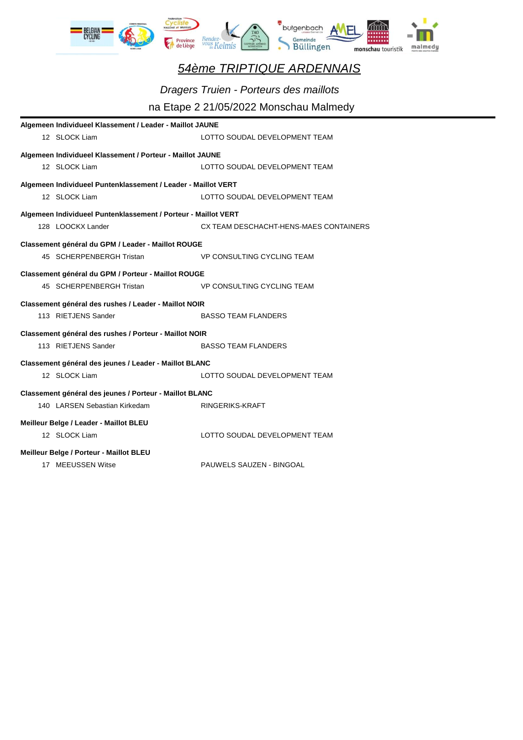# *54ème TRIPTIQUE ARDENNAIS*

## *Dragers Truien - Porteurs des maillots*

## na Etape 2 21/05/2022 Monschau Malmedy

**Algemeen Individueel Klassement / Leader - Maillot JAUNE**

| | | |
|---|---|---|
| 12 | SLOCK Liam | LOTTO SOUDAL DEVELOPMENT TEAM |

**Algemeen Individueel Klassement / Porteur - Maillot JAUNE**

| | | |
|---|---|---|
| 12 | SLOCK Liam | LOTTO SOUDAL DEVELOPMENT TEAM |

**Algemeen Individueel Puntenklassement / Leader - Maillot VERT**

| | | |
|---|---|---|
| 12 | SLOCK Liam | LOTTO SOUDAL DEVELOPMENT TEAM |

**Algemeen Individueel Puntenklassement / Porteur - Maillot VERT**

| | | |
|---|---|---|
| 128 | LOOCKX Lander | CX TEAM DESCHACHT-HENS-MAES CONTAINERS |

**Classement général du GPM / Leader - Maillot ROUGE**

| | | |
|---|---|---|
| 45 | SCHERPENBERGH Tristan | VP CONSULTING CYCLING TEAM |

**Classement général du GPM / Porteur - Maillot ROUGE**

| | | |
|---|---|---|
| 45 | SCHERPENBERGH Tristan | VP CONSULTING CYCLING TEAM |

**Classement général des rushes / Leader - Maillot NOIR**

| | | |
|---|---|---|
| 113 | RIETJENS Sander | BASSO TEAM FLANDERS |

**Classement général des rushes / Porteur - Maillot NOIR**

| | | |
|---|---|---|
| 113 | RIETJENS Sander | BASSO TEAM FLANDERS |

**Classement général des jeunes / Leader - Maillot BLANC**

| | | |
|---|---|---|
| 12 | SLOCK Liam | LOTTO SOUDAL DEVELOPMENT TEAM |

**Classement général des jeunes / Porteur - Maillot BLANC**

| | | |
|---|---|---|
| 140 | LARSEN Sebastian Kirkedam | RINGERIKS-KRAFT |

**Meilleur Belge / Leader - Maillot BLEU**

| | | |
|---|---|---|
| 12 | SLOCK Liam | LOTTO SOUDAL DEVELOPMENT TEAM |

**Meilleur Belge / Porteur - Maillot BLEU**

| | | |
|---|---|---|
| 17 | MEEUSSEN Witse | PAUWELS SAUZEN - BINGOAL |